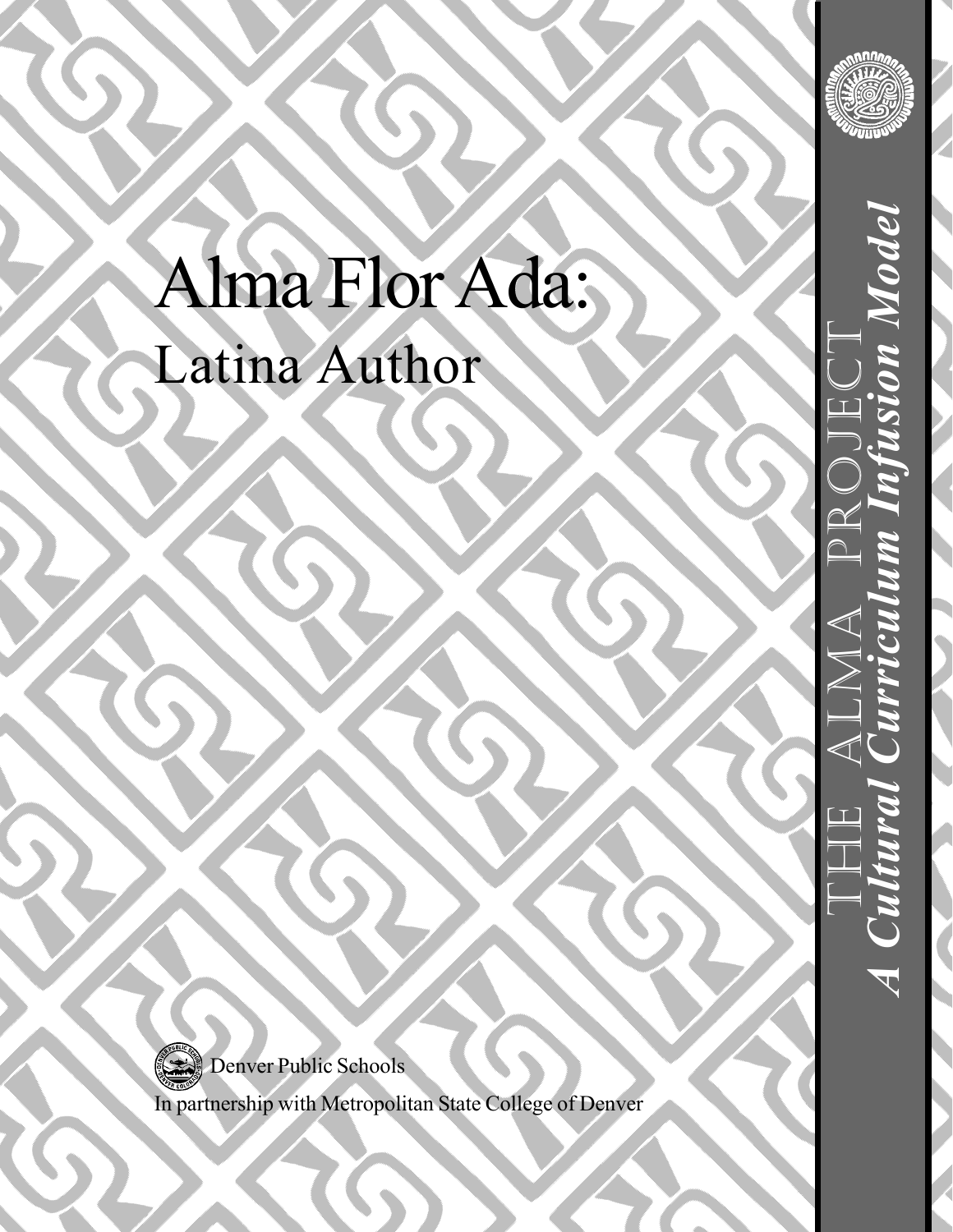# Alma Flor Ada:

## Latina Author

Denver Public Schools

In partnership with Metropolitan State College of Denver

THE ALMA PROJECT

*A Cultural Curriculum Infusion Model*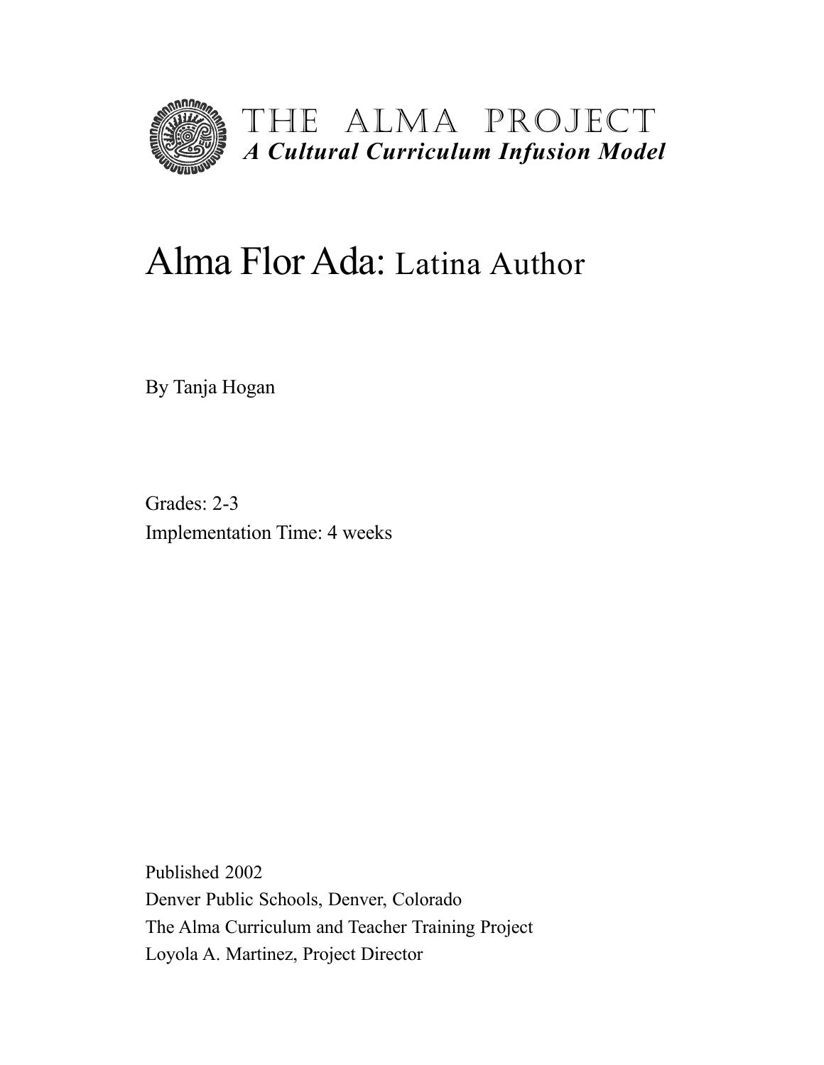# THE ALMA PROJECT

***A Cultural Curriculum Infusion Model***

# Alma Flor Ada: Latina Author

By Tanja Hogan

Grades: 2-3

Implementation Time: 4 weeks

Published 2002

Denver Public Schools, Denver, Colorado

The Alma Curriculum and Teacher Training Project

Loyola A. Martinez, Project Director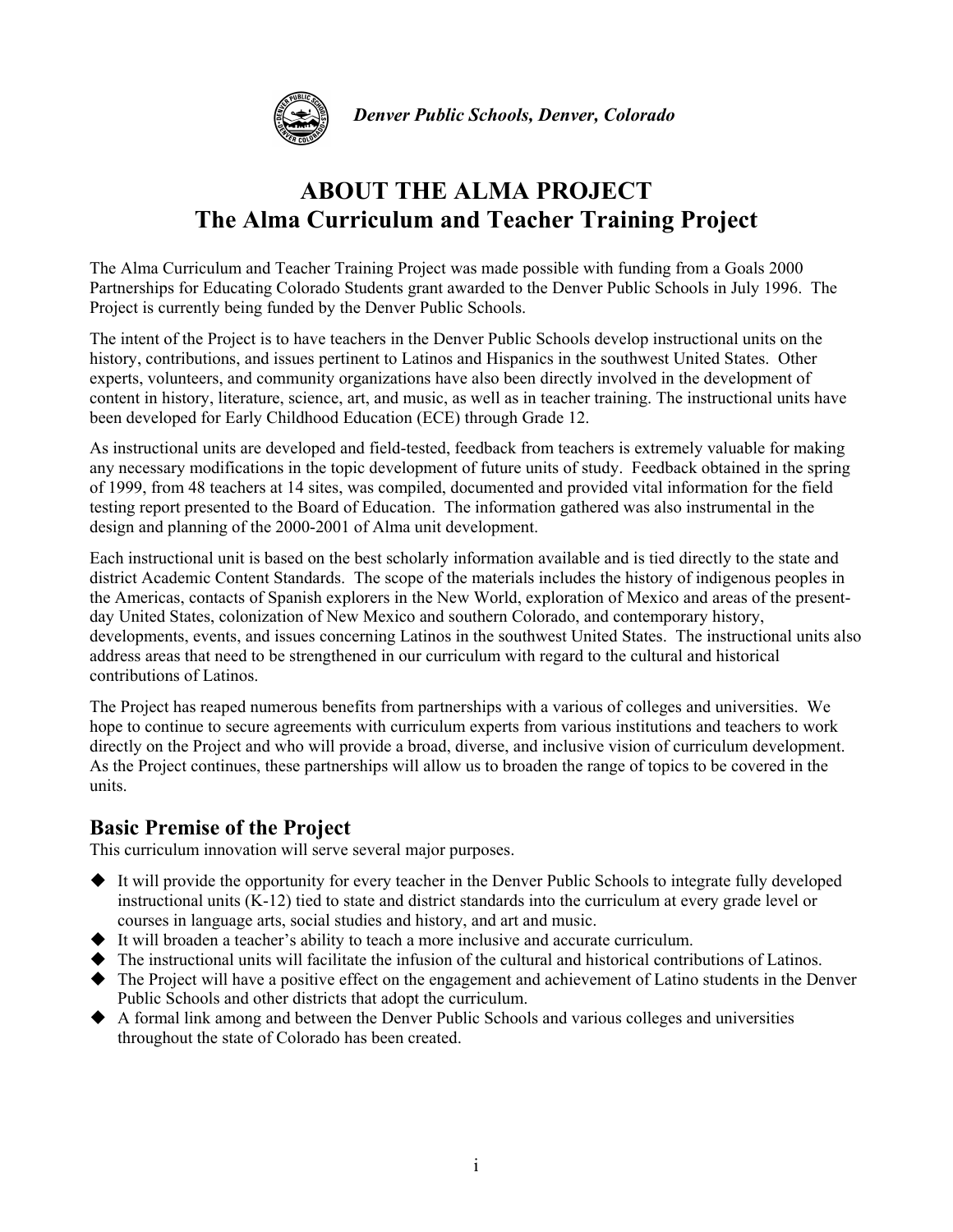*Denver Public Schools, Denver, Colorado*

# ABOUT THE ALMA PROJECT
# The Alma Curriculum and Teacher Training Project

The Alma Curriculum and Teacher Training Project was made possible with funding from a Goals 2000 Partnerships for Educating Colorado Students grant awarded to the Denver Public Schools in July 1996. The Project is currently being funded by the Denver Public Schools.

The intent of the Project is to have teachers in the Denver Public Schools develop instructional units on the history, contributions, and issues pertinent to Latinos and Hispanics in the southwest United States. Other experts, volunteers, and community organizations have also been directly involved in the development of content in history, literature, science, art, and music, as well as in teacher training. The instructional units have been developed for Early Childhood Education (ECE) through Grade 12.

As instructional units are developed and field-tested, feedback from teachers is extremely valuable for making any necessary modifications in the topic development of future units of study. Feedback obtained in the spring of 1999, from 48 teachers at 14 sites, was compiled, documented and provided vital information for the field testing report presented to the Board of Education. The information gathered was also instrumental in the design and planning of the 2000-2001 of Alma unit development.

Each instructional unit is based on the best scholarly information available and is tied directly to the state and district Academic Content Standards. The scope of the materials includes the history of indigenous peoples in the Americas, contacts of Spanish explorers in the New World, exploration of Mexico and areas of the present-day United States, colonization of New Mexico and southern Colorado, and contemporary history, developments, events, and issues concerning Latinos in the southwest United States. The instructional units also address areas that need to be strengthened in our curriculum with regard to the cultural and historical contributions of Latinos.

The Project has reaped numerous benefits from partnerships with a various of colleges and universities. We hope to continue to secure agreements with curriculum experts from various institutions and teachers to work directly on the Project and who will provide a broad, diverse, and inclusive vision of curriculum development. As the Project continues, these partnerships will allow us to broaden the range of topics to be covered in the units.

## Basic Premise of the Project

This curriculum innovation will serve several major purposes.

- It will provide the opportunity for every teacher in the Denver Public Schools to integrate fully developed instructional units (K-12) tied to state and district standards into the curriculum at every grade level or courses in language arts, social studies and history, and art and music.
- It will broaden a teacher's ability to teach a more inclusive and accurate curriculum.
- The instructional units will facilitate the infusion of the cultural and historical contributions of Latinos.
- The Project will have a positive effect on the engagement and achievement of Latino students in the Denver Public Schools and other districts that adopt the curriculum.
- A formal link among and between the Denver Public Schools and various colleges and universities throughout the state of Colorado has been created.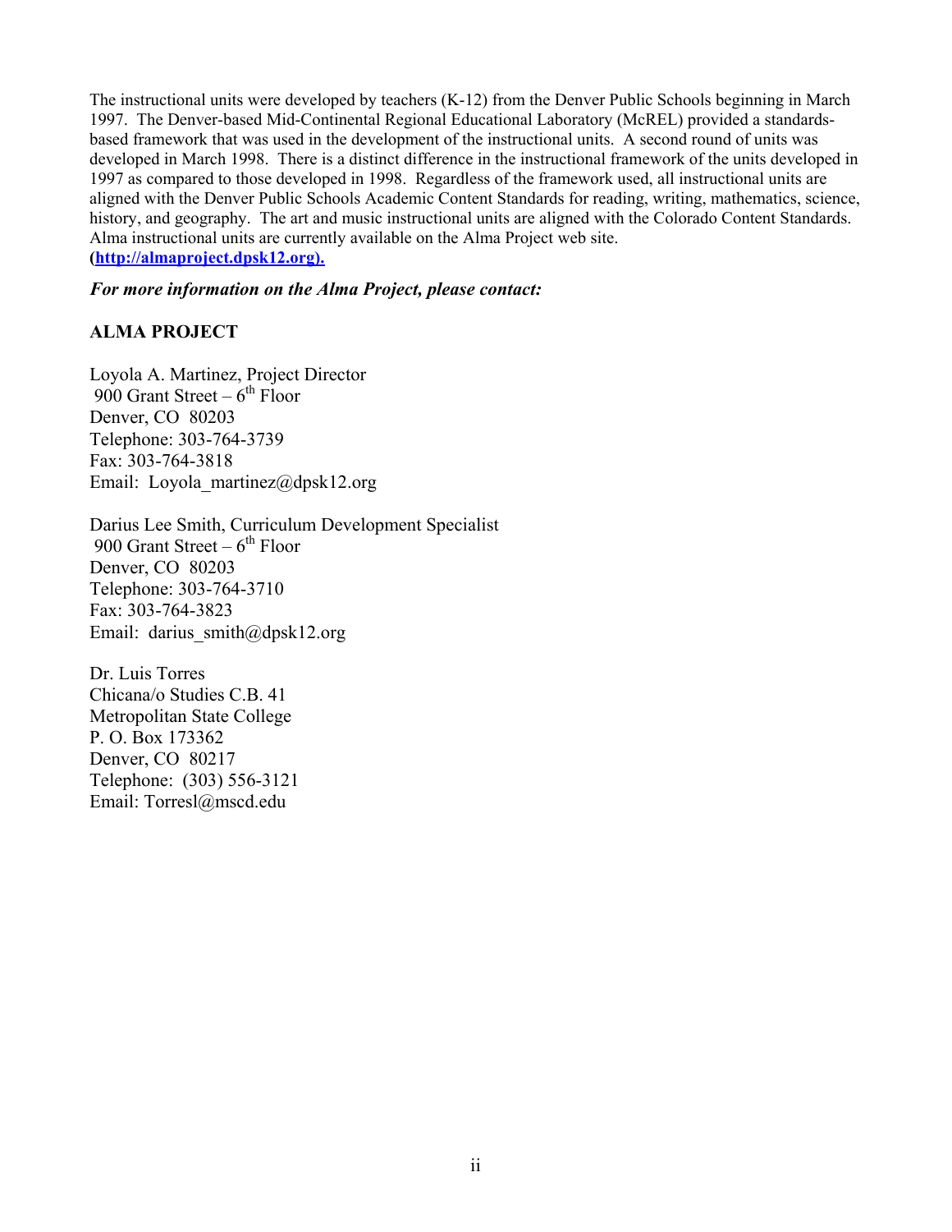The instructional units were developed by teachers (K-12) from the Denver Public Schools beginning in March 1997. The Denver-based Mid-Continental Regional Educational Laboratory (McREL) provided a standards-based framework that was used in the development of the instructional units. A second round of units was developed in March 1998. There is a distinct difference in the instructional framework of the units developed in 1997 as compared to those developed in 1998. Regardless of the framework used, all instructional units are aligned with the Denver Public Schools Academic Content Standards for reading, writing, mathematics, science, history, and geography. The art and music instructional units are aligned with the Colorado Content Standards. Alma instructional units are currently available on the Alma Project web site. **(http://almaproject.dpsk12.org).**

***For more information on the Alma Project, please contact:***

**ALMA PROJECT**

Loyola A. Martinez, Project Director
900 Grant Street – 6th Floor
Denver, CO 80203
Telephone: 303-764-3739
Fax: 303-764-3818
Email: Loyola_martinez@dpsk12.org

Darius Lee Smith, Curriculum Development Specialist
900 Grant Street – 6th Floor
Denver, CO 80203
Telephone: 303-764-3710
Fax: 303-764-3823
Email: darius_smith@dpsk12.org

Dr. Luis Torres
Chicana/o Studies C.B. 41
Metropolitan State College
P. O. Box 173362
Denver, CO 80217
Telephone: (303) 556-3121
Email: Torresl@mscd.edu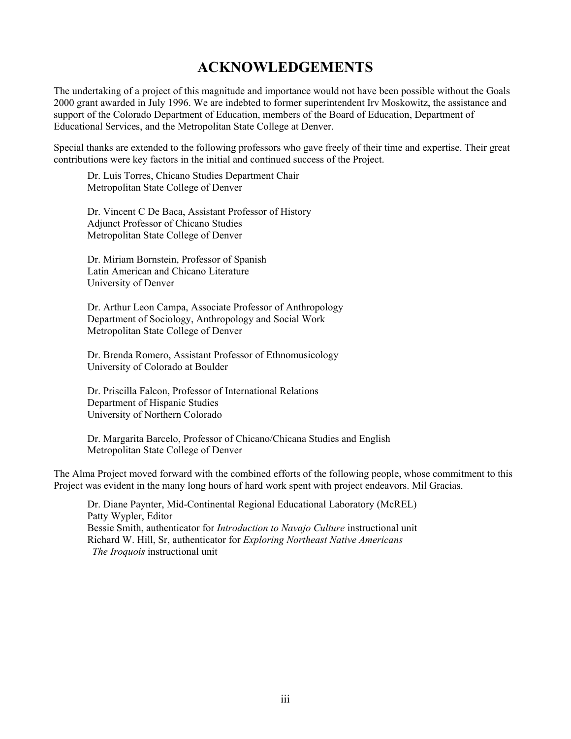# ACKNOWLEDGEMENTS

The undertaking of a project of this magnitude and importance would not have been possible without the Goals 2000 grant awarded in July 1996. We are indebted to former superintendent Irv Moskowitz, the assistance and support of the Colorado Department of Education, members of the Board of Education, Department of Educational Services, and the Metropolitan State College at Denver.

Special thanks are extended to the following professors who gave freely of their time and expertise. Their great contributions were key factors in the initial and continued success of the Project.

Dr. Luis Torres, Chicano Studies Department Chair  
Metropolitan State College of Denver

Dr. Vincent C De Baca, Assistant Professor of History  
Adjunct Professor of Chicano Studies  
Metropolitan State College of Denver

Dr. Miriam Bornstein, Professor of Spanish  
Latin American and Chicano Literature  
University of Denver

Dr. Arthur Leon Campa, Associate Professor of Anthropology  
Department of Sociology, Anthropology and Social Work  
Metropolitan State College of Denver

Dr. Brenda Romero, Assistant Professor of Ethnomusicology  
University of Colorado at Boulder

Dr. Priscilla Falcon, Professor of International Relations  
Department of Hispanic Studies  
University of Northern Colorado

Dr. Margarita Barcelo, Professor of Chicano/Chicana Studies and English  
Metropolitan State College of Denver

The Alma Project moved forward with the combined efforts of the following people, whose commitment to this Project was evident in the many long hours of hard work spent with project endeavors. Mil Gracias.

Dr. Diane Paynter, Mid-Continental Regional Educational Laboratory (McREL)  
Patty Wypler, Editor  
Bessie Smith, authenticator for *Introduction to Navajo Culture* instructional unit  
Richard W. Hill, Sr, authenticator for *Exploring Northeast Native Americans The Iroquois* instructional unit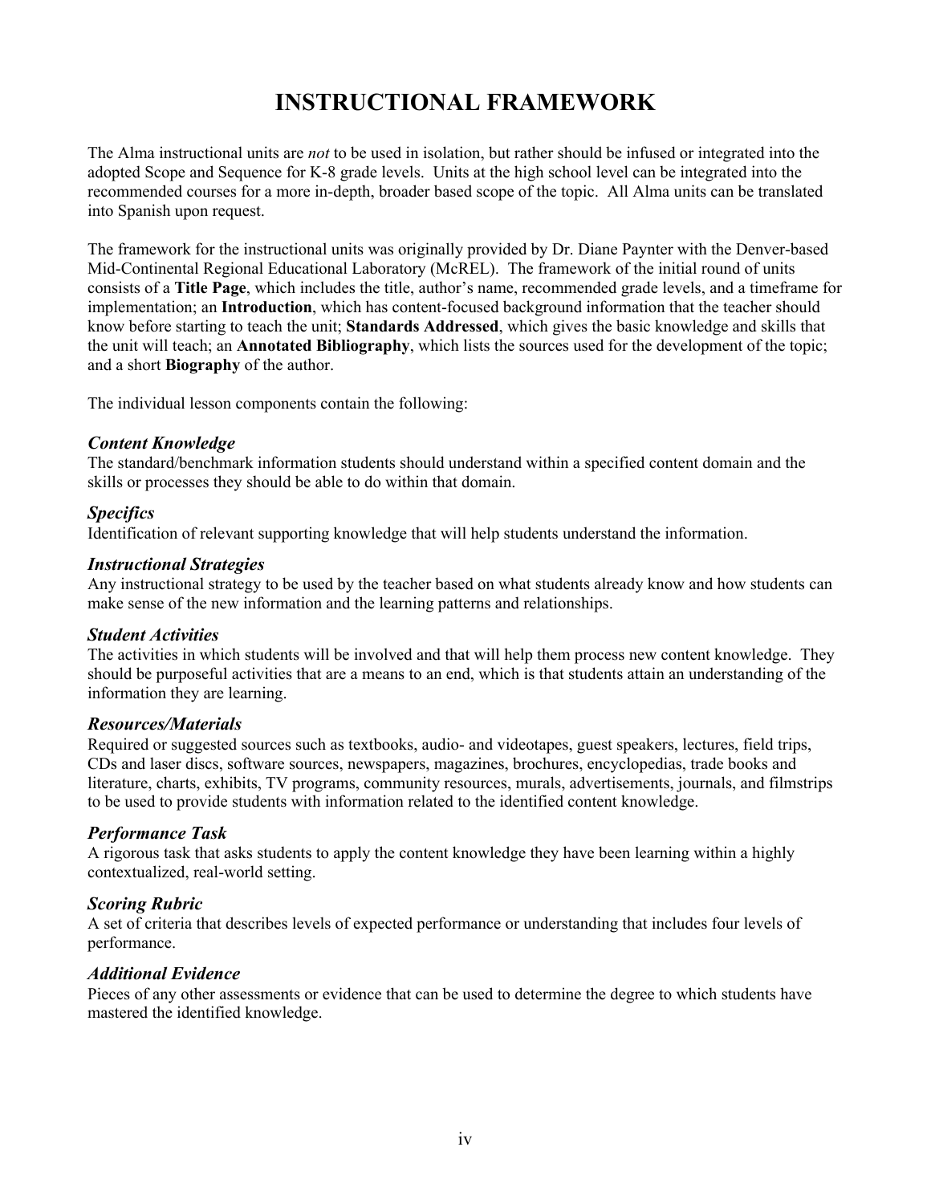# INSTRUCTIONAL FRAMEWORK

The Alma instructional units are *not* to be used in isolation, but rather should be infused or integrated into the adopted Scope and Sequence for K-8 grade levels. Units at the high school level can be integrated into the recommended courses for a more in-depth, broader based scope of the topic. All Alma units can be translated into Spanish upon request.

The framework for the instructional units was originally provided by Dr. Diane Paynter with the Denver-based Mid-Continental Regional Educational Laboratory (McREL). The framework of the initial round of units consists of a **Title Page**, which includes the title, author's name, recommended grade levels, and a timeframe for implementation; an **Introduction**, which has content-focused background information that the teacher should know before starting to teach the unit; **Standards Addressed**, which gives the basic knowledge and skills that the unit will teach; an **Annotated Bibliography**, which lists the sources used for the development of the topic; and a short **Biography** of the author.

The individual lesson components contain the following:

### *Content Knowledge*

The standard/benchmark information students should understand within a specified content domain and the skills or processes they should be able to do within that domain.

### *Specifics*

Identification of relevant supporting knowledge that will help students understand the information.

### *Instructional Strategies*

Any instructional strategy to be used by the teacher based on what students already know and how students can make sense of the new information and the learning patterns and relationships.

### *Student Activities*

The activities in which students will be involved and that will help them process new content knowledge. They should be purposeful activities that are a means to an end, which is that students attain an understanding of the information they are learning.

### *Resources/Materials*

Required or suggested sources such as textbooks, audio- and videotapes, guest speakers, lectures, field trips, CDs and laser discs, software sources, newspapers, magazines, brochures, encyclopedias, trade books and literature, charts, exhibits, TV programs, community resources, murals, advertisements, journals, and filmstrips to be used to provide students with information related to the identified content knowledge.

### *Performance Task*

A rigorous task that asks students to apply the content knowledge they have been learning within a highly contextualized, real-world setting.

### *Scoring Rubric*

A set of criteria that describes levels of expected performance or understanding that includes four levels of performance.

### *Additional Evidence*

Pieces of any other assessments or evidence that can be used to determine the degree to which students have mastered the identified knowledge.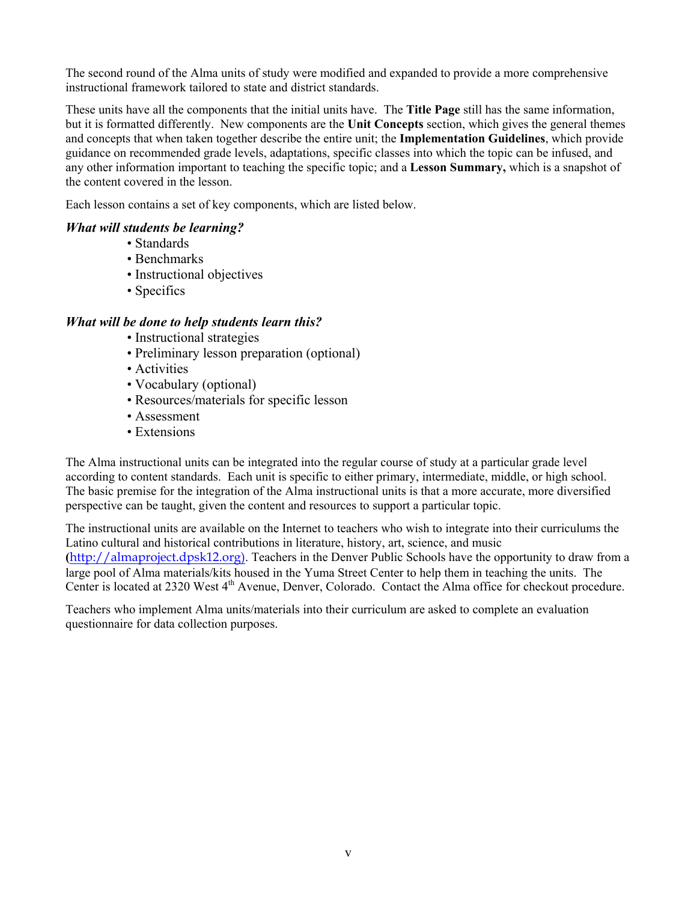The second round of the Alma units of study were modified and expanded to provide a more comprehensive instructional framework tailored to state and district standards.

These units have all the components that the initial units have. The **Title Page** still has the same information, but it is formatted differently. New components are the **Unit Concepts** section, which gives the general themes and concepts that when taken together describe the entire unit; the **Implementation Guidelines**, which provide guidance on recommended grade levels, adaptations, specific classes into which the topic can be infused, and any other information important to teaching the specific topic; and a **Lesson Summary,** which is a snapshot of the content covered in the lesson.

Each lesson contains a set of key components, which are listed below.

***What will students be learning?***

- Standards
- Benchmarks
- Instructional objectives
- Specifics

***What will be done to help students learn this?***

- Instructional strategies
- Preliminary lesson preparation (optional)
- Activities
- Vocabulary (optional)
- Resources/materials for specific lesson
- Assessment
- Extensions

The Alma instructional units can be integrated into the regular course of study at a particular grade level according to content standards. Each unit is specific to either primary, intermediate, middle, or high school. The basic premise for the integration of the Alma instructional units is that a more accurate, more diversified perspective can be taught, given the content and resources to support a particular topic.

The instructional units are available on the Internet to teachers who wish to integrate into their curriculums the Latino cultural and historical contributions in literature, history, art, science, and music (http://almaproject.dpsk12.org). Teachers in the Denver Public Schools have the opportunity to draw from a large pool of Alma materials/kits housed in the Yuma Street Center to help them in teaching the units. The Center is located at 2320 West 4th Avenue, Denver, Colorado. Contact the Alma office for checkout procedure.

Teachers who implement Alma units/materials into their curriculum are asked to complete an evaluation questionnaire for data collection purposes.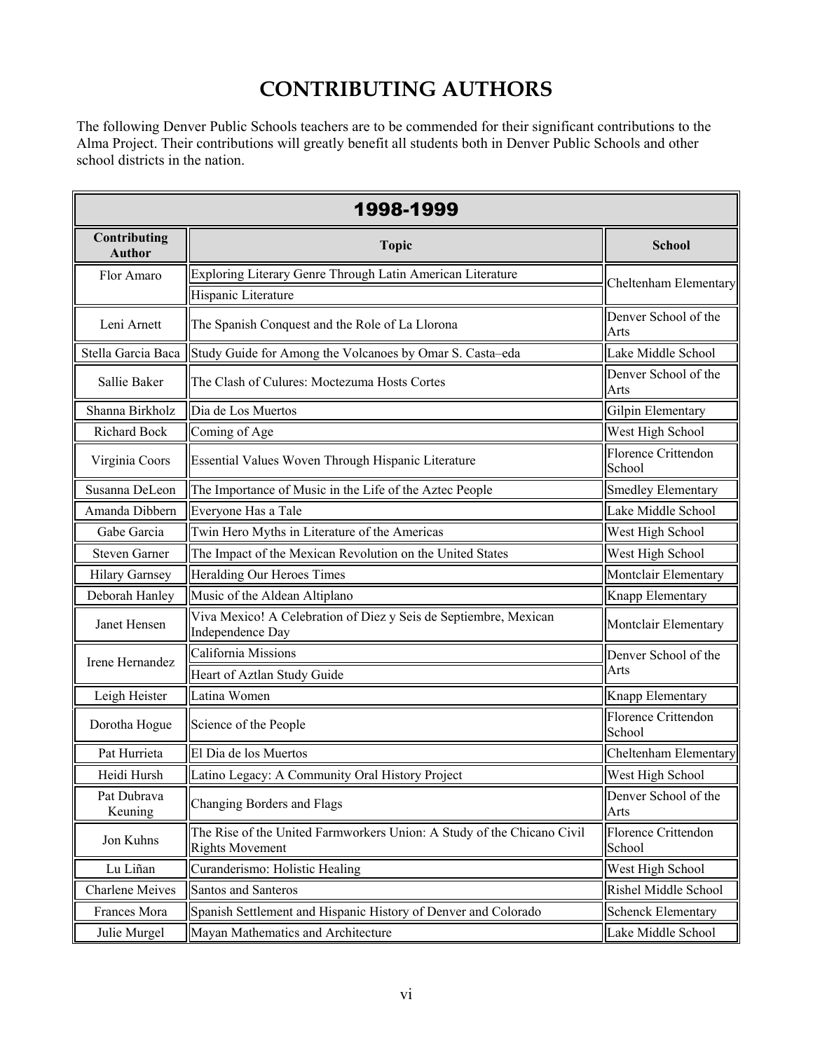# CONTRIBUTING AUTHORS

The following Denver Public Schools teachers are to be commended for their significant contributions to the Alma Project. Their contributions will greatly benefit all students both in Denver Public Schools and other school districts in the nation.

| 1998-1999 | | |
|---|---|---|
| **Contributing Author** | **Topic** | **School** |
| Flor Amaro | Exploring Literary Genre Through Latin American Literature | Cheltenham Elementary |
| | Hispanic Literature | |
| Leni Arnett | The Spanish Conquest and the Role of La Llorona | Denver School of the Arts |
| Stella Garcia Baca | Study Guide for Among the Volcanoes by Omar S. Casta–eda | Lake Middle School |
| Sallie Baker | The Clash of Culures: Moctezuma Hosts Cortes | Denver School of the Arts |
| Shanna Birkholz | Dia de Los Muertos | Gilpin Elementary |
| Richard Bock | Coming of Age | West High School |
| Virginia Coors | Essential Values Woven Through Hispanic Literature | Florence Crittendon School |
| Susanna DeLeon | The Importance of Music in the Life of the Aztec People | Smedley Elementary |
| Amanda Dibbern | Everyone Has a Tale | Lake Middle School |
| Gabe Garcia | Twin Hero Myths in Literature of the Americas | West High School |
| Steven Garner | The Impact of the Mexican Revolution on the United States | West High School |
| Hilary Garnsey | Heralding Our Heroes Times | Montclair Elementary |
| Deborah Hanley | Music of the Aldean Altiplano | Knapp Elementary |
| Janet Hensen | Viva Mexico! A Celebration of Diez y Seis de Septiembre, Mexican Independence Day | Montclair Elementary |
| Irene Hernandez | California Missions | Denver School of the Arts |
| | Heart of Aztlan Study Guide | |
| Leigh Heister | Latina Women | Knapp Elementary |
| Dorotha Hogue | Science of the People | Florence Crittendon School |
| Pat Hurrieta | El Dia de los Muertos | Cheltenham Elementary |
| Heidi Hursh | Latino Legacy: A Community Oral History Project | West High School |
| Pat Dubrava Keuning | Changing Borders and Flags | Denver School of the Arts |
| Jon Kuhns | The Rise of the United Farmworkers Union: A Study of the Chicano Civil Rights Movement | Florence Crittendon School |
| Lu Liñan | Curanderismo: Holistic Healing | West High School |
| Charlene Meives | Santos and Santeros | Rishel Middle School |
| Frances Mora | Spanish Settlement and Hispanic History of Denver and Colorado | Schenck Elementary |
| Julie Murgel | Mayan Mathematics and Architecture | Lake Middle School |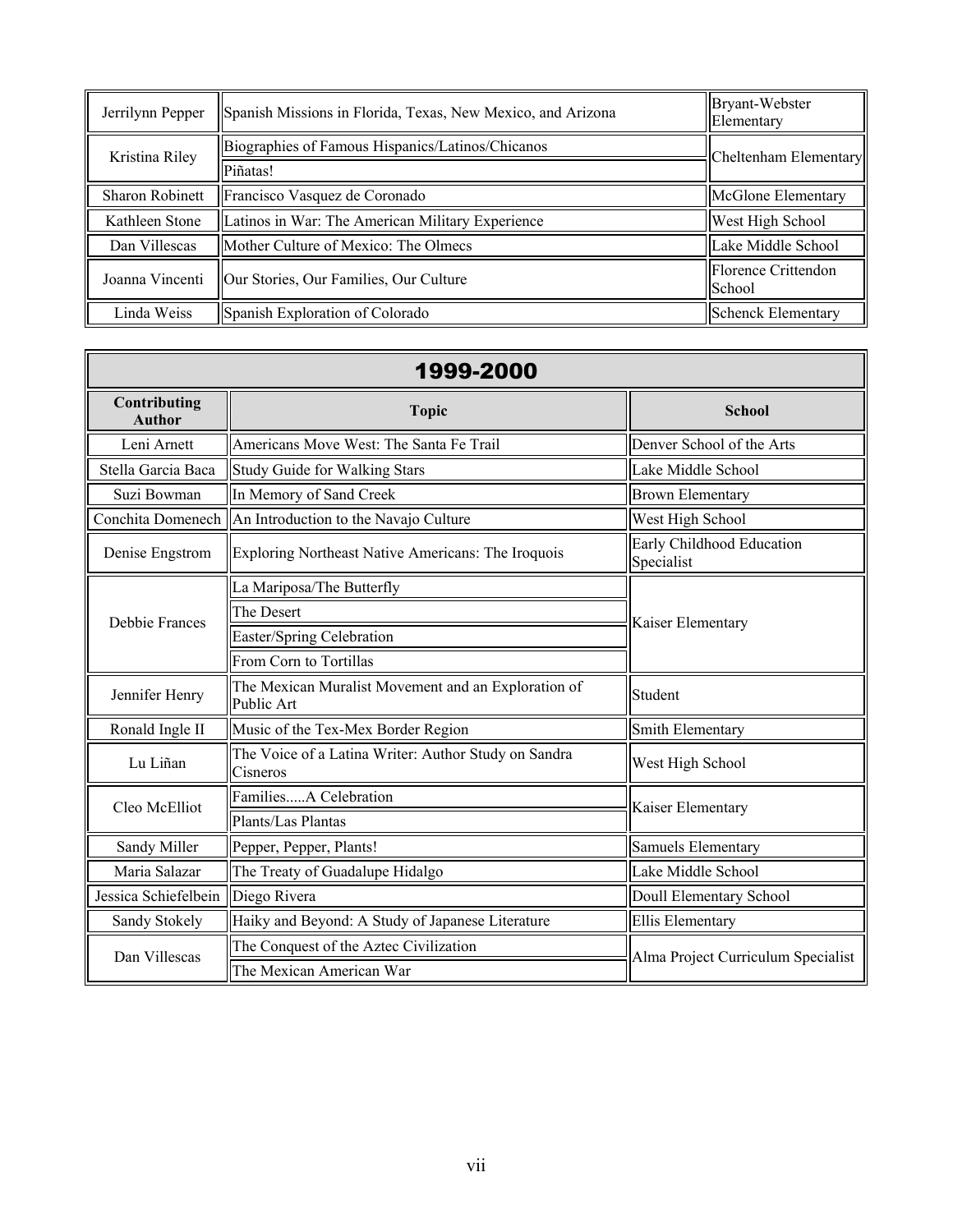| | | |
|---|---|---|
| Jerrilynn Pepper | Spanish Missions in Florida, Texas, New Mexico, and Arizona | Bryant-Webster Elementary |
| Kristina Riley | Biographies of Famous Hispanics/Latinos/Chicanos | Cheltenham Elementary |
| | Piñatas! | |
| Sharon Robinett | Francisco Vasquez de Coronado | McGlone Elementary |
| Kathleen Stone | Latinos in War: The American Military Experience | West High School |
| Dan Villescas | Mother Culture of Mexico: The Olmecs | Lake Middle School |
| Joanna Vincenti | Our Stories, Our Families, Our Culture | Florence Crittendon School |
| Linda Weiss | Spanish Exploration of Colorado | Schenck Elementary |

## 1999-2000

| Contributing Author | Topic | School |
|---|---|---|
| Leni Arnett | Americans Move West: The Santa Fe Trail | Denver School of the Arts |
| Stella Garcia Baca | Study Guide for Walking Stars | Lake Middle School |
| Suzi Bowman | In Memory of Sand Creek | Brown Elementary |
| Conchita Domenech | An Introduction to the Navajo Culture | West High School |
| Denise Engstrom | Exploring Northeast Native Americans: The Iroquois | Early Childhood Education Specialist |
| Debbie Frances | La Mariposa/The Butterfly | Kaiser Elementary |
| | The Desert | |
| | Easter/Spring Celebration | |
| | From Corn to Tortillas | |
| Jennifer Henry | The Mexican Muralist Movement and an Exploration of Public Art | Student |
| Ronald Ingle II | Music of the Tex-Mex Border Region | Smith Elementary |
| Lu Liñan | The Voice of a Latina Writer: Author Study on Sandra Cisneros | West High School |
| Cleo McElliot | Families.....A Celebration | Kaiser Elementary |
| | Plants/Las Plantas | |
| Sandy Miller | Pepper, Pepper, Plants! | Samuels Elementary |
| Maria Salazar | The Treaty of Guadalupe Hidalgo | Lake Middle School |
| Jessica Schiefelbein | Diego Rivera | Doull Elementary School |
| Sandy Stokely | Haiky and Beyond: A Study of Japanese Literature | Ellis Elementary |
| Dan Villescas | The Conquest of the Aztec Civilization | Alma Project Curriculum Specialist |
| | The Mexican American War | |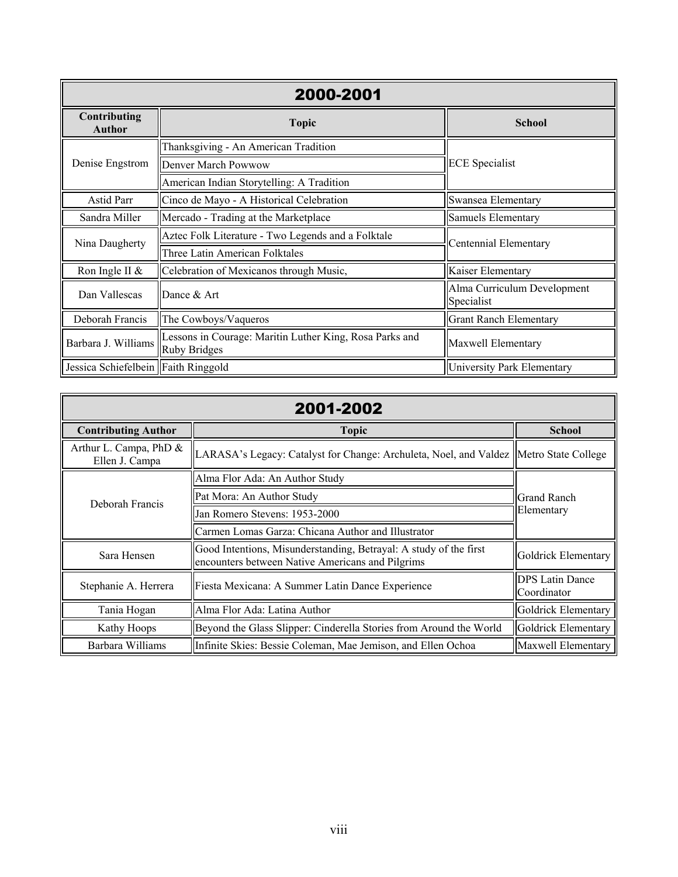| 2000-2001 | | |
|---|---|---|
| **Contributing Author** | **Topic** | **School** |
| Denise Engstrom | Thanksgiving - An American Tradition | ECE Specialist |
| | Denver March Powwow | |
| | American Indian Storytelling: A Tradition | |
| Astid Parr | Cinco de Mayo - A Historical Celebration | Swansea Elementary |
| Sandra Miller | Mercado - Trading at the Marketplace | Samuels Elementary |
| Nina Daugherty | Aztec Folk Literature - Two Legends and a Folktale | Centennial Elementary |
| | Three Latin American Folktales | |
| Ron Ingle II & | Celebration of Mexicanos through Music, | Kaiser Elementary |
| Dan Vallescas | Dance & Art | Alma Curriculum Development Specialist |
| Deborah Francis | The Cowboys/Vaqueros | Grant Ranch Elementary |
| Barbara J. Williams | Lessons in Courage: Maritin Luther King, Rosa Parks and Ruby Bridges | Maxwell Elementary |
| Jessica Schiefelbein | Faith Ringgold | University Park Elementary |

| 2001-2002 | | |
|---|---|---|
| **Contributing Author** | **Topic** | **School** |
| Arthur L. Campa, PhD & Ellen J. Campa | LARASA's Legacy: Catalyst for Change: Archuleta, Noel, and Valdez | Metro State College |
| Deborah Francis | Alma Flor Ada: An Author Study | Grand Ranch Elementary |
| | Pat Mora: An Author Study | |
| | Jan Romero Stevens: 1953-2000 | |
| | Carmen Lomas Garza: Chicana Author and Illustrator | |
| Sara Hensen | Good Intentions, Misunderstanding, Betrayal: A study of the first encounters between Native Americans and Pilgrims | Goldrick Elementary |
| Stephanie A. Herrera | Fiesta Mexicana: A Summer Latin Dance Experience | DPS Latin Dance Coordinator |
| Tania Hogan | Alma Flor Ada: Latina Author | Goldrick Elementary |
| Kathy Hoops | Beyond the Glass Slipper: Cinderella Stories from Around the World | Goldrick Elementary |
| Barbara Williams | Infinite Skies: Bessie Coleman, Mae Jemison, and Ellen Ochoa | Maxwell Elementary |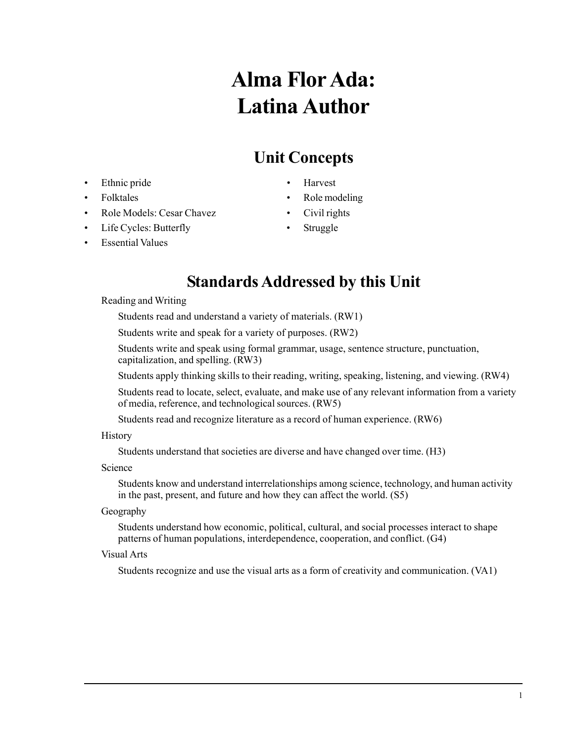# Alma Flor Ada: Latina Author

## Unit Concepts

- Ethnic pride
- Folktales
- Role Models: Cesar Chavez
- Life Cycles: Butterfly
- Essential Values
- Harvest
- Role modeling
- Civil rights
- Struggle

## Standards Addressed by this Unit

Reading and Writing

Students read and understand a variety of materials. (RW1)

Students write and speak for a variety of purposes. (RW2)

Students write and speak using formal grammar, usage, sentence structure, punctuation, capitalization, and spelling. (RW3)

Students apply thinking skills to their reading, writing, speaking, listening, and viewing. (RW4)

Students read to locate, select, evaluate, and make use of any relevant information from a variety of media, reference, and technological sources. (RW5)

Students read and recognize literature as a record of human experience. (RW6)

History

Students understand that societies are diverse and have changed over time. (H3)

Science

Students know and understand interrelationships among science, technology, and human activity in the past, present, and future and how they can affect the world. (S5)

Geography

Students understand how economic, political, cultural, and social processes interact to shape patterns of human populations, interdependence, cooperation, and conflict. (G4)

Visual Arts

Students recognize and use the visual arts as a form of creativity and communication. (VA1)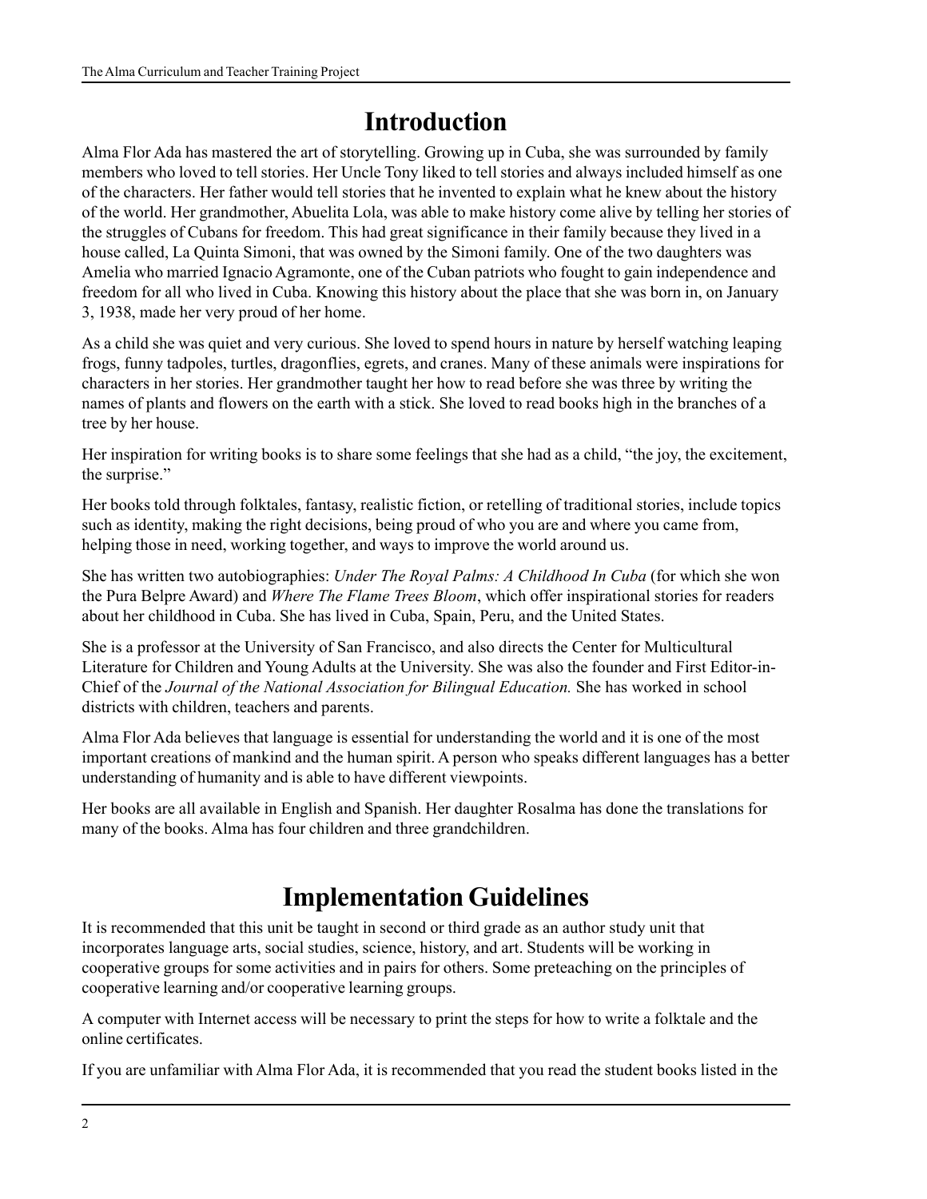# Introduction

Alma Flor Ada has mastered the art of storytelling. Growing up in Cuba, she was surrounded by family members who loved to tell stories. Her Uncle Tony liked to tell stories and always included himself as one of the characters. Her father would tell stories that he invented to explain what he knew about the history of the world. Her grandmother, Abuelita Lola, was able to make history come alive by telling her stories of the struggles of Cubans for freedom. This had great significance in their family because they lived in a house called, La Quinta Simoni, that was owned by the Simoni family. One of the two daughters was Amelia who married Ignacio Agramonte, one of the Cuban patriots who fought to gain independence and freedom for all who lived in Cuba. Knowing this history about the place that she was born in, on January 3, 1938, made her very proud of her home.

As a child she was quiet and very curious. She loved to spend hours in nature by herself watching leaping frogs, funny tadpoles, turtles, dragonflies, egrets, and cranes. Many of these animals were inspirations for characters in her stories. Her grandmother taught her how to read before she was three by writing the names of plants and flowers on the earth with a stick. She loved to read books high in the branches of a tree by her house.

Her inspiration for writing books is to share some feelings that she had as a child, "the joy, the excitement, the surprise."

Her books told through folktales, fantasy, realistic fiction, or retelling of traditional stories, include topics such as identity, making the right decisions, being proud of who you are and where you came from, helping those in need, working together, and ways to improve the world around us.

She has written two autobiographies: *Under The Royal Palms: A Childhood In Cuba* (for which she won the Pura Belpre Award) and *Where The Flame Trees Bloom*, which offer inspirational stories for readers about her childhood in Cuba. She has lived in Cuba, Spain, Peru, and the United States.

She is a professor at the University of San Francisco, and also directs the Center for Multicultural Literature for Children and Young Adults at the University. She was also the founder and First Editor-in-Chief of the *Journal of the National Association for Bilingual Education.* She has worked in school districts with children, teachers and parents.

Alma Flor Ada believes that language is essential for understanding the world and it is one of the most important creations of mankind and the human spirit. A person who speaks different languages has a better understanding of humanity and is able to have different viewpoints.

Her books are all available in English and Spanish. Her daughter Rosalma has done the translations for many of the books. Alma has four children and three grandchildren.

# Implementation Guidelines

It is recommended that this unit be taught in second or third grade as an author study unit that incorporates language arts, social studies, science, history, and art. Students will be working in cooperative groups for some activities and in pairs for others. Some preteaching on the principles of cooperative learning and/or cooperative learning groups.

A computer with Internet access will be necessary to print the steps for how to write a folktale and the online certificates.

If you are unfamiliar with Alma Flor Ada, it is recommended that you read the student books listed in the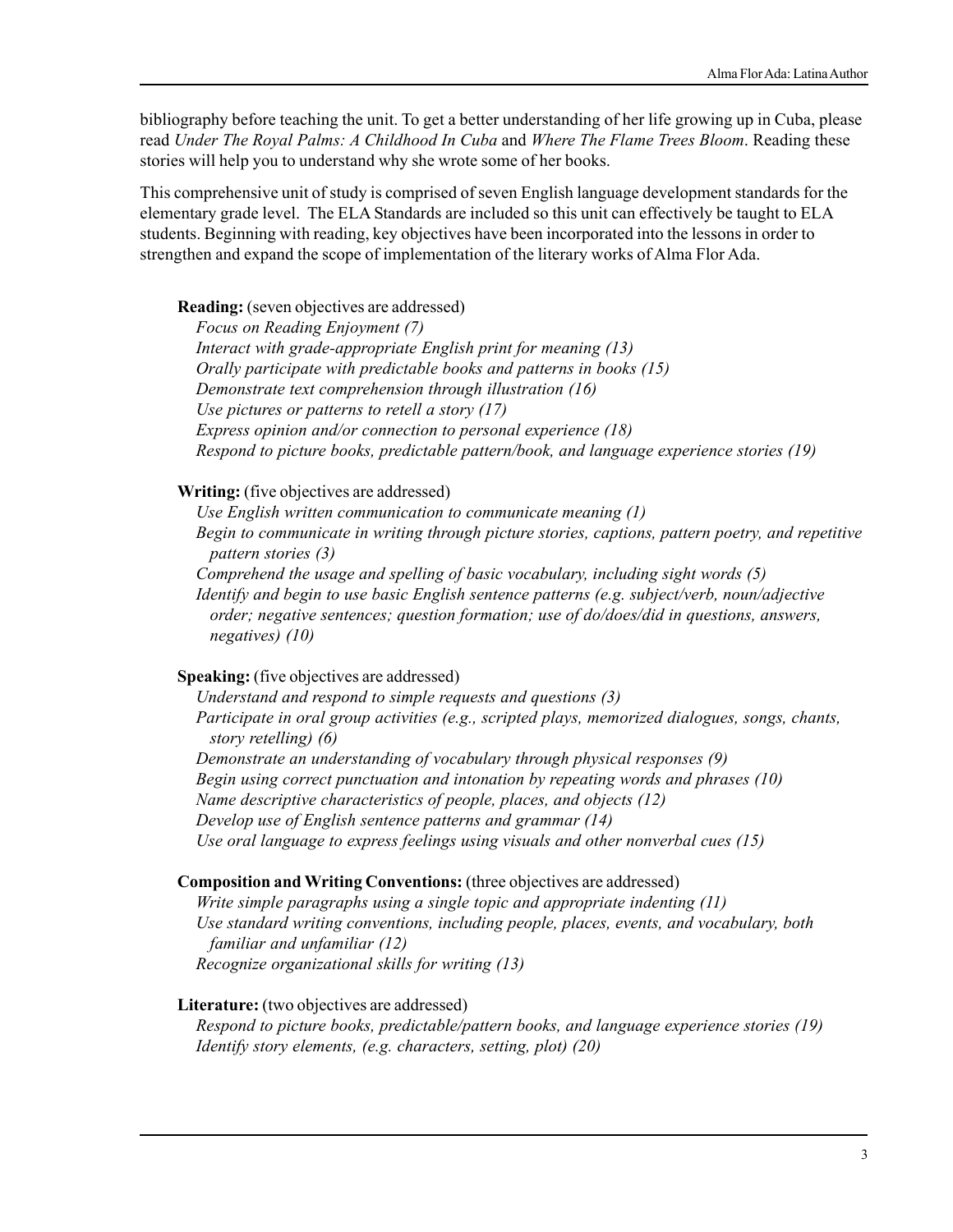bibliography before teaching the unit. To get a better understanding of her life growing up in Cuba, please read *Under The Royal Palms: A Childhood In Cuba* and *Where The Flame Trees Bloom*. Reading these stories will help you to understand why she wrote some of her books.

This comprehensive unit of study is comprised of seven English language development standards for the elementary grade level. The ELA Standards are included so this unit can effectively be taught to ELA students. Beginning with reading, key objectives have been incorporated into the lessons in order to strengthen and expand the scope of implementation of the literary works of Alma Flor Ada.

**Reading:** (seven objectives are addressed)
*Focus on Reading Enjoyment (7)*
*Interact with grade-appropriate English print for meaning (13)*
*Orally participate with predictable books and patterns in books (15)*
*Demonstrate text comprehension through illustration (16)*
*Use pictures or patterns to retell a story (17)*
*Express opinion and/or connection to personal experience (18)*
*Respond to picture books, predictable pattern/book, and language experience stories (19)*

**Writing:** (five objectives are addressed)
*Use English written communication to communicate meaning (1)*
*Begin to communicate in writing through picture stories, captions, pattern poetry, and repetitive pattern stories (3)*
*Comprehend the usage and spelling of basic vocabulary, including sight words (5)*
*Identify and begin to use basic English sentence patterns (e.g. subject/verb, noun/adjective order; negative sentences; question formation; use of do/does/did in questions, answers, negatives) (10)*

**Speaking:** (five objectives are addressed)
*Understand and respond to simple requests and questions (3)*
*Participate in oral group activities (e.g., scripted plays, memorized dialogues, songs, chants, story retelling) (6)*
*Demonstrate an understanding of vocabulary through physical responses (9)*
*Begin using correct punctuation and intonation by repeating words and phrases (10)*
*Name descriptive characteristics of people, places, and objects (12)*
*Develop use of English sentence patterns and grammar (14)*
*Use oral language to express feelings using visuals and other nonverbal cues (15)*

**Composition and Writing Conventions:** (three objectives are addressed)
*Write simple paragraphs using a single topic and appropriate indenting (11)*
*Use standard writing conventions, including people, places, events, and vocabulary, both familiar and unfamiliar (12)*
*Recognize organizational skills for writing (13)*

**Literature:** (two objectives are addressed)
*Respond to picture books, predictable/pattern books, and language experience stories (19)*
*Identify story elements, (e.g. characters, setting, plot) (20)*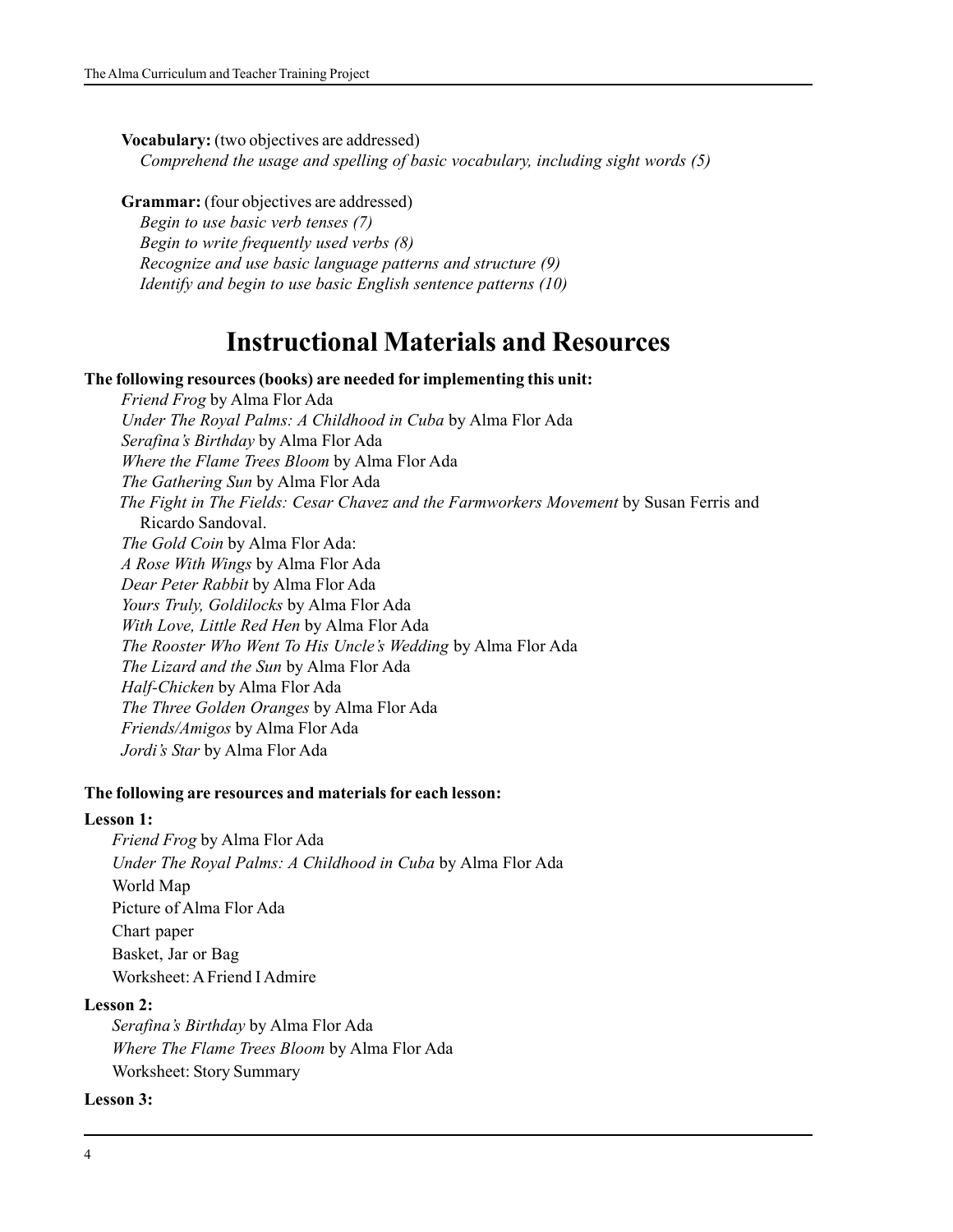**Vocabulary:** (two objectives are addressed)

*Comprehend the usage and spelling of basic vocabulary, including sight words (5)*

**Grammar:** (four objectives are addressed)

*Begin to use basic verb tenses (7)*
*Begin to write frequently used verbs (8)*
*Recognize and use basic language patterns and structure (9)*
*Identify and begin to use basic English sentence patterns (10)*

# Instructional Materials and Resources

**The following resources (books) are needed for implementing this unit:**

*Friend Frog* by Alma Flor Ada
*Under The Royal Palms: A Childhood in Cuba* by Alma Flor Ada
*Serafina's Birthday* by Alma Flor Ada
*Where the Flame Trees Bloom* by Alma Flor Ada
*The Gathering Sun* by Alma Flor Ada
*The Fight in The Fields: Cesar Chavez and the Farmworkers Movement* by Susan Ferris and Ricardo Sandoval.
*The Gold Coin* by Alma Flor Ada:
*A Rose With Wings* by Alma Flor Ada
*Dear Peter Rabbit* by Alma Flor Ada
*Yours Truly, Goldilocks* by Alma Flor Ada
*With Love, Little Red Hen* by Alma Flor Ada
*The Rooster Who Went To His Uncle's Wedding* by Alma Flor Ada
*The Lizard and the Sun* by Alma Flor Ada
*Half-Chicken* by Alma Flor Ada
*The Three Golden Oranges* by Alma Flor Ada
*Friends/Amigos* by Alma Flor Ada
*Jordi's Star* by Alma Flor Ada

**The following are resources and materials for each lesson:**

**Lesson 1:**

*Friend Frog* by Alma Flor Ada
*Under The Royal Palms: A Childhood in Cuba* by Alma Flor Ada
World Map
Picture of Alma Flor Ada
Chart paper
Basket, Jar or Bag
Worksheet: A Friend I Admire

**Lesson 2:**

*Serafina's Birthday* by Alma Flor Ada
*Where The Flame Trees Bloom* by Alma Flor Ada
Worksheet: Story Summary

**Lesson 3:**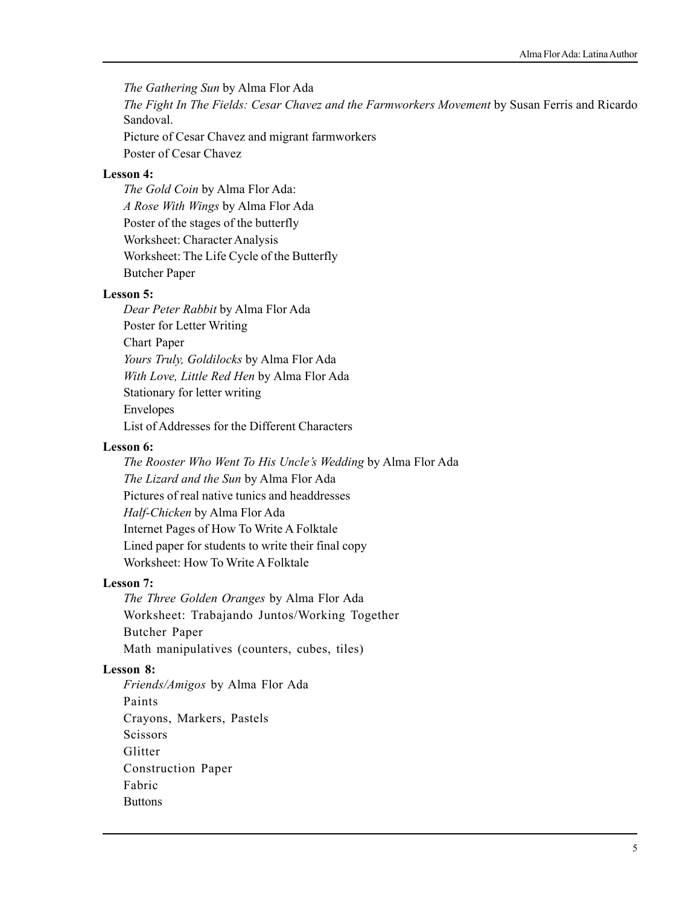*The Gathering Sun* by Alma Flor Ada

*The Fight In The Fields: Cesar Chavez and the Farmworkers Movement* by Susan Ferris and Ricardo Sandoval.

Picture of Cesar Chavez and migrant farmworkers

Poster of Cesar Chavez

**Lesson 4:**

*The Gold Coin* by Alma Flor Ada:

*A Rose With Wings* by Alma Flor Ada

Poster of the stages of the butterfly

Worksheet: Character Analysis

Worksheet: The Life Cycle of the Butterfly

Butcher Paper

**Lesson 5:**

*Dear Peter Rabbit* by Alma Flor Ada

Poster for Letter Writing

Chart Paper

*Yours Truly, Goldilocks* by Alma Flor Ada

*With Love, Little Red Hen* by Alma Flor Ada

Stationary for letter writing

Envelopes

List of Addresses for the Different Characters

**Lesson 6:**

*The Rooster Who Went To His Uncle's Wedding* by Alma Flor Ada

*The Lizard and the Sun* by Alma Flor Ada

Pictures of real native tunics and headdresses

*Half-Chicken* by Alma Flor Ada

Internet Pages of How To Write A Folktale

Lined paper for students to write their final copy

Worksheet: How To Write A Folktale

**Lesson 7:**

*The Three Golden Oranges* by Alma Flor Ada

Worksheet: Trabajando Juntos/Working Together

Butcher Paper

Math manipulatives (counters, cubes, tiles)

**Lesson 8:**

*Friends/Amigos* by Alma Flor Ada

Paints

Crayons, Markers, Pastels

Scissors

Glitter

Construction Paper

Fabric

Buttons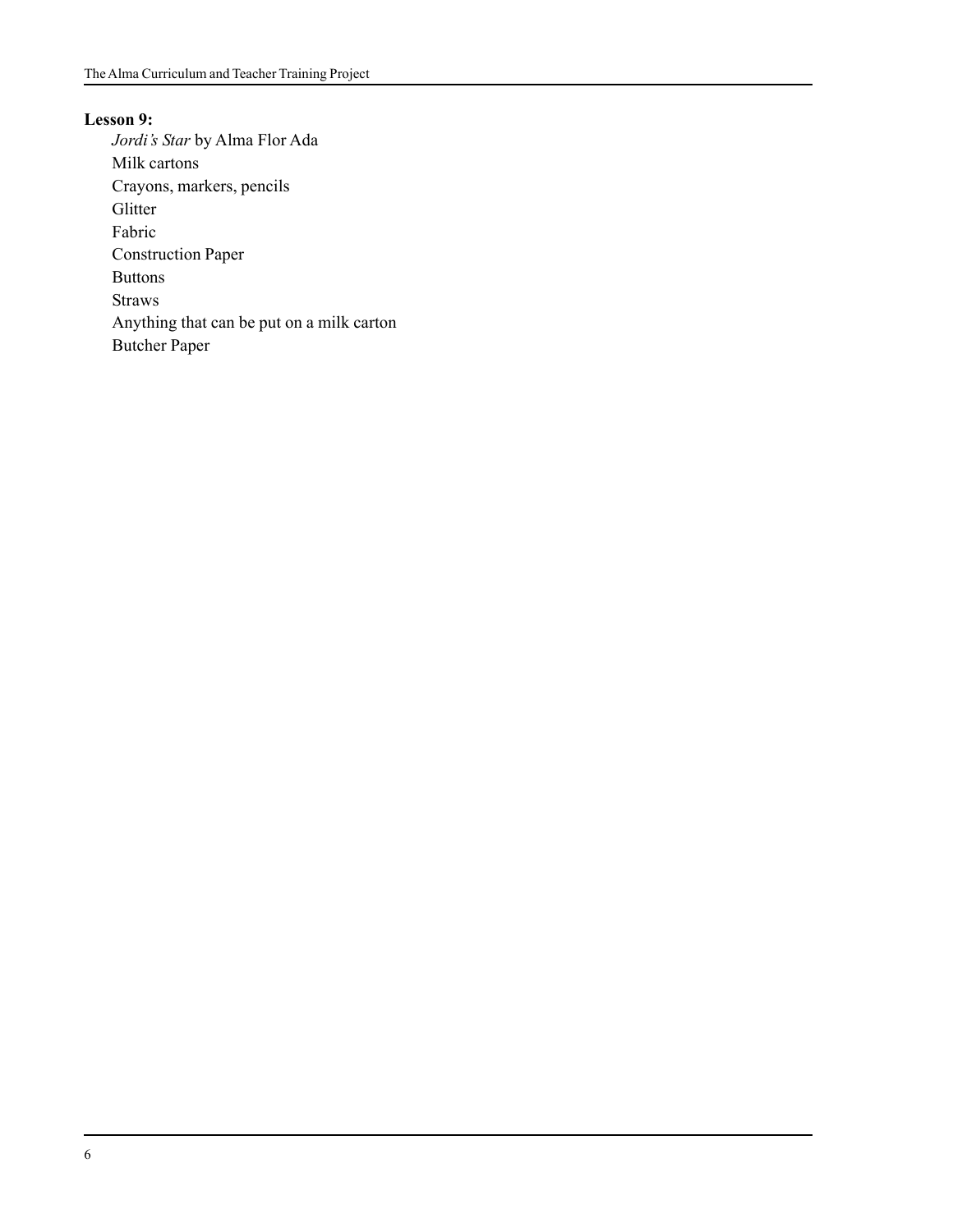**Lesson 9:**

*Jordi's Star* by Alma Flor Ada
Milk cartons
Crayons, markers, pencils
Glitter
Fabric
Construction Paper
Buttons
Straws
Anything that can be put on a milk carton
Butcher Paper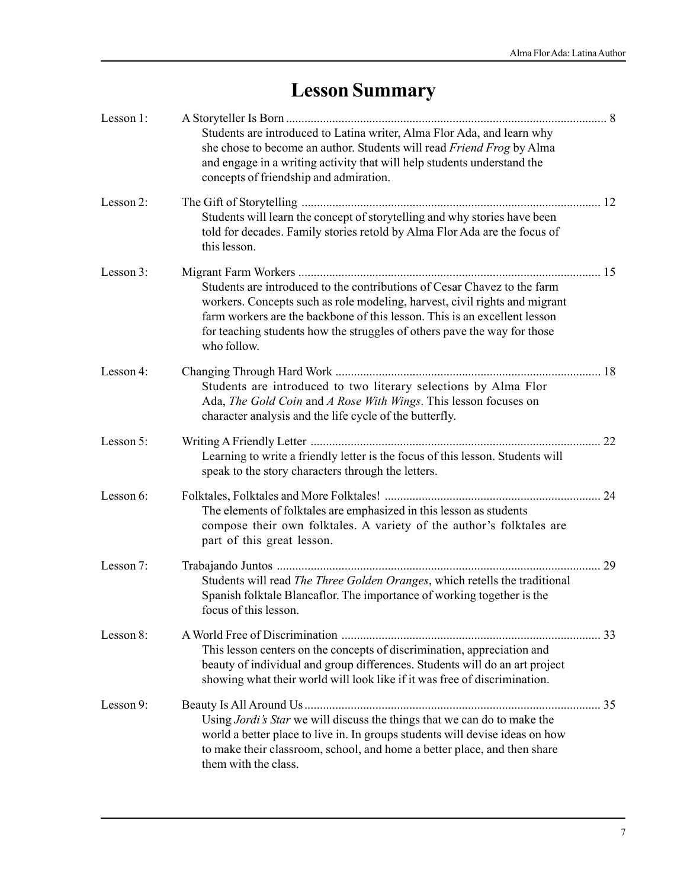# Lesson Summary

Lesson 1: A Storyteller Is Born ........ 8

Students are introduced to Latina writer, Alma Flor Ada, and learn why she chose to become an author. Students will read *Friend Frog* by Alma and engage in a writing activity that will help students understand the concepts of friendship and admiration.

Lesson 2: The Gift of Storytelling ........ 12

Students will learn the concept of storytelling and why stories have been told for decades. Family stories retold by Alma Flor Ada are the focus of this lesson.

Lesson 3: Migrant Farm Workers ........ 15

Students are introduced to the contributions of Cesar Chavez to the farm workers. Concepts such as role modeling, harvest, civil rights and migrant farm workers are the backbone of this lesson. This is an excellent lesson for teaching students how the struggles of others pave the way for those who follow.

Lesson 4: Changing Through Hard Work ........ 18

Students are introduced to two literary selections by Alma Flor Ada, *The Gold Coin* and *A Rose With Wings*. This lesson focuses on character analysis and the life cycle of the butterfly.

Lesson 5: Writing A Friendly Letter ........ 22

Learning to write a friendly letter is the focus of this lesson. Students will speak to the story characters through the letters.

Lesson 6: Folktales, Folktales and More Folktales! ........ 24

The elements of folktales are emphasized in this lesson as students compose their own folktales. A variety of the author's folktales are part of this great lesson.

Lesson 7: Trabajando Juntos ........ 29

Students will read *The Three Golden Oranges*, which retells the traditional Spanish folktale Blancaflor. The importance of working together is the focus of this lesson.

Lesson 8: A World Free of Discrimination ........ 33

This lesson centers on the concepts of discrimination, appreciation and beauty of individual and group differences. Students will do an art project showing what their world will look like if it was free of discrimination.

Lesson 9: Beauty Is All Around Us ........ 35

Using *Jordi's Star* we will discuss the things that we can do to make the world a better place to live in. In groups students will devise ideas on how to make their classroom, school, and home a better place, and then share them with the class.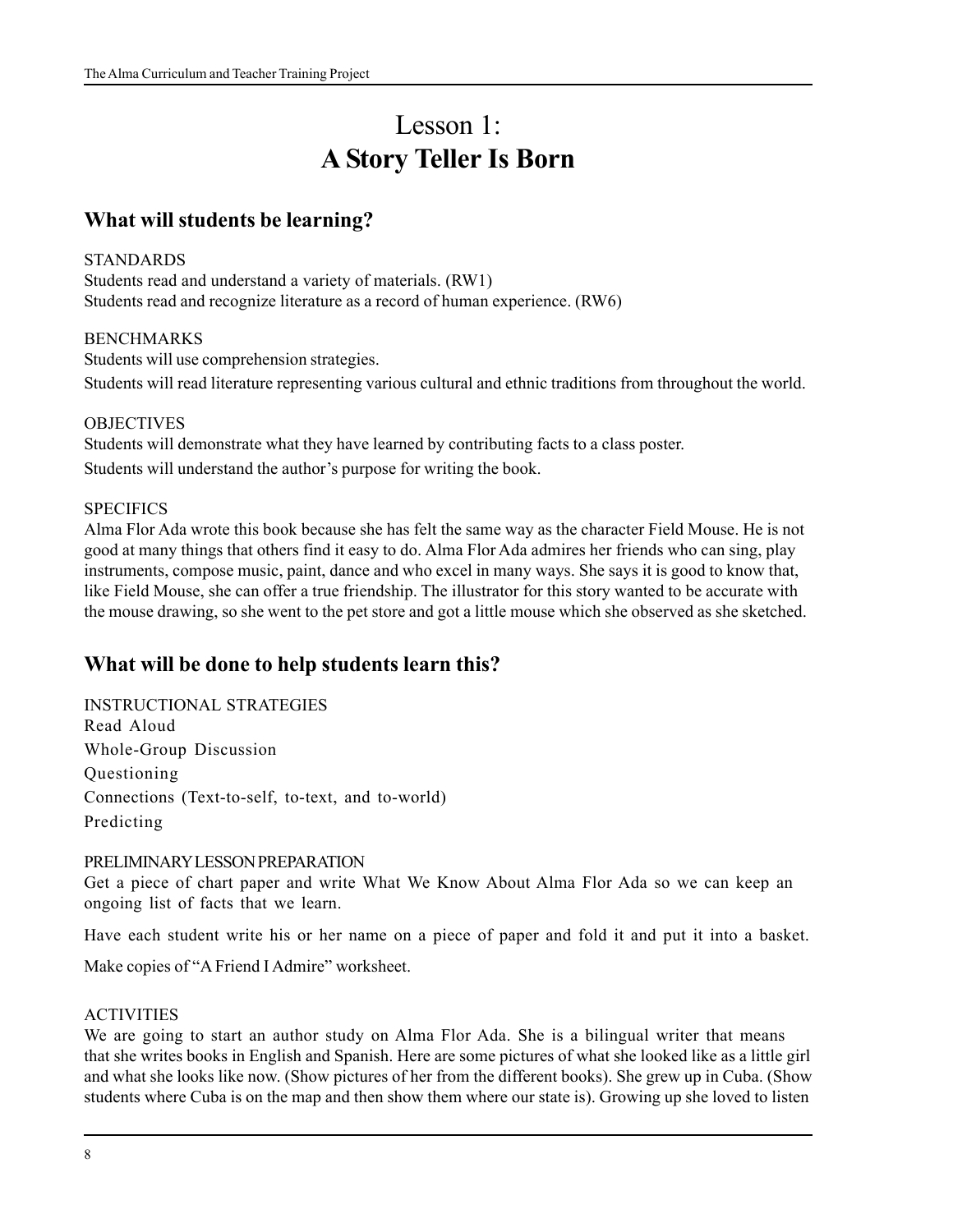# Lesson 1:
# **A Story Teller Is Born**

## What will students be learning?

STANDARDS

Students read and understand a variety of materials. (RW1)
Students read and recognize literature as a record of human experience. (RW6)

BENCHMARKS

Students will use comprehension strategies.

Students will read literature representing various cultural and ethnic traditions from throughout the world.

OBJECTIVES

Students will demonstrate what they have learned by contributing facts to a class poster.

Students will understand the author's purpose for writing the book.

SPECIFICS

Alma Flor Ada wrote this book because she has felt the same way as the character Field Mouse. He is not good at many things that others find it easy to do. Alma Flor Ada admires her friends who can sing, play instruments, compose music, paint, dance and who excel in many ways. She says it is good to know that, like Field Mouse, she can offer a true friendship. The illustrator for this story wanted to be accurate with the mouse drawing, so she went to the pet store and got a little mouse which she observed as she sketched.

## What will be done to help students learn this?

INSTRUCTIONAL STRATEGIES

Read Aloud
Whole-Group Discussion
Questioning
Connections (Text-to-self, to-text, and to-world)
Predicting

PRELIMINARY LESSON PREPARATION

Get a piece of chart paper and write What We Know About Alma Flor Ada so we can keep an ongoing list of facts that we learn.

Have each student write his or her name on a piece of paper and fold it and put it into a basket.

Make copies of "A Friend I Admire" worksheet.

ACTIVITIES

We are going to start an author study on Alma Flor Ada. She is a bilingual writer that means that she writes books in English and Spanish. Here are some pictures of what she looked like as a little girl and what she looks like now. (Show pictures of her from the different books). She grew up in Cuba. (Show students where Cuba is on the map and then show them where our state is). Growing up she loved to listen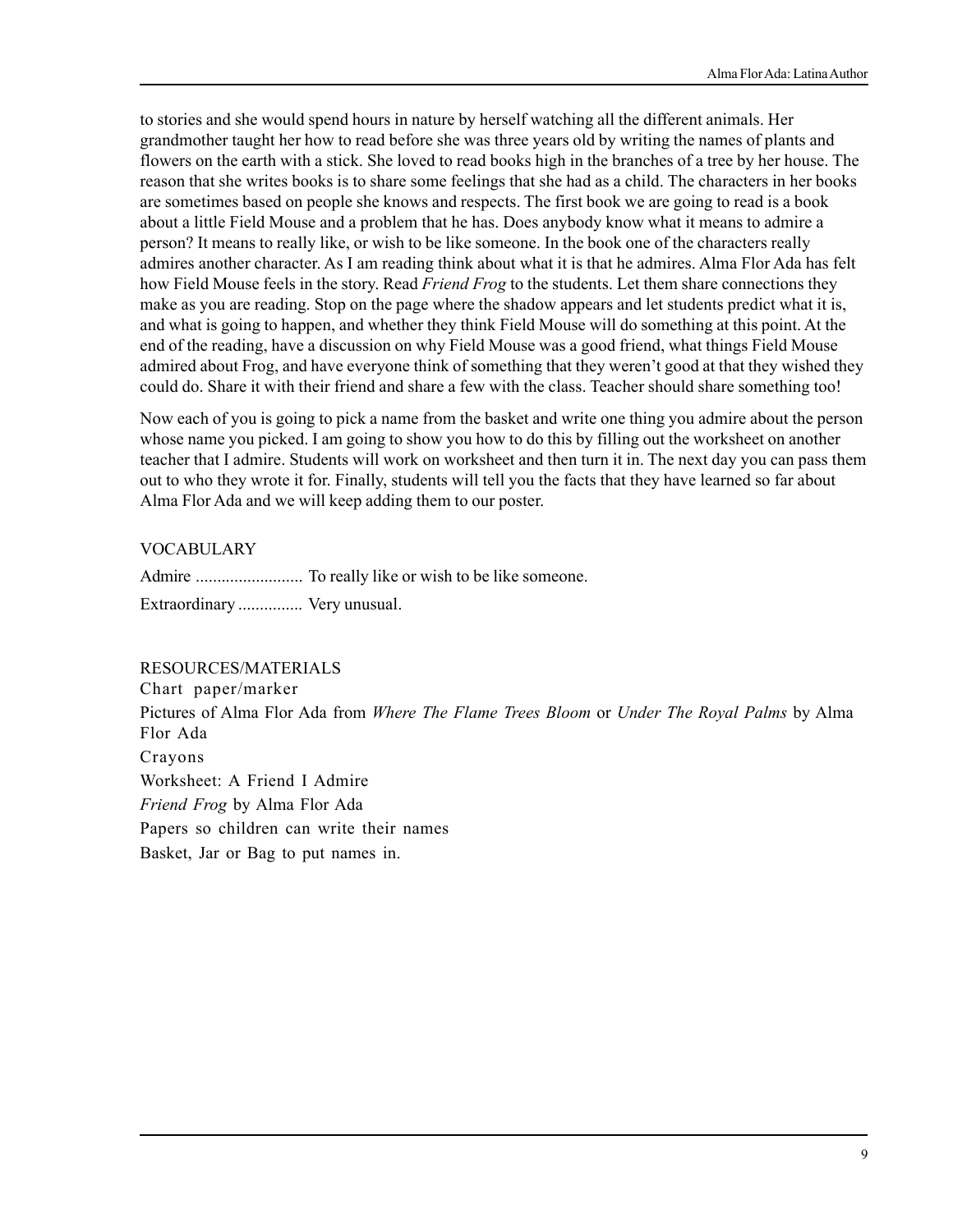to stories and she would spend hours in nature by herself watching all the different animals. Her grandmother taught her how to read before she was three years old by writing the names of plants and flowers on the earth with a stick. She loved to read books high in the branches of a tree by her house. The reason that she writes books is to share some feelings that she had as a child. The characters in her books are sometimes based on people she knows and respects. The first book we are going to read is a book about a little Field Mouse and a problem that he has. Does anybody know what it means to admire a person? It means to really like, or wish to be like someone. In the book one of the characters really admires another character. As I am reading think about what it is that he admires. Alma Flor Ada has felt how Field Mouse feels in the story. Read *Friend Frog* to the students. Let them share connections they make as you are reading. Stop on the page where the shadow appears and let students predict what it is, and what is going to happen, and whether they think Field Mouse will do something at this point. At the end of the reading, have a discussion on why Field Mouse was a good friend, what things Field Mouse admired about Frog, and have everyone think of something that they weren't good at that they wished they could do. Share it with their friend and share a few with the class. Teacher should share something too!

Now each of you is going to pick a name from the basket and write one thing you admire about the person whose name you picked. I am going to show you how to do this by filling out the worksheet on another teacher that I admire. Students will work on worksheet and then turn it in. The next day you can pass them out to who they wrote it for. Finally, students will tell you the facts that they have learned so far about Alma Flor Ada and we will keep adding them to our poster.

VOCABULARY

Admire ......................... To really like or wish to be like someone.

Extraordinary ............... Very unusual.

RESOURCES/MATERIALS

Chart paper/marker

Pictures of Alma Flor Ada from *Where The Flame Trees Bloom* or *Under The Royal Palms* by Alma Flor Ada

Crayons

Worksheet: A Friend I Admire

*Friend Frog* by Alma Flor Ada

Papers so children can write their names

Basket, Jar or Bag to put names in.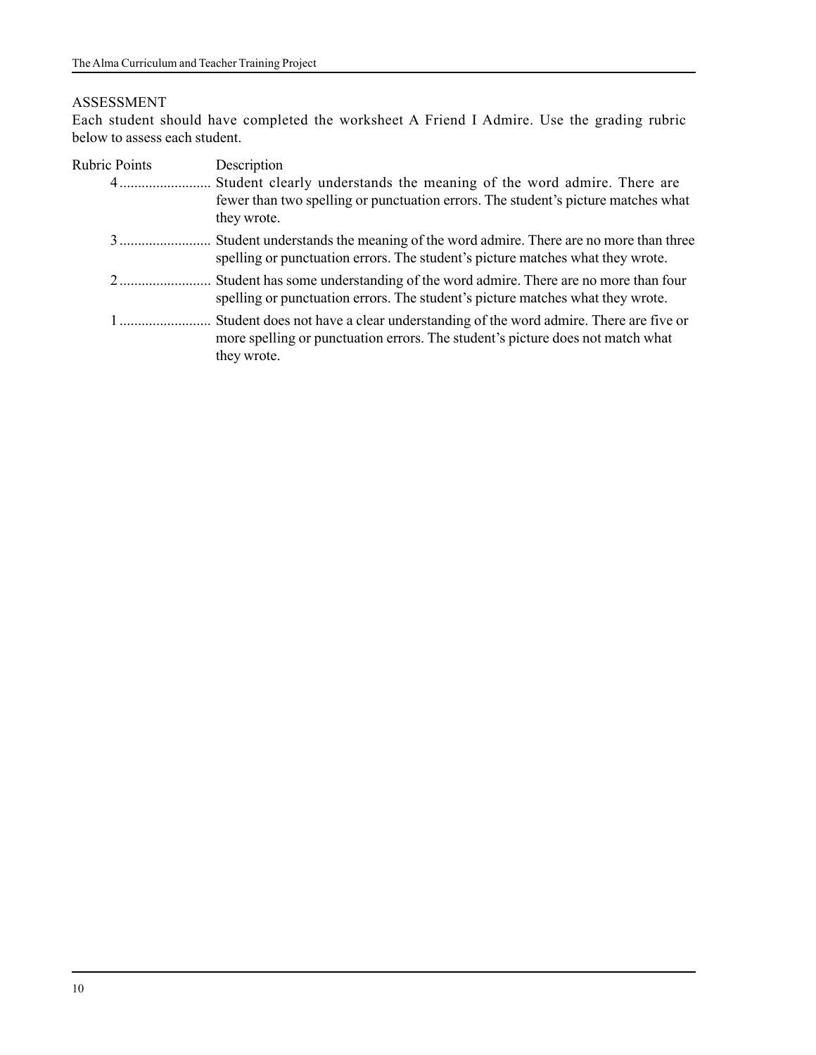ASSESSMENT

Each student should have completed the worksheet A Friend I Admire. Use the grading rubric below to assess each student.

| Rubric Points | Description |
|---|---|
| 4 | Student clearly understands the meaning of the word admire. There are fewer than two spelling or punctuation errors. The student's picture matches what they wrote. |
| 3 | Student understands the meaning of the word admire. There are no more than three spelling or punctuation errors. The student's picture matches what they wrote. |
| 2 | Student has some understanding of the word admire. There are no more than four spelling or punctuation errors. The student's picture matches what they wrote. |
| 1 | Student does not have a clear understanding of the word admire. There are five or more spelling or punctuation errors. The student's picture does not match what they wrote. |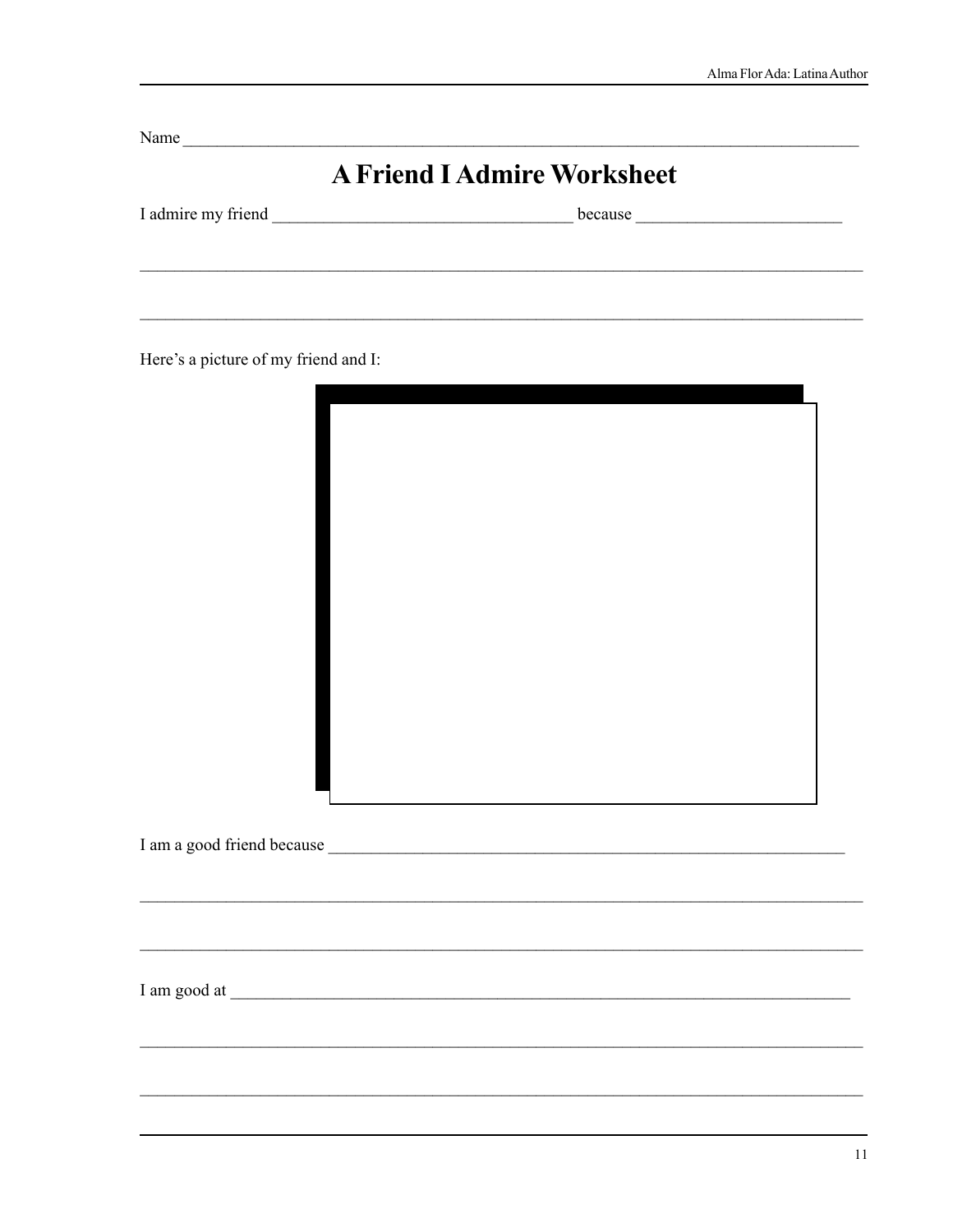Name ______________________________________________________________________________

# A Friend I Admire Worksheet

I admire my friend __________________________________ because ______________________

_________________________________________________________________________________

_________________________________________________________________________________

Here's a picture of my friend and I:

I am a good friend because ___________________________________________________________

_________________________________________________________________________________

_________________________________________________________________________________

I am good at ______________________________________________________________________

_________________________________________________________________________________

_________________________________________________________________________________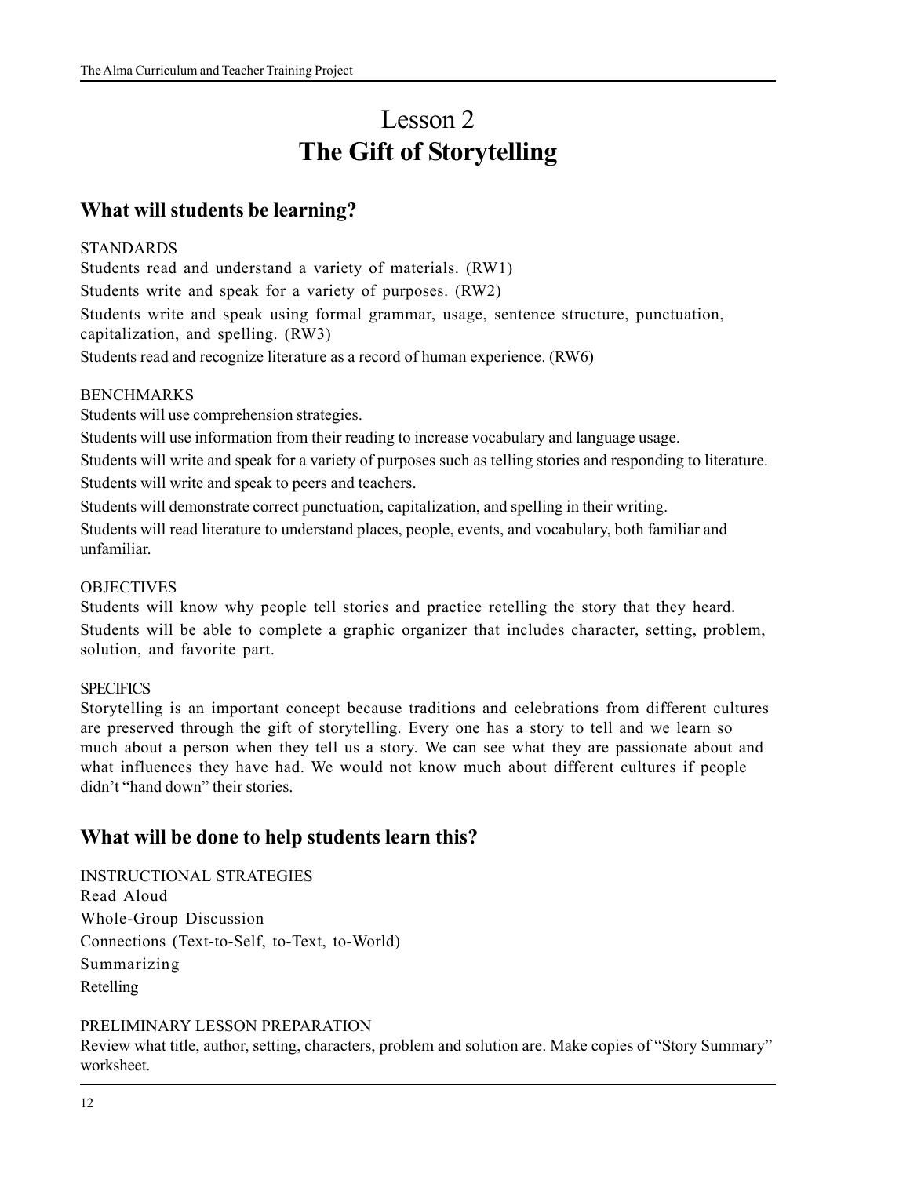# Lesson 2
# The Gift of Storytelling

## What will students be learning?

STANDARDS

Students read and understand a variety of materials. (RW1)

Students write and speak for a variety of purposes. (RW2)

Students write and speak using formal grammar, usage, sentence structure, punctuation, capitalization, and spelling. (RW3)

Students read and recognize literature as a record of human experience. (RW6)

BENCHMARKS

Students will use comprehension strategies.

Students will use information from their reading to increase vocabulary and language usage.

Students will write and speak for a variety of purposes such as telling stories and responding to literature.

Students will write and speak to peers and teachers.

Students will demonstrate correct punctuation, capitalization, and spelling in their writing.

Students will read literature to understand places, people, events, and vocabulary, both familiar and unfamiliar.

OBJECTIVES

Students will know why people tell stories and practice retelling the story that they heard.

Students will be able to complete a graphic organizer that includes character, setting, problem, solution, and favorite part.

SPECIFICS

Storytelling is an important concept because traditions and celebrations from different cultures are preserved through the gift of storytelling. Every one has a story to tell and we learn so much about a person when they tell us a story. We can see what they are passionate about and what influences they have had. We would not know much about different cultures if people didn't "hand down" their stories.

## What will be done to help students learn this?

INSTRUCTIONAL STRATEGIES

Read Aloud

Whole-Group Discussion

Connections (Text-to-Self, to-Text, to-World)

Summarizing

Retelling

PRELIMINARY LESSON PREPARATION

Review what title, author, setting, characters, problem and solution are. Make copies of "Story Summary" worksheet.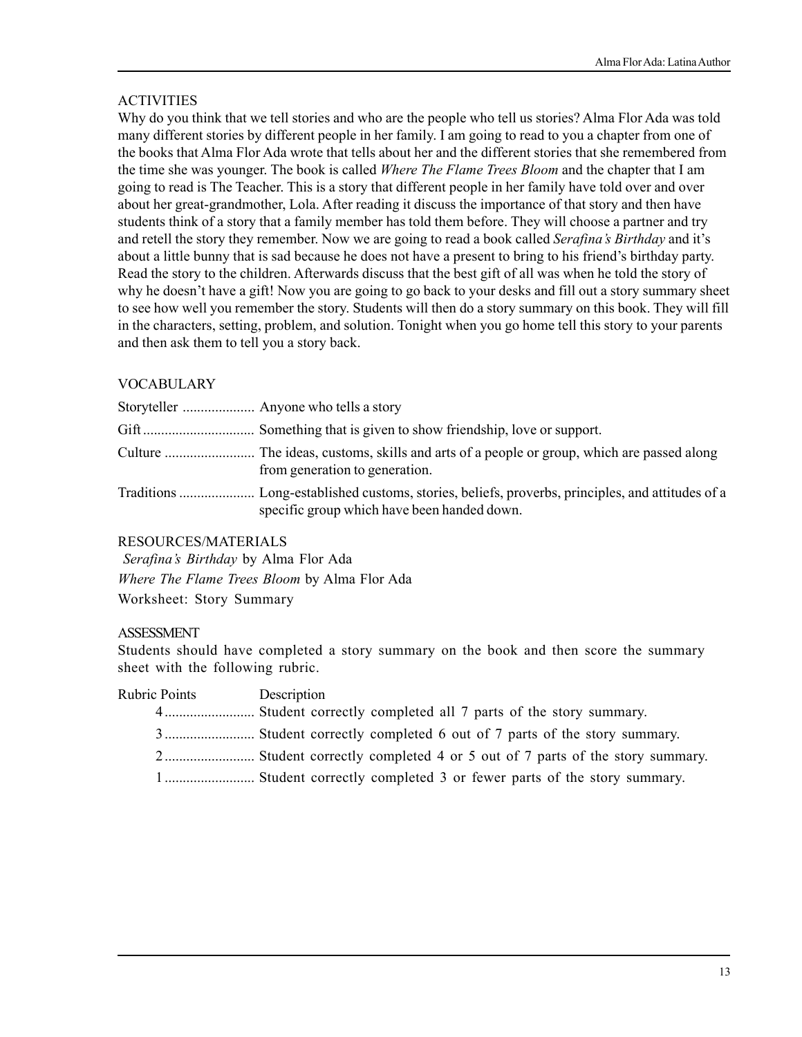## ACTIVITIES

Why do you think that we tell stories and who are the people who tell us stories? Alma Flor Ada was told many different stories by different people in her family. I am going to read to you a chapter from one of the books that Alma Flor Ada wrote that tells about her and the different stories that she remembered from the time she was younger. The book is called *Where The Flame Trees Bloom* and the chapter that I am going to read is The Teacher. This is a story that different people in her family have told over and over about her great-grandmother, Lola. After reading it discuss the importance of that story and then have students think of a story that a family member has told them before. They will choose a partner and try and retell the story they remember. Now we are going to read a book called *Serafina's Birthday* and it's about a little bunny that is sad because he does not have a present to bring to his friend's birthday party. Read the story to the children. Afterwards discuss that the best gift of all was when he told the story of why he doesn't have a gift! Now you are going to go back to your desks and fill out a story summary sheet to see how well you remember the story. Students will then do a story summary on this book. They will fill in the characters, setting, problem, and solution. Tonight when you go home tell this story to your parents and then ask them to tell you a story back.

## VOCABULARY

Storyteller .................... Anyone who tells a story

Gift ............................... Something that is given to show friendship, love or support.

Culture ......................... The ideas, customs, skills and arts of a people or group, which are passed along from generation to generation.

Traditions ..................... Long-established customs, stories, beliefs, proverbs, principles, and attitudes of a specific group which have been handed down.

## RESOURCES/MATERIALS

*Serafina's Birthday* by Alma Flor Ada

*Where The Flame Trees Bloom* by Alma Flor Ada

Worksheet: Story Summary

## ASSESSMENT

Students should have completed a story summary on the book and then score the summary sheet with the following rubric.

| Rubric Points | Description |
|---|---|
| 4 | Student correctly completed all 7 parts of the story summary. |
| 3 | Student correctly completed 6 out of 7 parts of the story summary. |
| 2 | Student correctly completed 4 or 5 out of 7 parts of the story summary. |
| 1 | Student correctly completed 3 or fewer parts of the story summary. |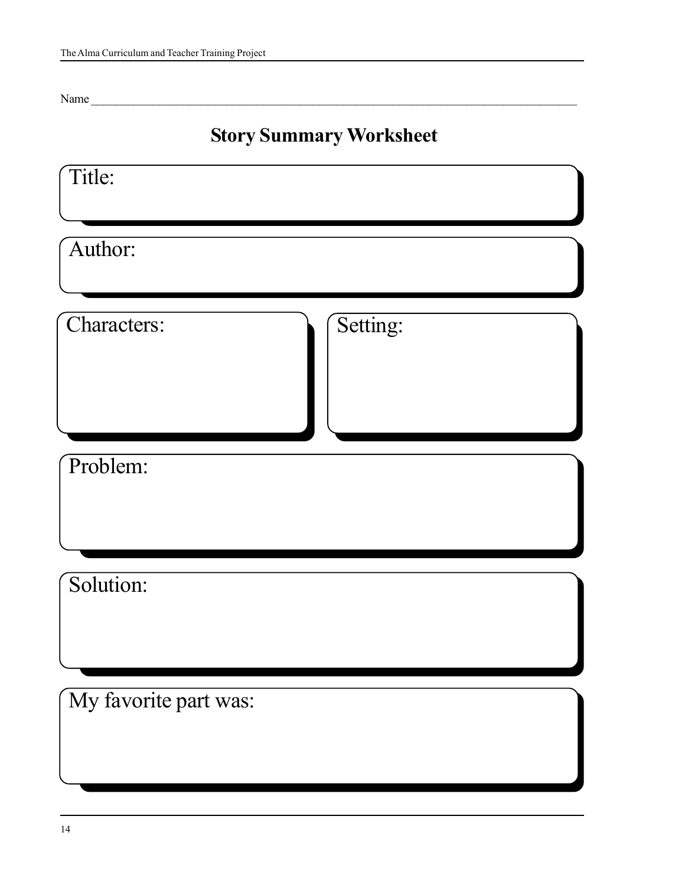Name ____________________________________________

# Story Summary Worksheet

Title:

Author:

Characters:

Setting:

Problem:

Solution:

My favorite part was: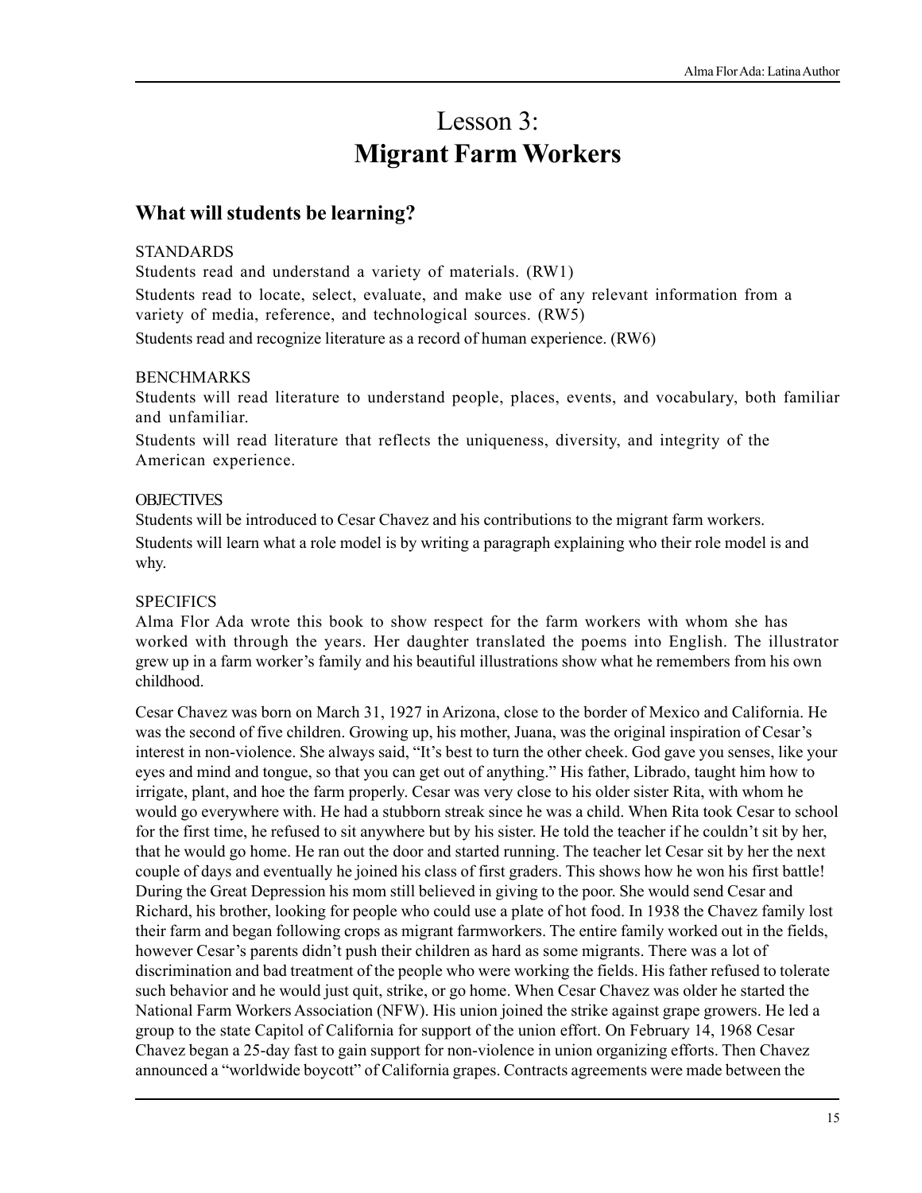# Lesson 3:
# **Migrant Farm Workers**

## What will students be learning?

STANDARDS

Students read and understand a variety of materials. (RW1)

Students read to locate, select, evaluate, and make use of any relevant information from a variety of media, reference, and technological sources. (RW5)

Students read and recognize literature as a record of human experience. (RW6)

BENCHMARKS

Students will read literature to understand people, places, events, and vocabulary, both familiar and unfamiliar.

Students will read literature that reflects the uniqueness, diversity, and integrity of the American experience.

OBJECTIVES

Students will be introduced to Cesar Chavez and his contributions to the migrant farm workers.

Students will learn what a role model is by writing a paragraph explaining who their role model is and why.

SPECIFICS

Alma Flor Ada wrote this book to show respect for the farm workers with whom she has worked with through the years. Her daughter translated the poems into English. The illustrator grew up in a farm worker's family and his beautiful illustrations show what he remembers from his own childhood.

Cesar Chavez was born on March 31, 1927 in Arizona, close to the border of Mexico and California. He was the second of five children. Growing up, his mother, Juana, was the original inspiration of Cesar's interest in non-violence. She always said, "It's best to turn the other cheek. God gave you senses, like your eyes and mind and tongue, so that you can get out of anything." His father, Librado, taught him how to irrigate, plant, and hoe the farm properly. Cesar was very close to his older sister Rita, with whom he would go everywhere with. He had a stubborn streak since he was a child. When Rita took Cesar to school for the first time, he refused to sit anywhere but by his sister. He told the teacher if he couldn't sit by her, that he would go home. He ran out the door and started running. The teacher let Cesar sit by her the next couple of days and eventually he joined his class of first graders. This shows how he won his first battle! During the Great Depression his mom still believed in giving to the poor. She would send Cesar and Richard, his brother, looking for people who could use a plate of hot food. In 1938 the Chavez family lost their farm and began following crops as migrant farmworkers. The entire family worked out in the fields, however Cesar's parents didn't push their children as hard as some migrants. There was a lot of discrimination and bad treatment of the people who were working the fields. His father refused to tolerate such behavior and he would just quit, strike, or go home. When Cesar Chavez was older he started the National Farm Workers Association (NFW). His union joined the strike against grape growers. He led a group to the state Capitol of California for support of the union effort. On February 14, 1968 Cesar Chavez began a 25-day fast to gain support for non-violence in union organizing efforts. Then Chavez announced a "worldwide boycott" of California grapes. Contracts agreements were made between the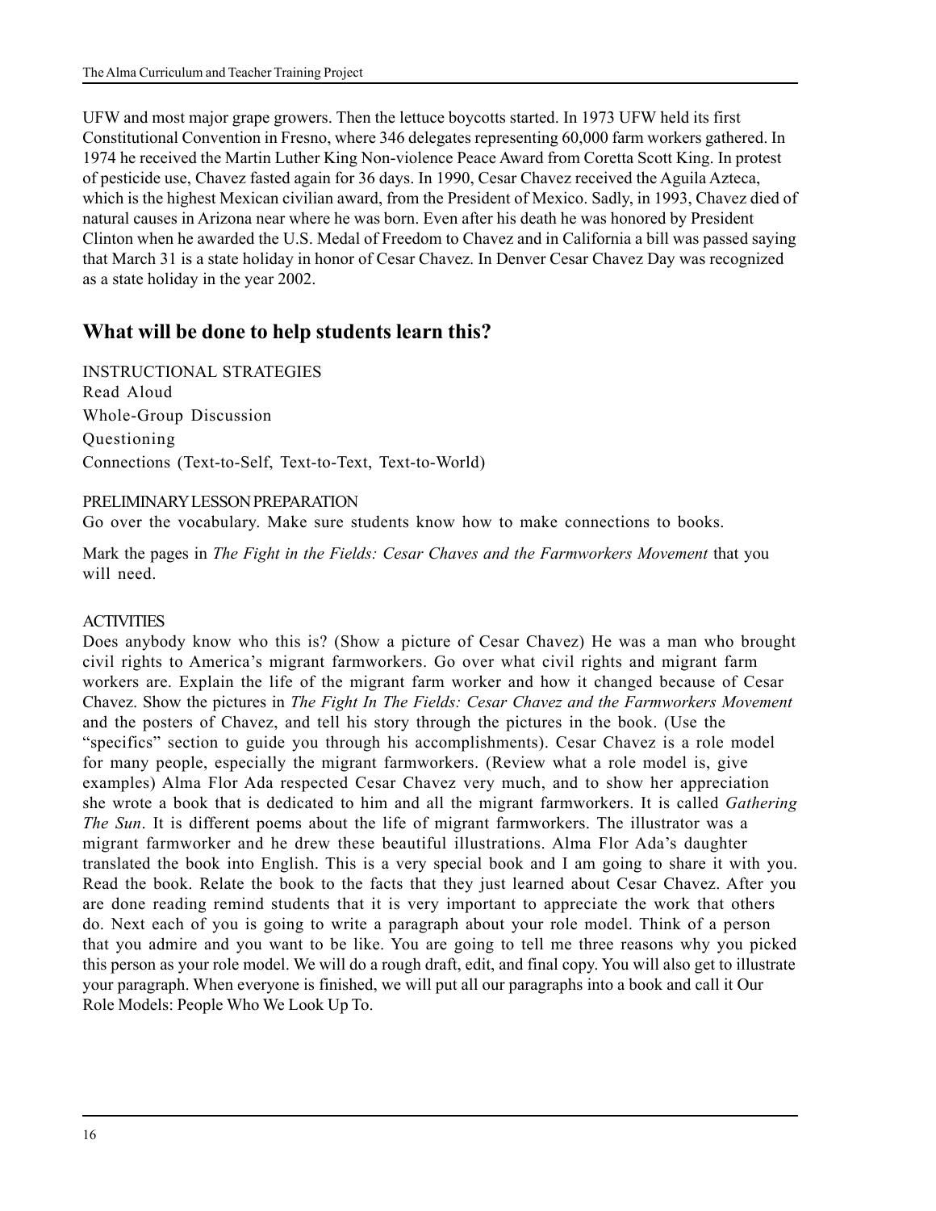UFW and most major grape growers. Then the lettuce boycotts started. In 1973 UFW held its first Constitutional Convention in Fresno, where 346 delegates representing 60,000 farm workers gathered. In 1974 he received the Martin Luther King Non-violence Peace Award from Coretta Scott King. In protest of pesticide use, Chavez fasted again for 36 days. In 1990, Cesar Chavez received the Aguila Azteca, which is the highest Mexican civilian award, from the President of Mexico. Sadly, in 1993, Chavez died of natural causes in Arizona near where he was born. Even after his death he was honored by President Clinton when he awarded the U.S. Medal of Freedom to Chavez and in California a bill was passed saying that March 31 is a state holiday in honor of Cesar Chavez. In Denver Cesar Chavez Day was recognized as a state holiday in the year 2002.

## What will be done to help students learn this?

INSTRUCTIONAL STRATEGIES

Read Aloud

Whole-Group Discussion

Questioning

Connections (Text-to-Self, Text-to-Text, Text-to-World)

PRELIMINARY LESSON PREPARATION

Go over the vocabulary. Make sure students know how to make connections to books.

Mark the pages in *The Fight in the Fields: Cesar Chaves and the Farmworkers Movement* that you will need.

ACTIVITIES

Does anybody know who this is? (Show a picture of Cesar Chavez) He was a man who brought civil rights to America's migrant farmworkers. Go over what civil rights and migrant farm workers are. Explain the life of the migrant farm worker and how it changed because of Cesar Chavez. Show the pictures in *The Fight In The Fields: Cesar Chavez and the Farmworkers Movement* and the posters of Chavez, and tell his story through the pictures in the book. (Use the "specifics" section to guide you through his accomplishments). Cesar Chavez is a role model for many people, especially the migrant farmworkers. (Review what a role model is, give examples) Alma Flor Ada respected Cesar Chavez very much, and to show her appreciation she wrote a book that is dedicated to him and all the migrant farmworkers. It is called *Gathering The Sun*. It is different poems about the life of migrant farmworkers. The illustrator was a migrant farmworker and he drew these beautiful illustrations. Alma Flor Ada's daughter translated the book into English. This is a very special book and I am going to share it with you. Read the book. Relate the book to the facts that they just learned about Cesar Chavez. After you are done reading remind students that it is very important to appreciate the work that others do. Next each of you is going to write a paragraph about your role model. Think of a person that you admire and you want to be like. You are going to tell me three reasons why you picked this person as your role model. We will do a rough draft, edit, and final copy. You will also get to illustrate your paragraph. When everyone is finished, we will put all our paragraphs into a book and call it Our Role Models: People Who We Look Up To.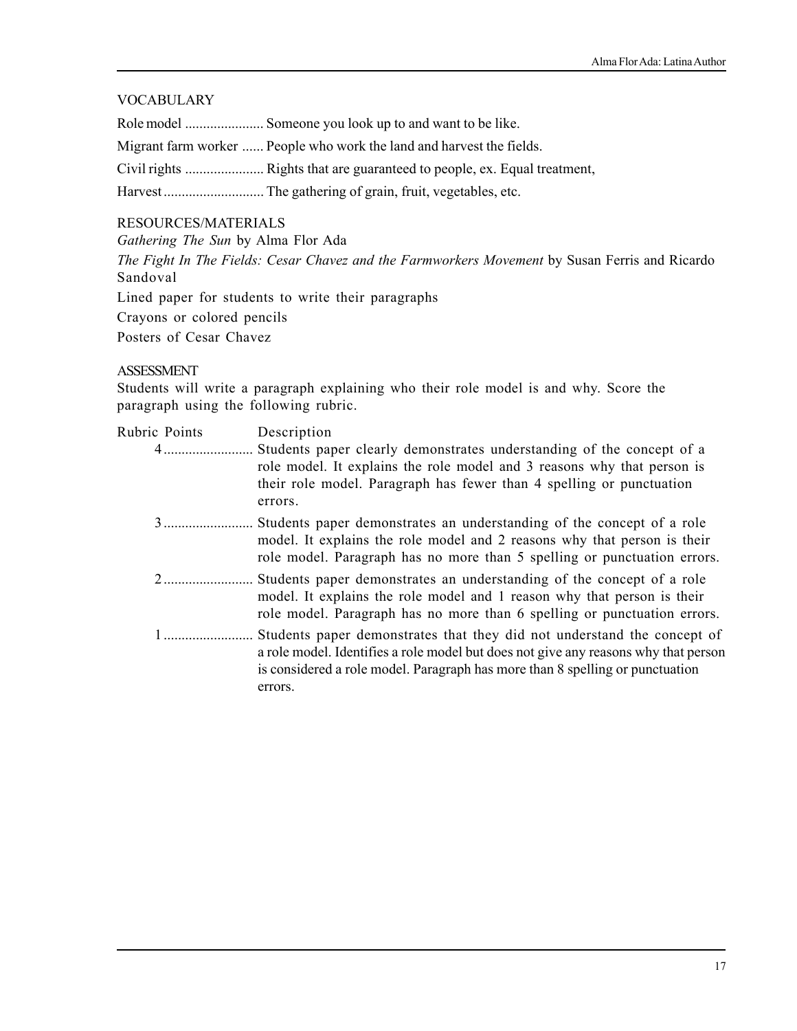## VOCABULARY

Role model ...................... Someone you look up to and want to be like.

Migrant farm worker ...... People who work the land and harvest the fields.

Civil rights ...................... Rights that are guaranteed to people, ex. Equal treatment,

Harvest ............................ The gathering of grain, fruit, vegetables, etc.

## RESOURCES/MATERIALS

*Gathering The Sun* by Alma Flor Ada

*The Fight In The Fields: Cesar Chavez and the Farmworkers Movement* by Susan Ferris and Ricardo Sandoval

Lined paper for students to write their paragraphs

Crayons or colored pencils

Posters of Cesar Chavez

## ASSESSMENT

Students will write a paragraph explaining who their role model is and why. Score the paragraph using the following rubric.

| Rubric Points | Description |
|---|---|
| 4 | Students paper clearly demonstrates understanding of the concept of a role model. It explains the role model and 3 reasons why that person is their role model. Paragraph has fewer than 4 spelling or punctuation errors. |
| 3 | Students paper demonstrates an understanding of the concept of a role model. It explains the role model and 2 reasons why that person is their role model. Paragraph has no more than 5 spelling or punctuation errors. |
| 2 | Students paper demonstrates an understanding of the concept of a role model. It explains the role model and 1 reason why that person is their role model. Paragraph has no more than 6 spelling or punctuation errors. |
| 1 | Students paper demonstrates that they did not understand the concept of a role model. Identifies a role model but does not give any reasons why that person is considered a role model. Paragraph has more than 8 spelling or punctuation errors. |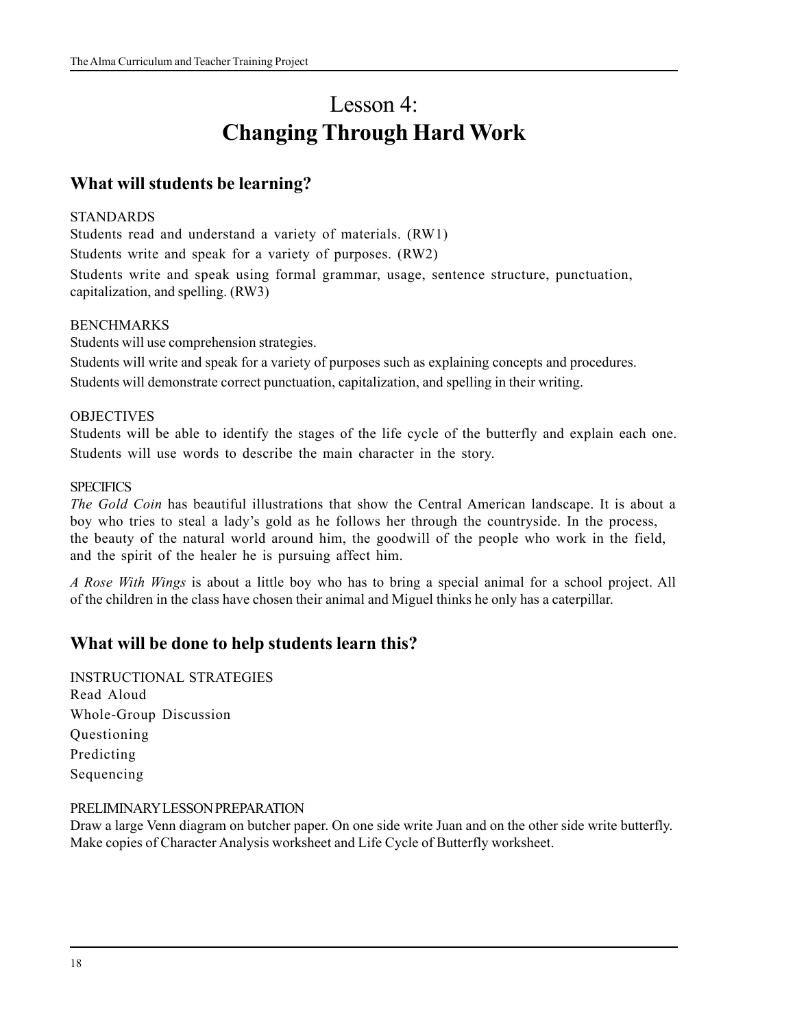# Lesson 4:
# **Changing Through Hard Work**

## What will students be learning?

STANDARDS

Students read and understand a variety of materials. (RW1)

Students write and speak for a variety of purposes. (RW2)

Students write and speak using formal grammar, usage, sentence structure, punctuation, capitalization, and spelling. (RW3)

BENCHMARKS

Students will use comprehension strategies.

Students will write and speak for a variety of purposes such as explaining concepts and procedures.

Students will demonstrate correct punctuation, capitalization, and spelling in their writing.

OBJECTIVES

Students will be able to identify the stages of the life cycle of the butterfly and explain each one.
Students will use words to describe the main character in the story.

SPECIFICS

*The Gold Coin* has beautiful illustrations that show the Central American landscape. It is about a boy who tries to steal a lady's gold as he follows her through the countryside. In the process, the beauty of the natural world around him, the goodwill of the people who work in the field, and the spirit of the healer he is pursuing affect him.

*A Rose With Wings* is about a little boy who has to bring a special animal for a school project. All of the children in the class have chosen their animal and Miguel thinks he only has a caterpillar.

## What will be done to help students learn this?

INSTRUCTIONAL STRATEGIES

Read Aloud

Whole-Group Discussion

Questioning

Predicting

Sequencing

PRELIMINARY LESSON PREPARATION

Draw a large Venn diagram on butcher paper. On one side write Juan and on the other side write butterfly. Make copies of Character Analysis worksheet and Life Cycle of Butterfly worksheet.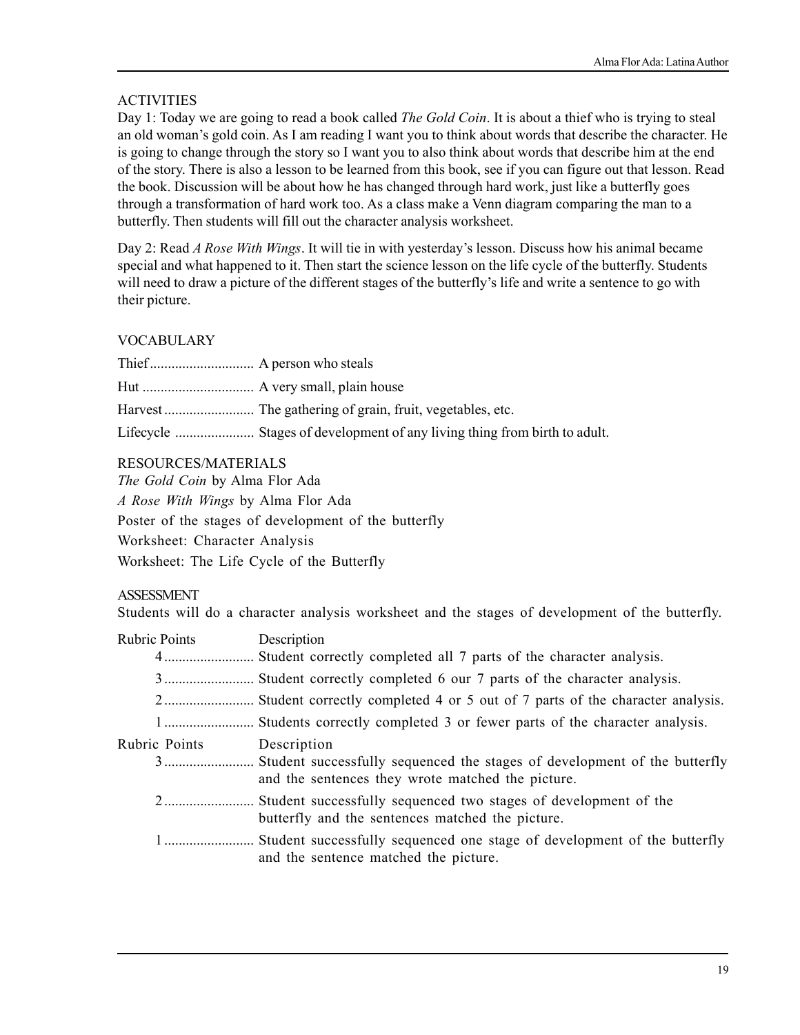## ACTIVITIES

Day 1: Today we are going to read a book called *The Gold Coin*. It is about a thief who is trying to steal an old woman's gold coin. As I am reading I want you to think about words that describe the character. He is going to change through the story so I want you to also think about words that describe him at the end of the story. There is also a lesson to be learned from this book, see if you can figure out that lesson. Read the book. Discussion will be about how he has changed through hard work, just like a butterfly goes through a transformation of hard work too. As a class make a Venn diagram comparing the man to a butterfly. Then students will fill out the character analysis worksheet.

Day 2: Read *A Rose With Wings*. It will tie in with yesterday's lesson. Discuss how his animal became special and what happened to it. Then start the science lesson on the life cycle of the butterfly. Students will need to draw a picture of the different stages of the butterfly's life and write a sentence to go with their picture.

## VOCABULARY

Thief............................ A person who steals

Hut .............................. A very small, plain house

Harvest ......................... The gathering of grain, fruit, vegetables, etc.

Lifecycle ...................... Stages of development of any living thing from birth to adult.

## RESOURCES/MATERIALS

*The Gold Coin* by Alma Flor Ada

*A Rose With Wings* by Alma Flor Ada

Poster of the stages of development of the butterfly

Worksheet: Character Analysis

Worksheet: The Life Cycle of the Butterfly

## ASSESSMENT

Students will do a character analysis worksheet and the stages of development of the butterfly.

| Rubric Points | Description |
|---|---|
| 4 | Student correctly completed all 7 parts of the character analysis. |
| 3 | Student correctly completed 6 our 7 parts of the character analysis. |
| 2 | Student correctly completed 4 or 5 out of 7 parts of the character analysis. |
| 1 | Students correctly completed 3 or fewer parts of the character analysis. |

| Rubric Points | Description |
|---|---|
| 3 | Student successfully sequenced the stages of development of the butterfly and the sentences they wrote matched the picture. |
| 2 | Student successfully sequenced two stages of development of the butterfly and the sentences matched the picture. |
| 1 | Student successfully sequenced one stage of development of the butterfly and the sentence matched the picture. |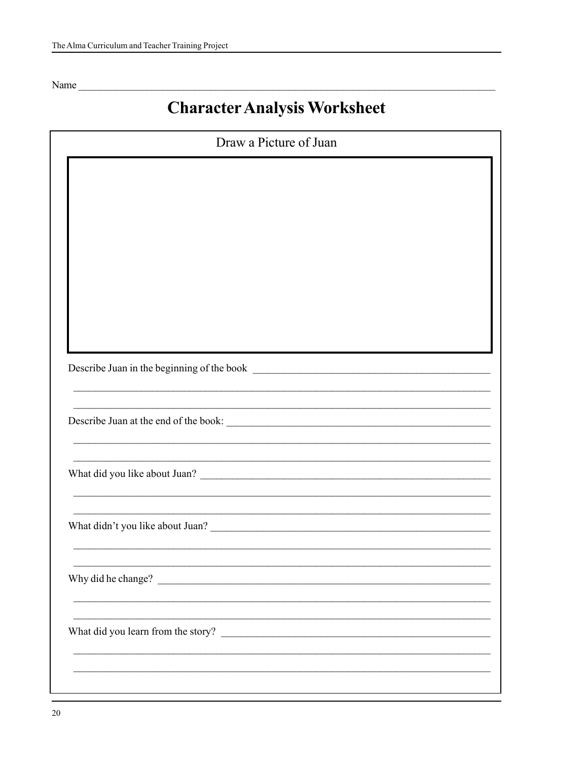Name ______________________________________________________________________________

# Character Analysis Worksheet

Draw a Picture of Juan

Describe Juan in the beginning of the book ____________________________________________

______________________________________________________________________________

______________________________________________________________________________

Describe Juan at the end of the book: _________________________________________________

______________________________________________________________________________

______________________________________________________________________________

What did you like about Juan? _______________________________________________________

______________________________________________________________________________

______________________________________________________________________________

What didn't you like about Juan? _____________________________________________________

______________________________________________________________________________

______________________________________________________________________________

Why did he change? _______________________________________________________________

______________________________________________________________________________

______________________________________________________________________________

What did you learn from the story? ____________________________________________________

______________________________________________________________________________

______________________________________________________________________________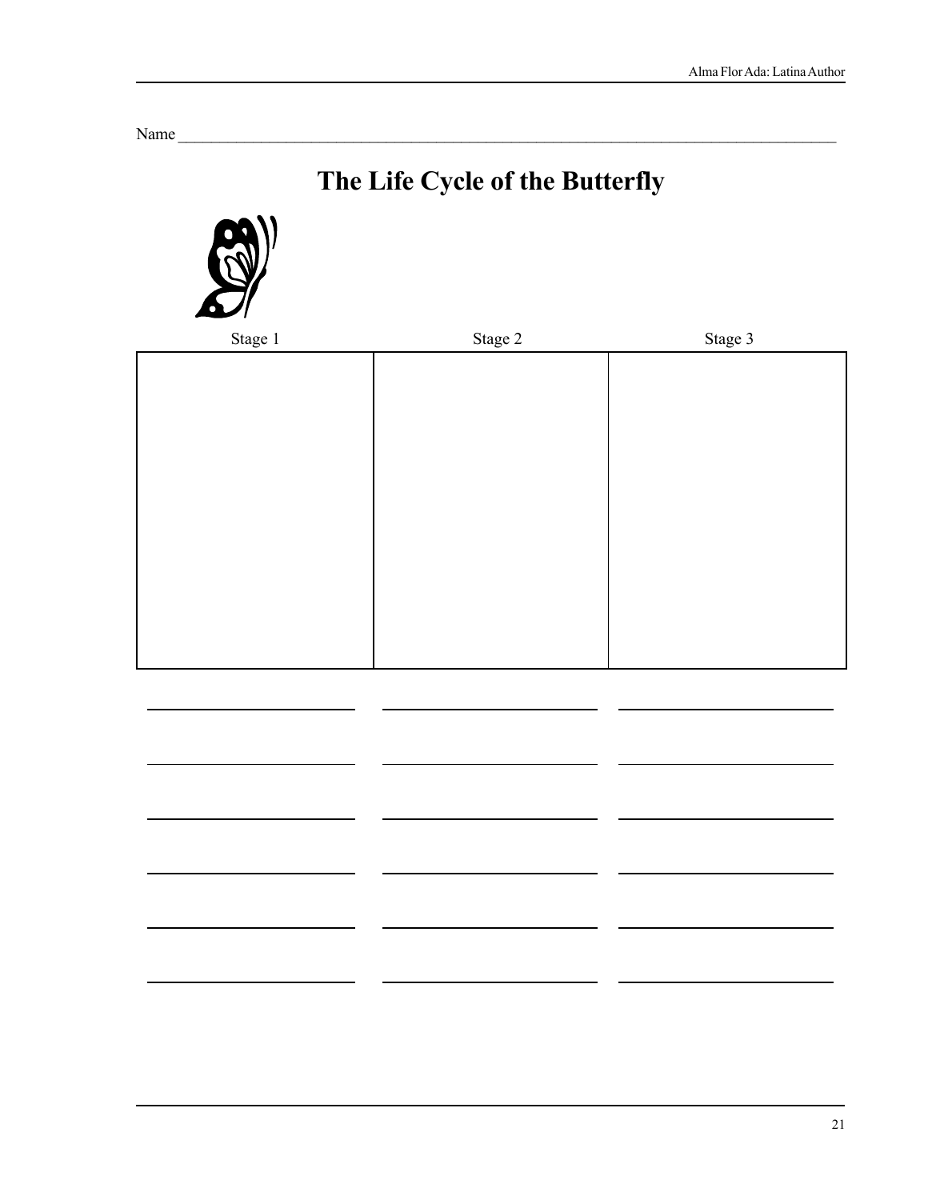Name ______________________________________________________________________________

# The Life Cycle of the Butterfly

| Stage 1 | Stage 2 | Stage 3 |
| --- | --- | --- |
| | | |

______________________ ______________________ ______________________

______________________ ______________________ ______________________

______________________ ______________________ ______________________

______________________ ______________________ ______________________

______________________ ______________________ ______________________

______________________ ______________________ ______________________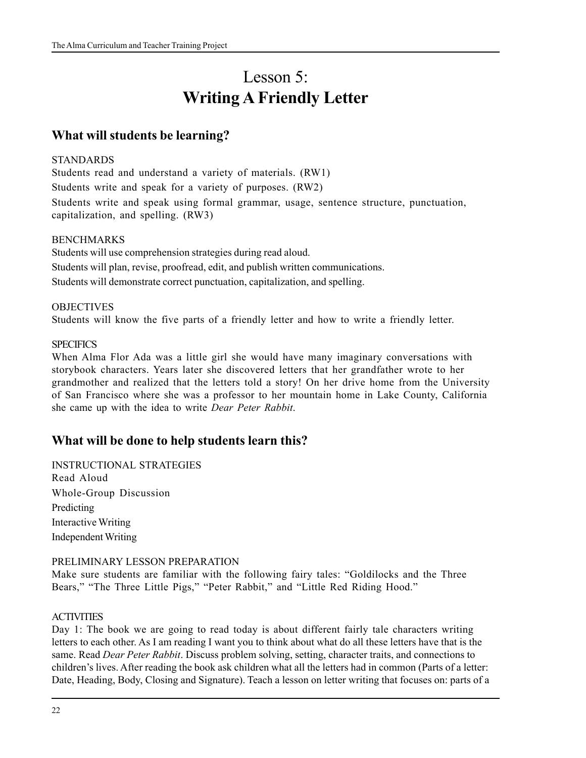# Lesson 5:
# **Writing A Friendly Letter**

## What will students be learning?

STANDARDS

Students read and understand a variety of materials. (RW1)

Students write and speak for a variety of purposes. (RW2)

Students write and speak using formal grammar, usage, sentence structure, punctuation, capitalization, and spelling. (RW3)

BENCHMARKS

Students will use comprehension strategies during read aloud.

Students will plan, revise, proofread, edit, and publish written communications.

Students will demonstrate correct punctuation, capitalization, and spelling.

OBJECTIVES

Students will know the five parts of a friendly letter and how to write a friendly letter.

SPECIFICS

When Alma Flor Ada was a little girl she would have many imaginary conversations with storybook characters. Years later she discovered letters that her grandfather wrote to her grandmother and realized that the letters told a story! On her drive home from the University of San Francisco where she was a professor to her mountain home in Lake County, California she came up with the idea to write *Dear Peter Rabbit*.

## What will be done to help students learn this?

INSTRUCTIONAL STRATEGIES

Read Aloud

Whole-Group Discussion

Predicting

Interactive Writing

Independent Writing

PRELIMINARY LESSON PREPARATION

Make sure students are familiar with the following fairy tales: "Goldilocks and the Three Bears," "The Three Little Pigs," "Peter Rabbit," and "Little Red Riding Hood."

ACTIVITIES

Day 1: The book we are going to read today is about different fairly tale characters writing letters to each other. As I am reading I want you to think about what do all these letters have that is the same. Read *Dear Peter Rabbit*. Discuss problem solving, setting, character traits, and connections to children's lives. After reading the book ask children what all the letters had in common (Parts of a letter: Date, Heading, Body, Closing and Signature). Teach a lesson on letter writing that focuses on: parts of a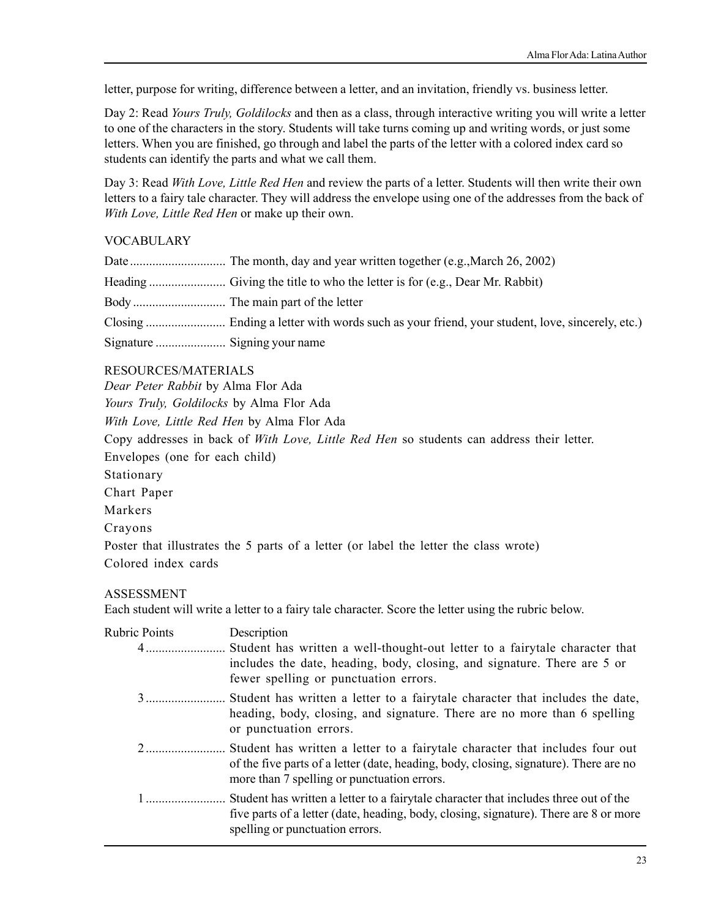letter, purpose for writing, difference between a letter, and an invitation, friendly vs. business letter.

Day 2: Read *Yours Truly, Goldilocks* and then as a class, through interactive writing you will write a letter to one of the characters in the story. Students will take turns coming up and writing words, or just some letters. When you are finished, go through and label the parts of the letter with a colored index card so students can identify the parts and what we call them.

Day 3: Read *With Love, Little Red Hen* and review the parts of a letter. Students will then write their own letters to a fairy tale character. They will address the envelope using one of the addresses from the back of *With Love, Little Red Hen* or make up their own.

VOCABULARY

Date ............................. The month, day and year written together (e.g.,March 26, 2002)

Heading ........................ Giving the title to who the letter is for (e.g., Dear Mr. Rabbit)

Body ............................ The main part of the letter

Closing ......................... Ending a letter with words such as your friend, your student, love, sincerely, etc.)

Signature ..................... Signing your name

RESOURCES/MATERIALS

*Dear Peter Rabbit* by Alma Flor Ada
*Yours Truly, Goldilocks* by Alma Flor Ada
*With Love, Little Red Hen* by Alma Flor Ada
Copy addresses in back of *With Love, Little Red Hen* so students can address their letter.
Envelopes (one for each child)
Stationary
Chart Paper
Markers
Crayons
Poster that illustrates the 5 parts of a letter (or label the letter the class wrote)
Colored index cards

ASSESSMENT

Each student will write a letter to a fairy tale character. Score the letter using the rubric below.

| Rubric Points | Description |
|---|---|
| 4 | Student has written a well-thought-out letter to a fairytale character that includes the date, heading, body, closing, and signature. There are 5 or fewer spelling or punctuation errors. |
| 3 | Student has written a letter to a fairytale character that includes the date, heading, body, closing, and signature. There are no more than 6 spelling or punctuation errors. |
| 2 | Student has written a letter to a fairytale character that includes four out of the five parts of a letter (date, heading, body, closing, signature). There are no more than 7 spelling or punctuation errors. |
| 1 | Student has written a letter to a fairytale character that includes three out of the five parts of a letter (date, heading, body, closing, signature). There are 8 or more spelling or punctuation errors. |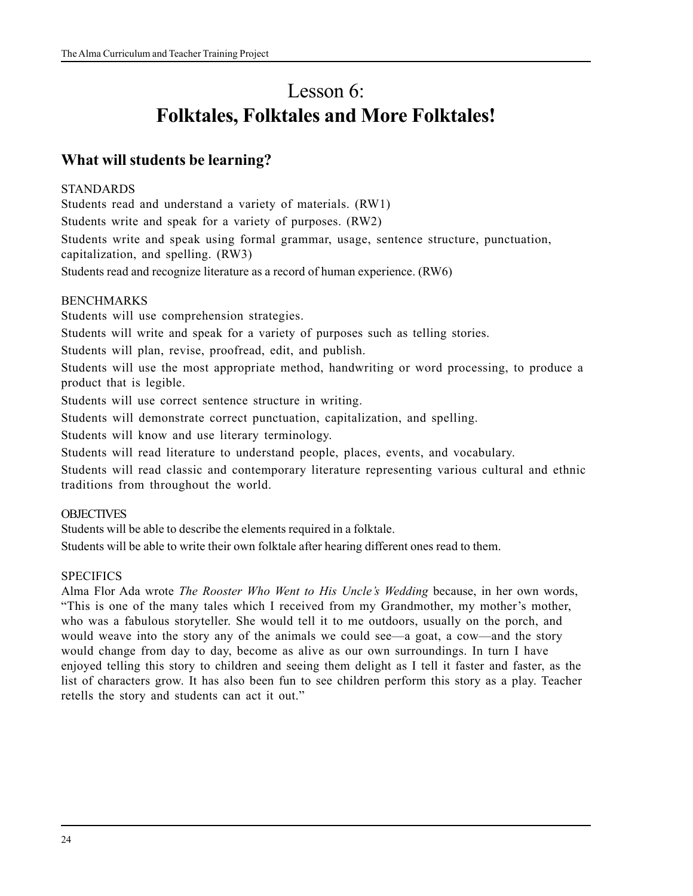# Lesson 6:
# **Folktales, Folktales and More Folktales!**

## What will students be learning?

STANDARDS

Students read and understand a variety of materials. (RW1)

Students write and speak for a variety of purposes. (RW2)

Students write and speak using formal grammar, usage, sentence structure, punctuation, capitalization, and spelling. (RW3)

Students read and recognize literature as a record of human experience. (RW6)

BENCHMARKS

Students will use comprehension strategies.

Students will write and speak for a variety of purposes such as telling stories.

Students will plan, revise, proofread, edit, and publish.

Students will use the most appropriate method, handwriting or word processing, to produce a product that is legible.

Students will use correct sentence structure in writing.

Students will demonstrate correct punctuation, capitalization, and spelling.

Students will know and use literary terminology.

Students will read literature to understand people, places, events, and vocabulary.

Students will read classic and contemporary literature representing various cultural and ethnic traditions from throughout the world.

OBJECTIVES

Students will be able to describe the elements required in a folktale.

Students will be able to write their own folktale after hearing different ones read to them.

SPECIFICS

Alma Flor Ada wrote *The Rooster Who Went to His Uncle's Wedding* because, in her own words, "This is one of the many tales which I received from my Grandmother, my mother's mother, who was a fabulous storyteller. She would tell it to me outdoors, usually on the porch, and would weave into the story any of the animals we could see—a goat, a cow—and the story would change from day to day, become as alive as our own surroundings. In turn I have enjoyed telling this story to children and seeing them delight as I tell it faster and faster, as the list of characters grow. It has also been fun to see children perform this story as a play. Teacher retells the story and students can act it out."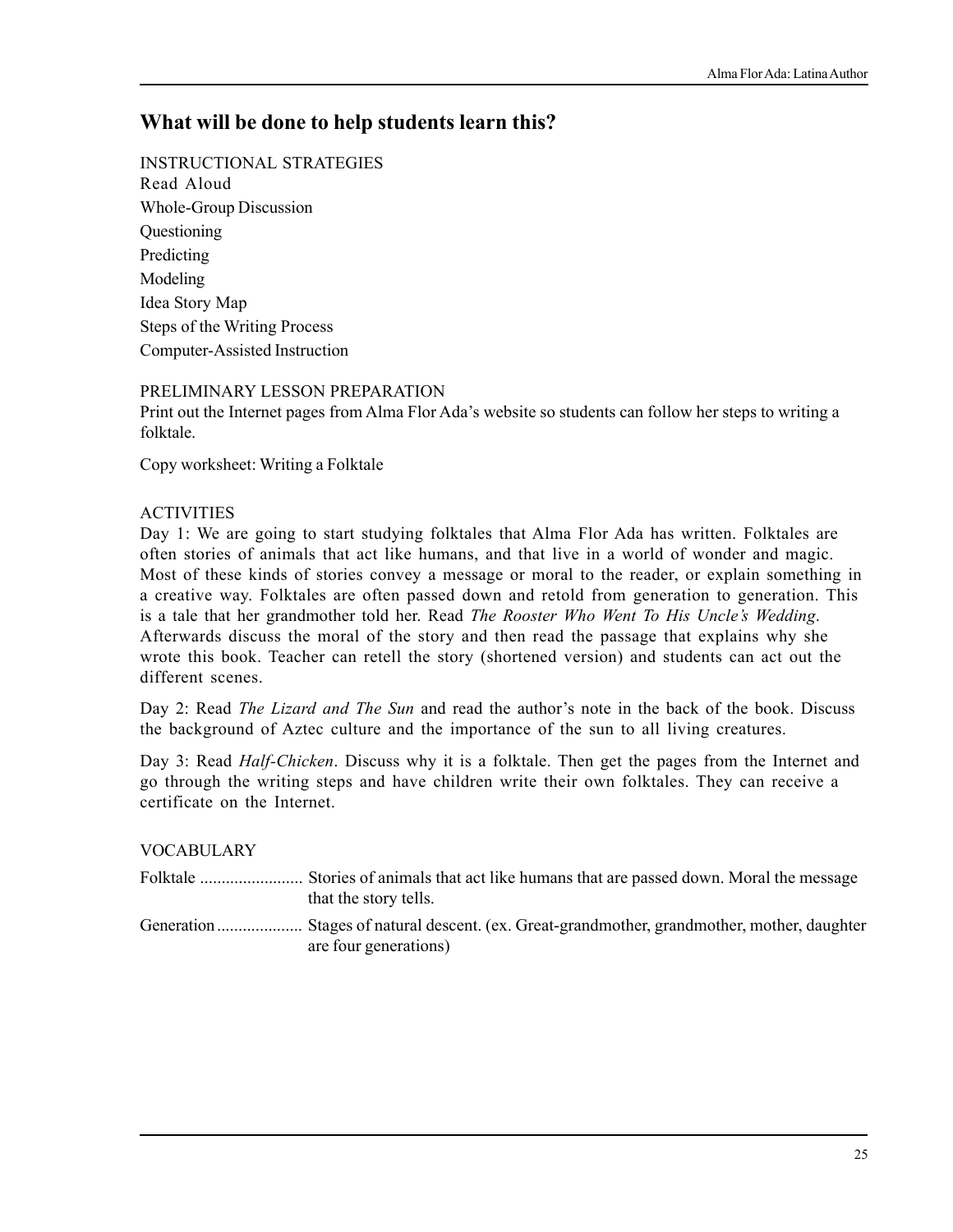## What will be done to help students learn this?

INSTRUCTIONAL STRATEGIES
Read Aloud
Whole-Group Discussion
Questioning
Predicting
Modeling
Idea Story Map
Steps of the Writing Process
Computer-Assisted Instruction

PRELIMINARY LESSON PREPARATION
Print out the Internet pages from Alma Flor Ada's website so students can follow her steps to writing a folktale.

Copy worksheet: Writing a Folktale

ACTIVITIES
Day 1: We are going to start studying folktales that Alma Flor Ada has written. Folktales are often stories of animals that act like humans, and that live in a world of wonder and magic. Most of these kinds of stories convey a message or moral to the reader, or explain something in a creative way. Folktales are often passed down and retold from generation to generation. This is a tale that her grandmother told her. Read *The Rooster Who Went To His Uncle's Wedding*. Afterwards discuss the moral of the story and then read the passage that explains why she wrote this book. Teacher can retell the story (shortened version) and students can act out the different scenes.

Day 2: Read *The Lizard and The Sun* and read the author's note in the back of the book. Discuss the background of Aztec culture and the importance of the sun to all living creatures.

Day 3: Read *Half-Chicken*. Discuss why it is a folktale. Then get the pages from the Internet and go through the writing steps and have children write their own folktales. They can receive a certificate on the Internet.

VOCABULARY

Folktale ........................ Stories of animals that act like humans that are passed down. Moral the message that the story tells.

Generation .................... Stages of natural descent. (ex. Great-grandmother, grandmother, mother, daughter are four generations)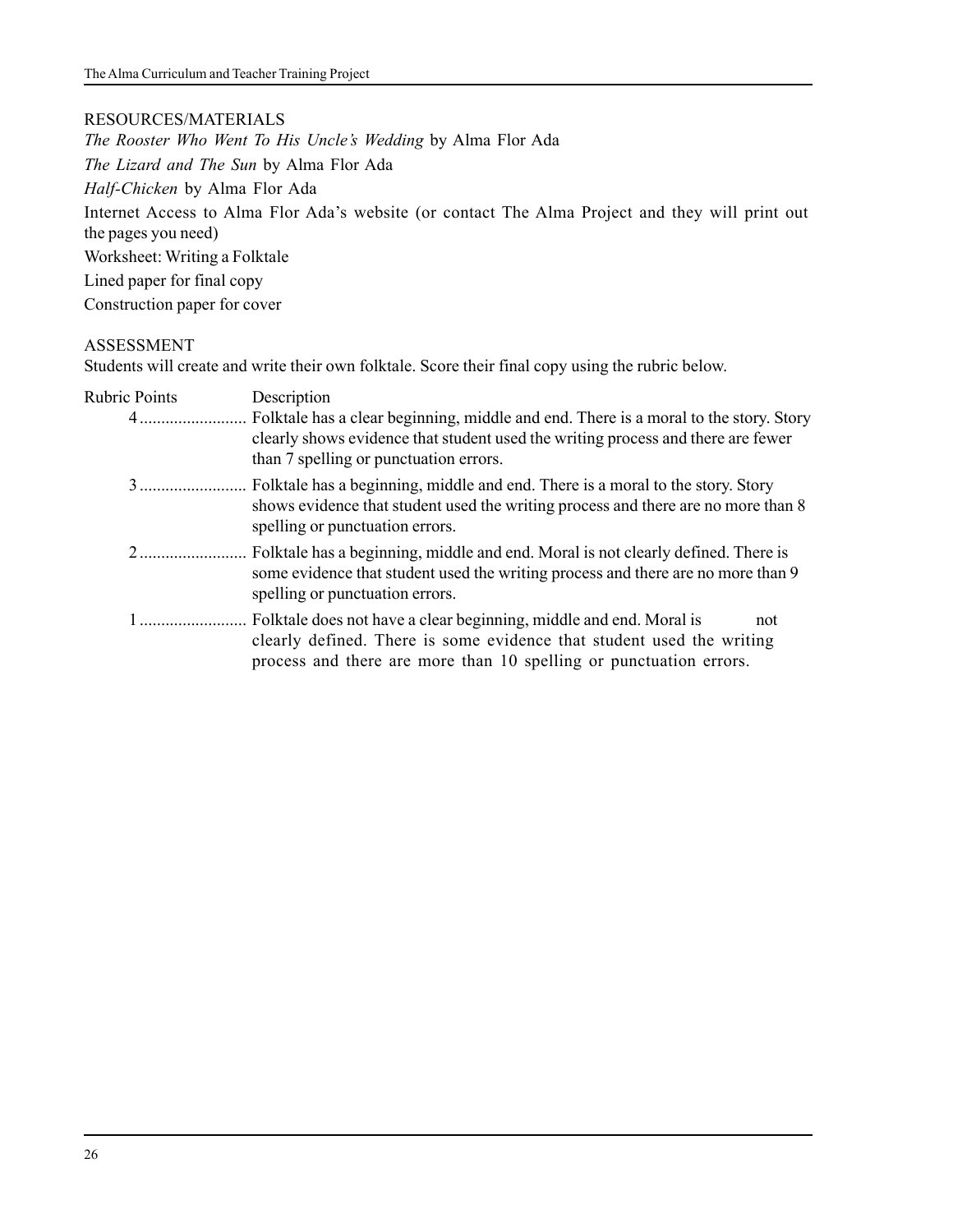## RESOURCES/MATERIALS

*The Rooster Who Went To His Uncle's Wedding* by Alma Flor Ada

*The Lizard and The Sun* by Alma Flor Ada

*Half-Chicken* by Alma Flor Ada

Internet Access to Alma Flor Ada's website (or contact The Alma Project and they will print out the pages you need)

Worksheet: Writing a Folktale

Lined paper for final copy

Construction paper for cover

## ASSESSMENT

Students will create and write their own folktale. Score their final copy using the rubric below.

| Rubric Points | Description |
|---|---|
| 4 | Folktale has a clear beginning, middle and end. There is a moral to the story. Story clearly shows evidence that student used the writing process and there are fewer than 7 spelling or punctuation errors. |
| 3 | Folktale has a beginning, middle and end. There is a moral to the story. Story shows evidence that student used the writing process and there are no more than 8 spelling or punctuation errors. |
| 2 | Folktale has a beginning, middle and end. Moral is not clearly defined. There is some evidence that student used the writing process and there are no more than 9 spelling or punctuation errors. |
| 1 | Folktale does not have a clear beginning, middle and end. Moral is not clearly defined. There is some evidence that student used the writing process and there are more than 10 spelling or punctuation errors. |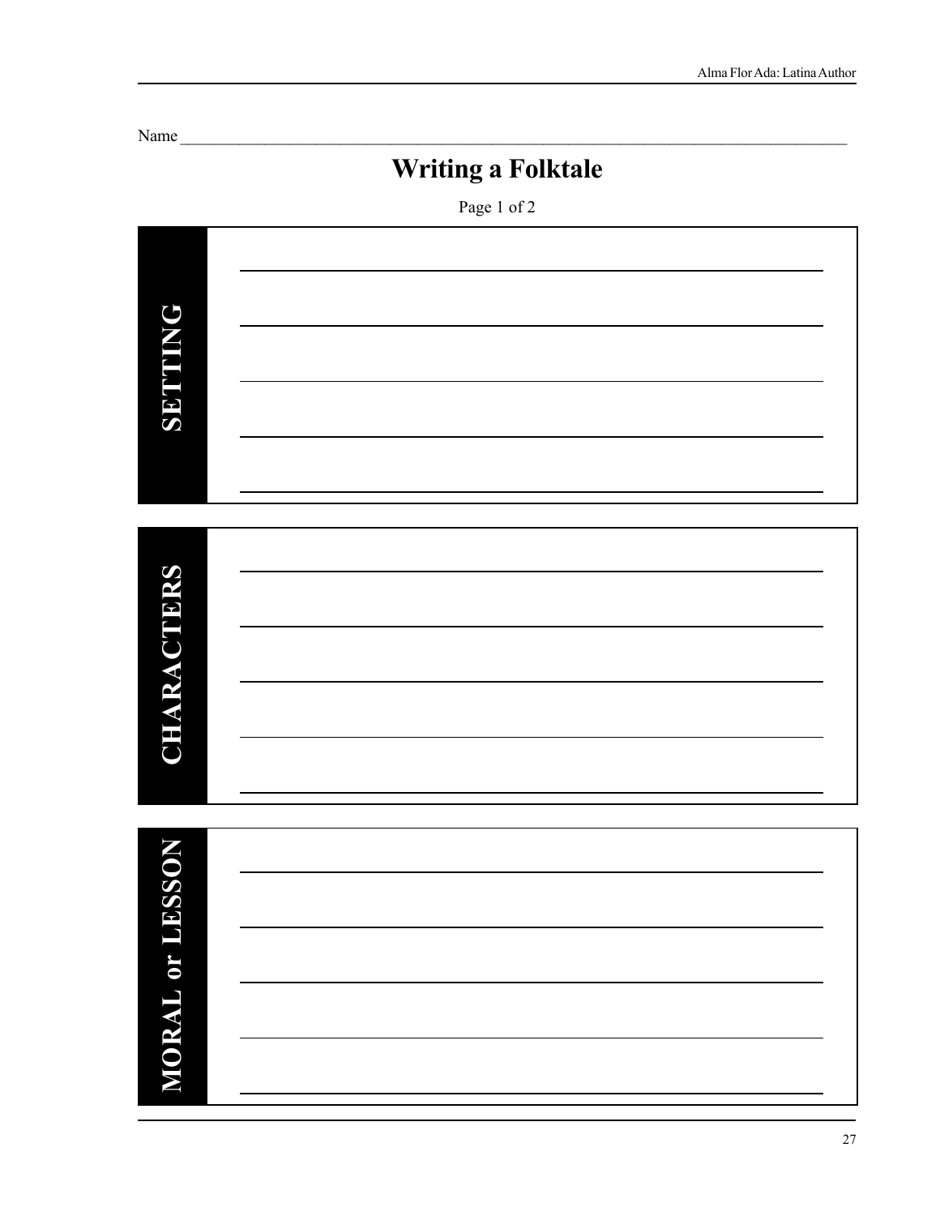Name ___________________________________________

# Writing a Folktale

Page 1 of 2

**SETTING**

___________________________________________

___________________________________________

___________________________________________

___________________________________________

___________________________________________

**CHARACTERS**

___________________________________________

___________________________________________

___________________________________________

___________________________________________

___________________________________________

**MORAL or LESSON**

___________________________________________

___________________________________________

___________________________________________

___________________________________________

___________________________________________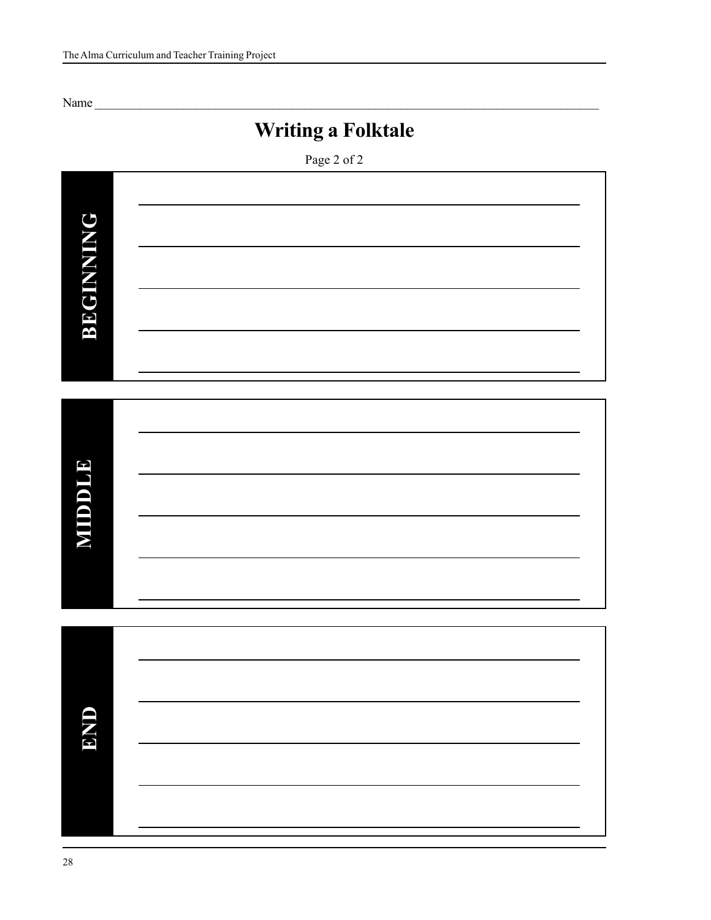Name ___________________________________________________________________________

# Writing a Folktale

Page 2 of 2

**BEGINNING**

_______________________________________________________________

_______________________________________________________________

_______________________________________________________________

_______________________________________________________________

_______________________________________________________________

**MIDDLE**

_______________________________________________________________

_______________________________________________________________

_______________________________________________________________

_______________________________________________________________

_______________________________________________________________

**END**

_______________________________________________________________

_______________________________________________________________

_______________________________________________________________

_______________________________________________________________

_______________________________________________________________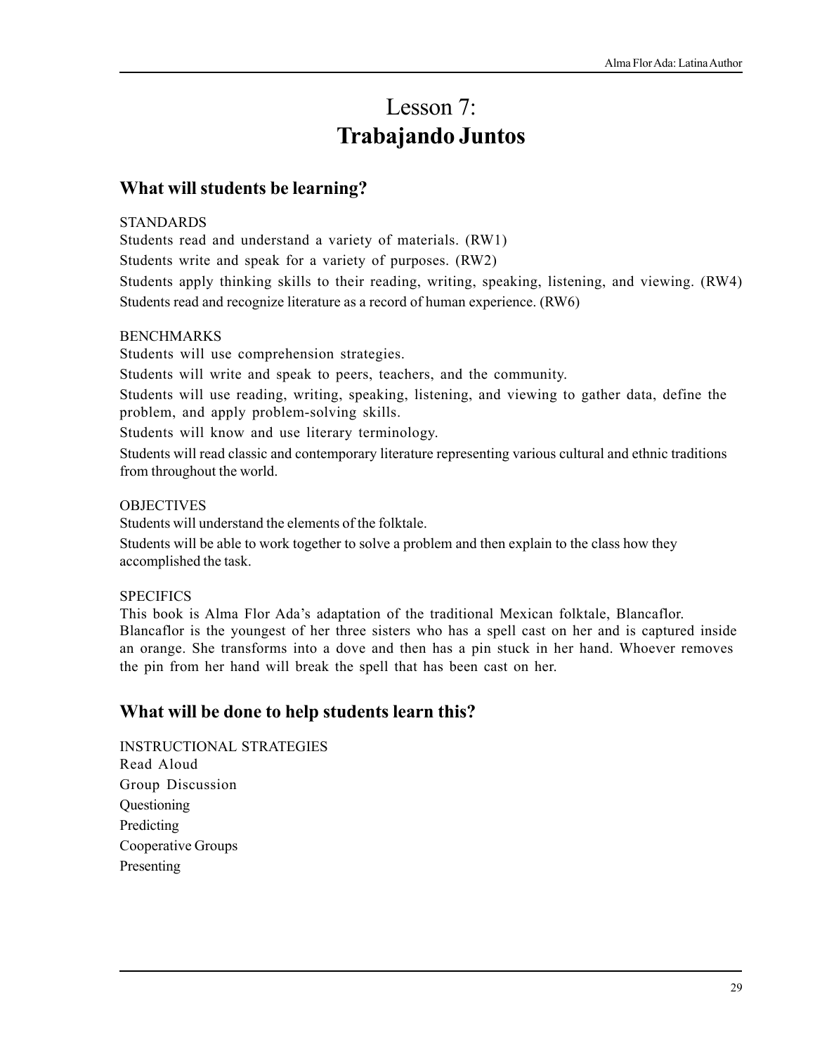# Lesson 7:
# **Trabajando Juntos**

## What will students be learning?

STANDARDS

Students read and understand a variety of materials. (RW1)

Students write and speak for a variety of purposes. (RW2)

Students apply thinking skills to their reading, writing, speaking, listening, and viewing. (RW4)

Students read and recognize literature as a record of human experience. (RW6)

BENCHMARKS

Students will use comprehension strategies.

Students will write and speak to peers, teachers, and the community.

Students will use reading, writing, speaking, listening, and viewing to gather data, define the problem, and apply problem-solving skills.

Students will know and use literary terminology.

Students will read classic and contemporary literature representing various cultural and ethnic traditions from throughout the world.

OBJECTIVES

Students will understand the elements of the folktale.

Students will be able to work together to solve a problem and then explain to the class how they accomplished the task.

SPECIFICS

This book is Alma Flor Ada's adaptation of the traditional Mexican folktale, Blancaflor. Blancaflor is the youngest of her three sisters who has a spell cast on her and is captured inside an orange. She transforms into a dove and then has a pin stuck in her hand. Whoever removes the pin from her hand will break the spell that has been cast on her.

## What will be done to help students learn this?

INSTRUCTIONAL STRATEGIES

Read Aloud

Group Discussion

Questioning

Predicting

Cooperative Groups

Presenting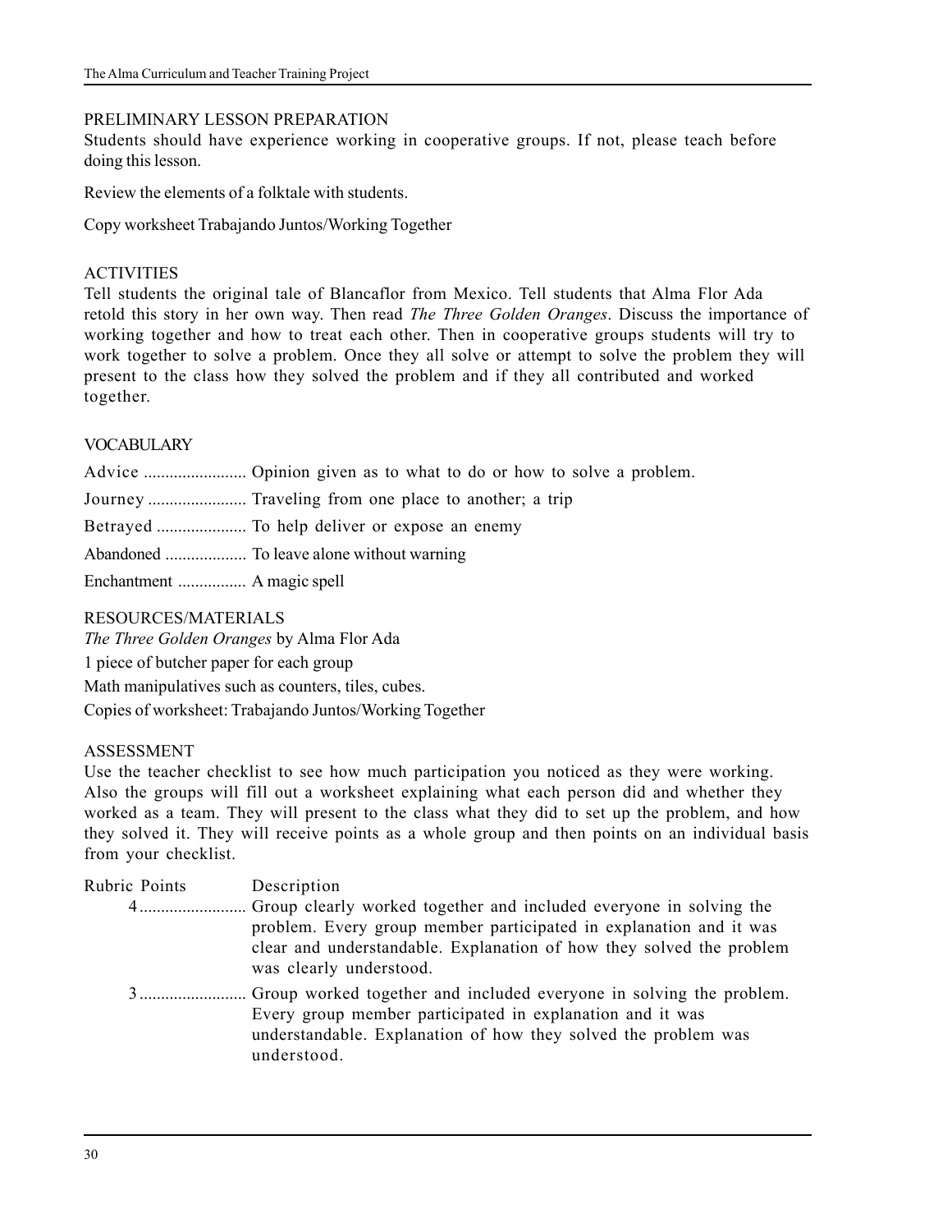## PRELIMINARY LESSON PREPARATION

Students should have experience working in cooperative groups. If not, please teach before doing this lesson.

Review the elements of a folktale with students.

Copy worksheet Trabajando Juntos/Working Together

## ACTIVITIES

Tell students the original tale of Blancaflor from Mexico. Tell students that Alma Flor Ada retold this story in her own way. Then read *The Three Golden Oranges*. Discuss the importance of working together and how to treat each other. Then in cooperative groups students will try to work together to solve a problem. Once they all solve or attempt to solve the problem they will present to the class how they solved the problem and if they all contributed and worked together.

## VOCABULARY

Advice ........................ Opinion given as to what to do or how to solve a problem.

Journey ....................... Traveling from one place to another; a trip

Betrayed ..................... To help deliver or expose an enemy

Abandoned ................... To leave alone without warning

Enchantment ................ A magic spell

## RESOURCES/MATERIALS

*The Three Golden Oranges* by Alma Flor Ada

1 piece of butcher paper for each group

Math manipulatives such as counters, tiles, cubes.

Copies of worksheet: Trabajando Juntos/Working Together

## ASSESSMENT

Use the teacher checklist to see how much participation you noticed as they were working. Also the groups will fill out a worksheet explaining what each person did and whether they worked as a team. They will present to the class what they did to set up the problem, and how they solved it. They will receive points as a whole group and then points on an individual basis from your checklist.

| Rubric Points | Description |
| --- | --- |
| 4 | Group clearly worked together and included everyone in solving the problem. Every group member participated in explanation and it was clear and understandable. Explanation of how they solved the problem was clearly understood. |
| 3 | Group worked together and included everyone in solving the problem. Every group member participated in explanation and it was understandable. Explanation of how they solved the problem was understood. |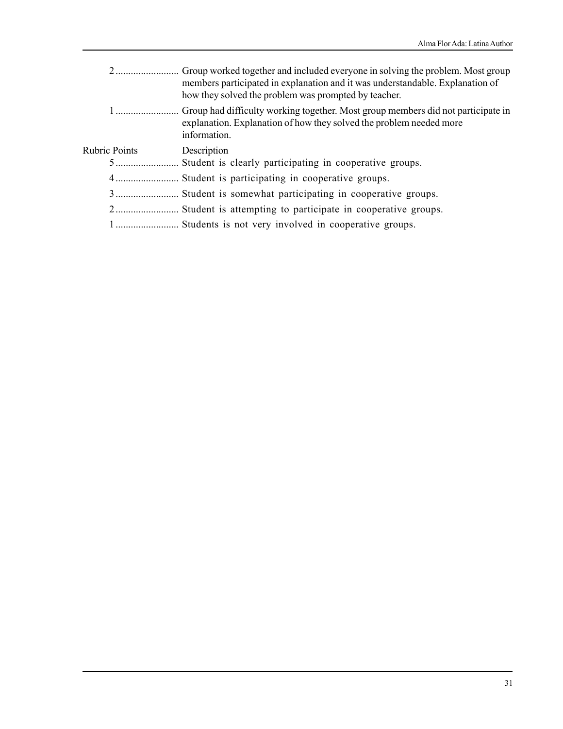2 ......................... Group worked together and included everyone in solving the problem. Most group members participated in explanation and it was understandable. Explanation of how they solved the problem was prompted by teacher.

1 ......................... Group had difficulty working together. Most group members did not participate in explanation. Explanation of how they solved the problem needed more information.

Rubric Points Description

5 ......................... Student is clearly participating in cooperative groups.

4 ......................... Student is participating in cooperative groups.

3 ......................... Student is somewhat participating in cooperative groups.

2 ......................... Student is attempting to participate in cooperative groups.

1 ......................... Students is not very involved in cooperative groups.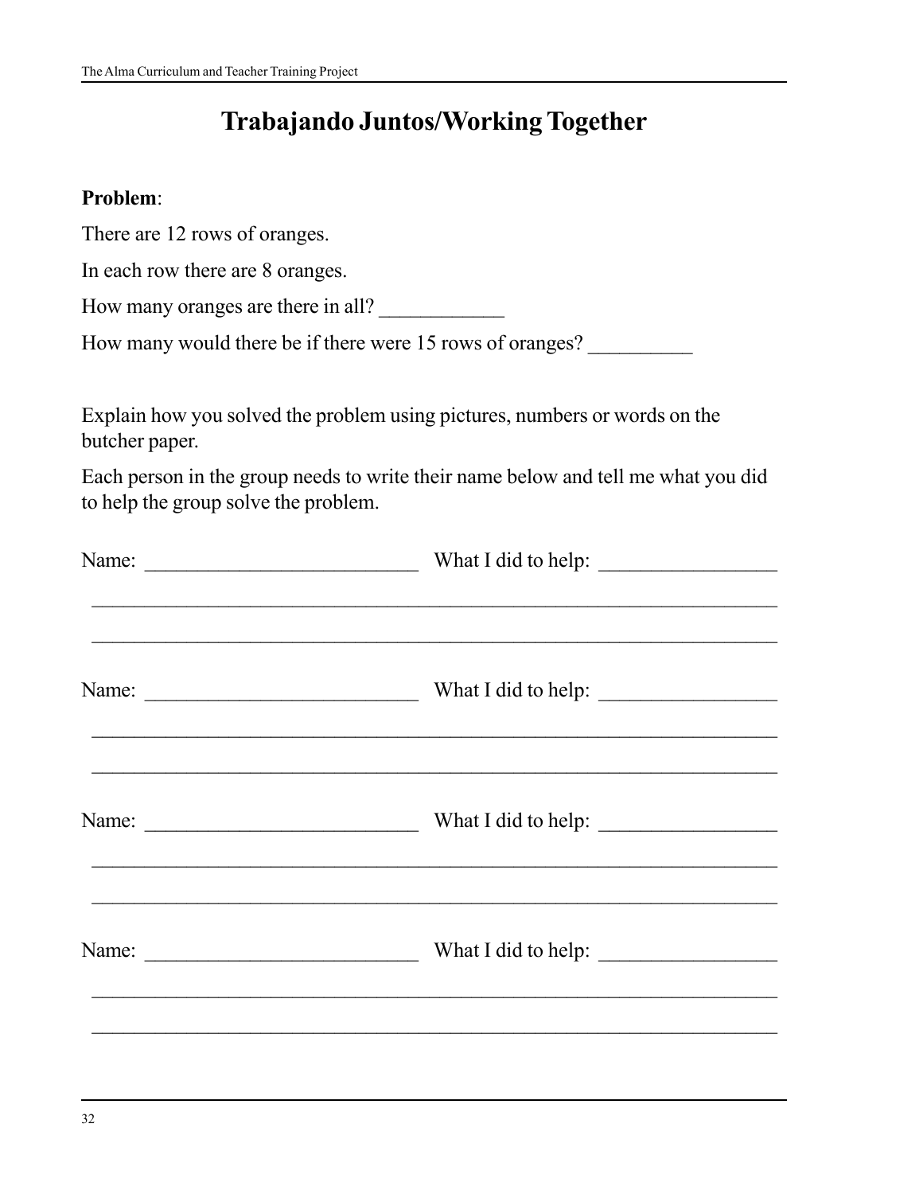# Trabajando Juntos/Working Together

**Problem**:

There are 12 rows of oranges.

In each row there are 8 oranges.

How many oranges are there in all? ___________

How many would there be if there were 15 rows of oranges? _________

Explain how you solved the problem using pictures, numbers or words on the butcher paper.

Each person in the group needs to write their name below and tell me what you did to help the group solve the problem.

Name: _________________________ What I did to help: ________________

_______________________________________________________________

_______________________________________________________________

Name: _________________________ What I did to help: ________________

_______________________________________________________________

_______________________________________________________________

Name: _________________________ What I did to help: ________________

_______________________________________________________________

_______________________________________________________________

Name: _________________________ What I did to help: ________________

_______________________________________________________________

_______________________________________________________________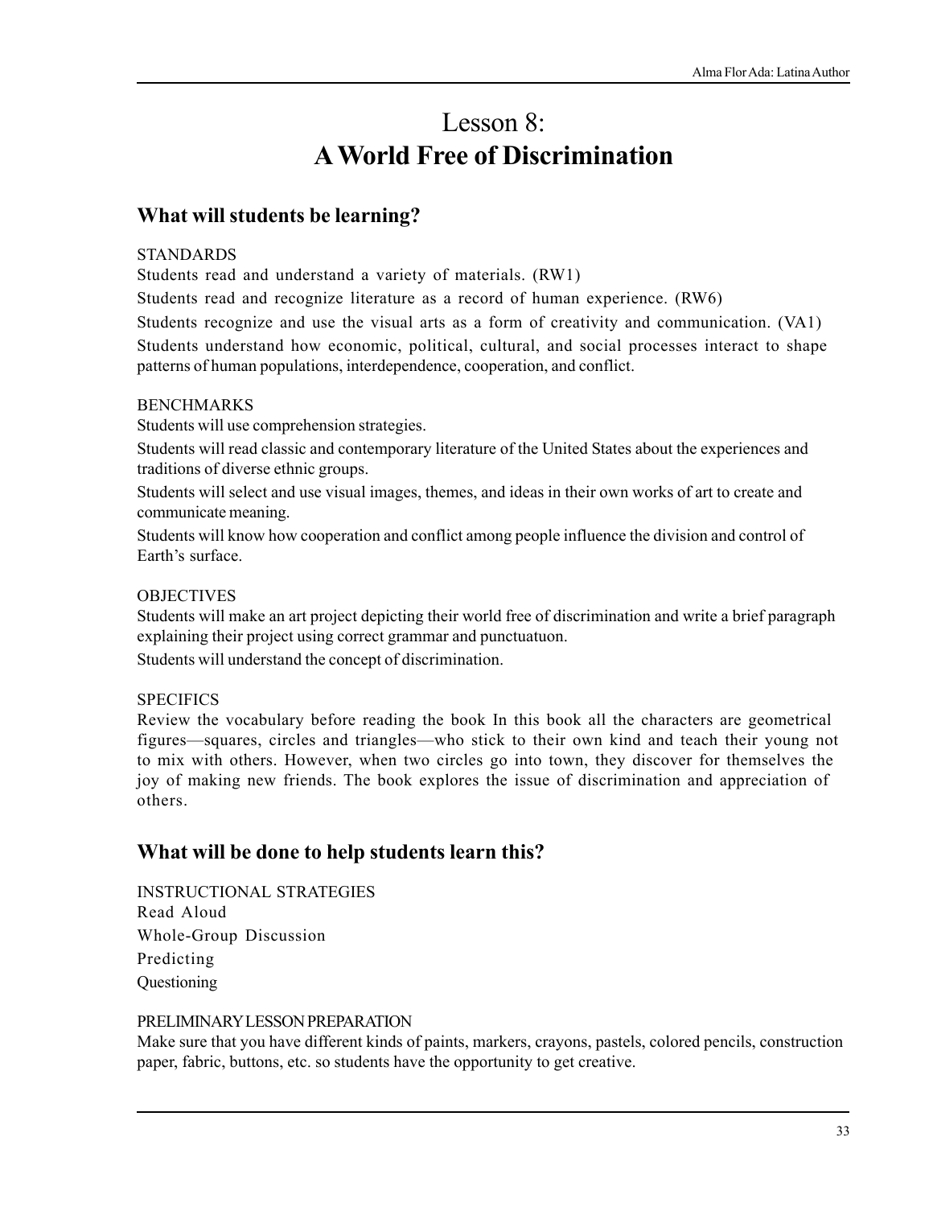# Lesson 8:
# A World Free of Discrimination

## What will students be learning?

STANDARDS

Students read and understand a variety of materials. (RW1)

Students read and recognize literature as a record of human experience. (RW6)

Students recognize and use the visual arts as a form of creativity and communication. (VA1)

Students understand how economic, political, cultural, and social processes interact to shape patterns of human populations, interdependence, cooperation, and conflict.

BENCHMARKS

Students will use comprehension strategies.

Students will read classic and contemporary literature of the United States about the experiences and traditions of diverse ethnic groups.

Students will select and use visual images, themes, and ideas in their own works of art to create and communicate meaning.

Students will know how cooperation and conflict among people influence the division and control of Earth's surface.

OBJECTIVES

Students will make an art project depicting their world free of discrimination and write a brief paragraph explaining their project using correct grammar and punctuatuon.

Students will understand the concept of discrimination.

SPECIFICS

Review the vocabulary before reading the book In this book all the characters are geometrical figures—squares, circles and triangles—who stick to their own kind and teach their young not to mix with others. However, when two circles go into town, they discover for themselves the joy of making new friends. The book explores the issue of discrimination and appreciation of others.

## What will be done to help students learn this?

INSTRUCTIONAL STRATEGIES

Read Aloud

Whole-Group Discussion

Predicting

Questioning

PRELIMINARY LESSON PREPARATION

Make sure that you have different kinds of paints, markers, crayons, pastels, colored pencils, construction paper, fabric, buttons, etc. so students have the opportunity to get creative.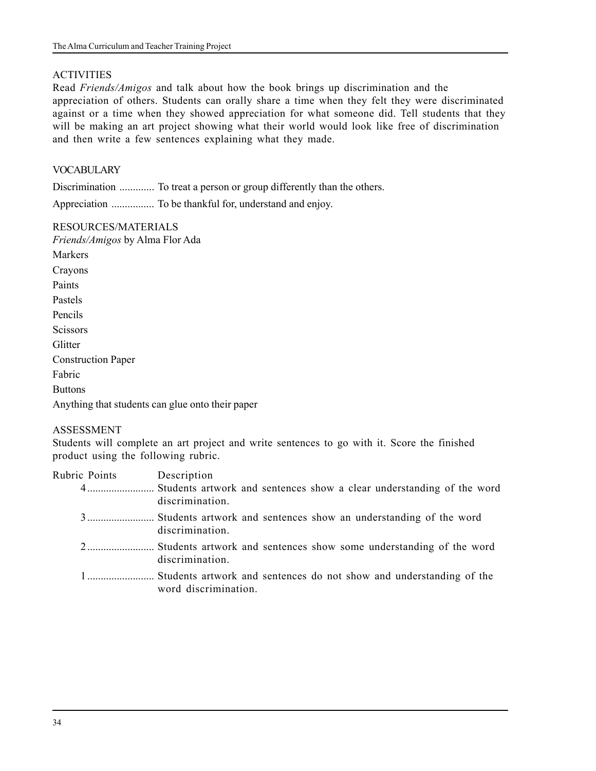## ACTIVITIES

Read *Friends/Amigos* and talk about how the book brings up discrimination and the appreciation of others. Students can orally share a time when they felt they were discriminated against or a time when they showed appreciation for what someone did. Tell students that they will be making an art project showing what their world would look like free of discrimination and then write a few sentences explaining what they made.

## VOCABULARY

Discrimination ............. To treat a person or group differently than the others.

Appreciation ................ To be thankful for, understand and enjoy.

## RESOURCES/MATERIALS

*Friends/Amigos* by Alma Flor Ada

Markers

Crayons

Paints

Pastels

Pencils

Scissors

Glitter

Construction Paper

Fabric

Buttons

Anything that students can glue onto their paper

## ASSESSMENT

Students will complete an art project and write sentences to go with it. Score the finished product using the following rubric.

| Rubric Points | Description |
|---|---|
| 4 | Students artwork and sentences show a clear understanding of the word discrimination. |
| 3 | Students artwork and sentences show an understanding of the word discrimination. |
| 2 | Students artwork and sentences show some understanding of the word discrimination. |
| 1 | Students artwork and sentences do not show and understanding of the word discrimination. |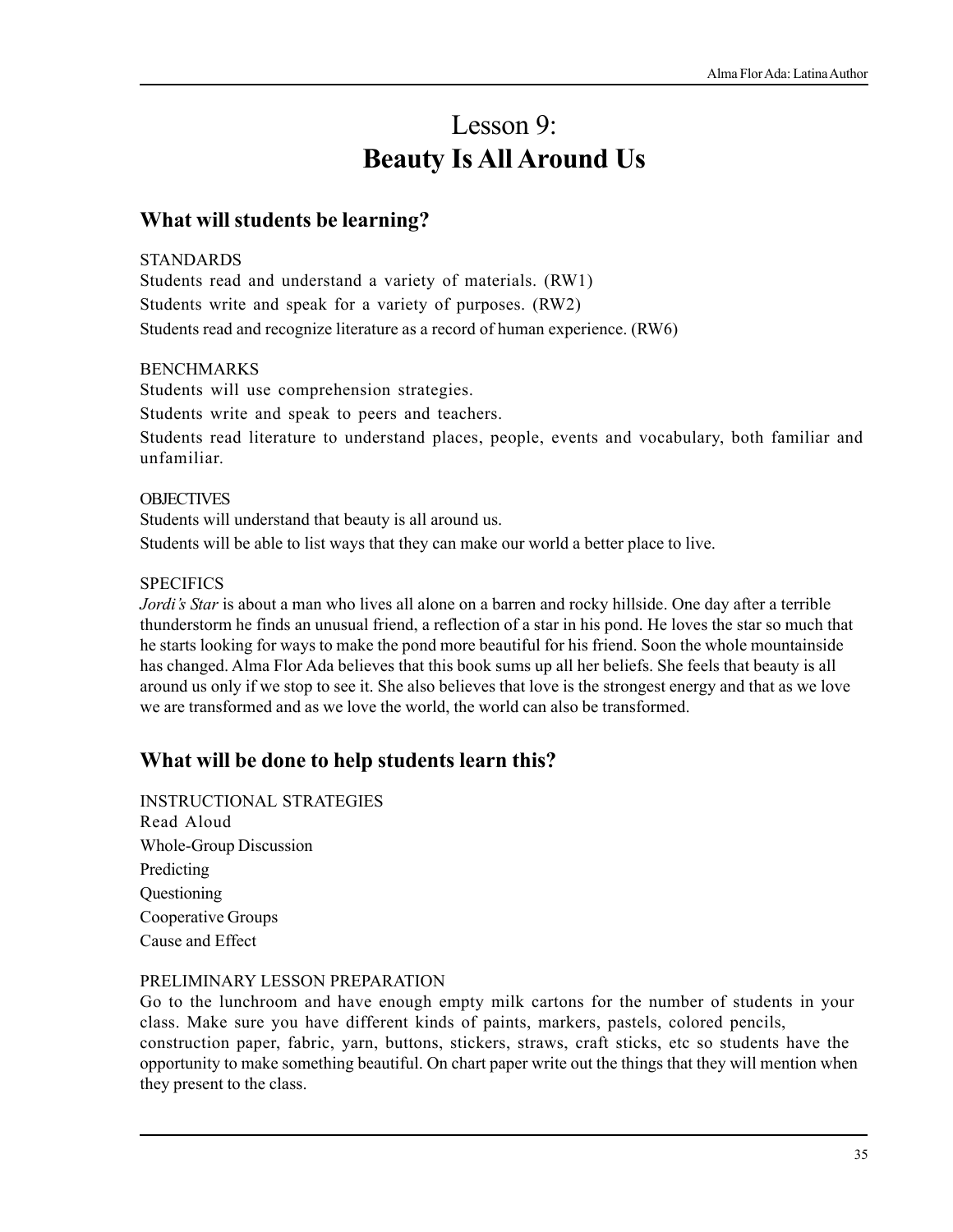# Lesson 9:
# **Beauty Is All Around Us**

## What will students be learning?

STANDARDS

Students read and understand a variety of materials. (RW1)

Students write and speak for a variety of purposes. (RW2)

Students read and recognize literature as a record of human experience. (RW6)

BENCHMARKS

Students will use comprehension strategies.

Students write and speak to peers and teachers.

Students read literature to understand places, people, events and vocabulary, both familiar and unfamiliar.

OBJECTIVES

Students will understand that beauty is all around us.

Students will be able to list ways that they can make our world a better place to live.

SPECIFICS

*Jordi's Star* is about a man who lives all alone on a barren and rocky hillside. One day after a terrible thunderstorm he finds an unusual friend, a reflection of a star in his pond. He loves the star so much that he starts looking for ways to make the pond more beautiful for his friend. Soon the whole mountainside has changed. Alma Flor Ada believes that this book sums up all her beliefs. She feels that beauty is all around us only if we stop to see it. She also believes that love is the strongest energy and that as we love we are transformed and as we love the world, the world can also be transformed.

## What will be done to help students learn this?

INSTRUCTIONAL STRATEGIES

Read Aloud

Whole-Group Discussion

Predicting

Questioning

Cooperative Groups

Cause and Effect

PRELIMINARY LESSON PREPARATION

Go to the lunchroom and have enough empty milk cartons for the number of students in your class. Make sure you have different kinds of paints, markers, pastels, colored pencils, construction paper, fabric, yarn, buttons, stickers, straws, craft sticks, etc so students have the opportunity to make something beautiful. On chart paper write out the things that they will mention when they present to the class.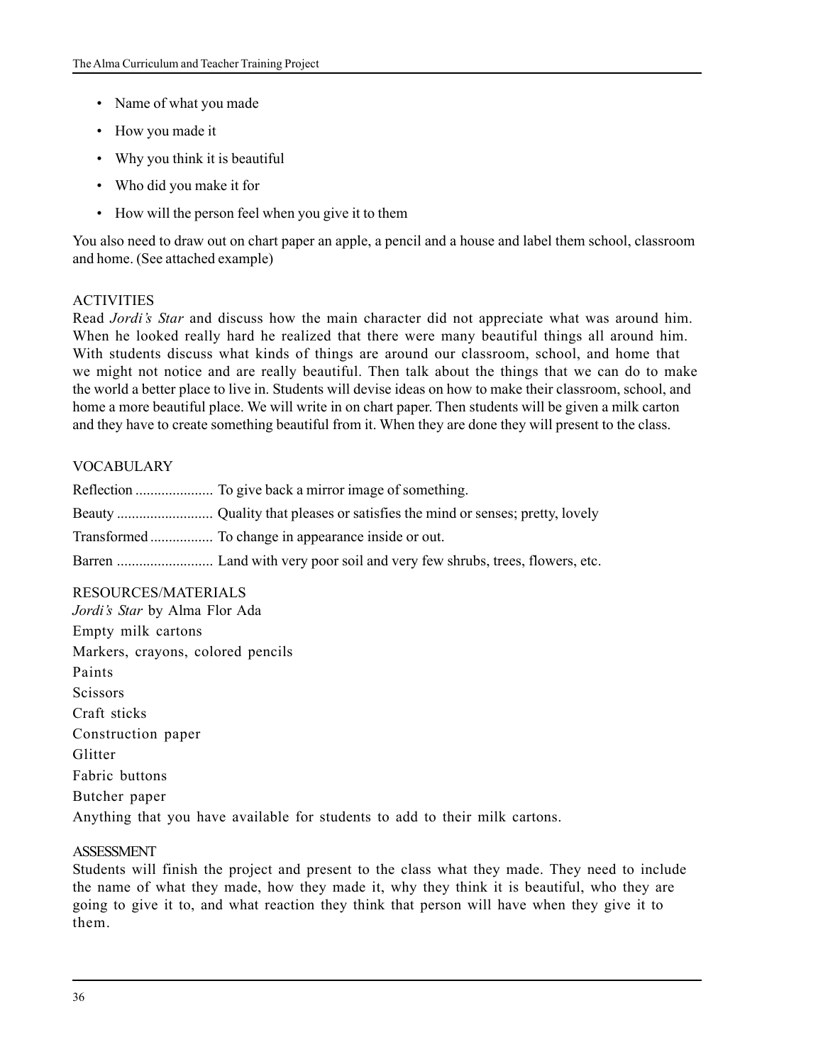- Name of what you made
- How you made it
- Why you think it is beautiful
- Who did you make it for
- How will the person feel when you give it to them

You also need to draw out on chart paper an apple, a pencil and a house and label them school, classroom and home. (See attached example)

## ACTIVITIES

Read *Jordi's Star* and discuss how the main character did not appreciate what was around him. When he looked really hard he realized that there were many beautiful things all around him. With students discuss what kinds of things are around our classroom, school, and home that we might not notice and are really beautiful. Then talk about the things that we can do to make the world a better place to live in. Students will devise ideas on how to make their classroom, school, and home a more beautiful place. We will write in on chart paper. Then students will be given a milk carton and they have to create something beautiful from it. When they are done they will present to the class.

## VOCABULARY

Reflection ..................... To give back a mirror image of something.

Beauty .......................... Quality that pleases or satisfies the mind or senses; pretty, lovely

Transformed ................ To change in appearance inside or out.

Barren .......................... Land with very poor soil and very few shrubs, trees, flowers, etc.

## RESOURCES/MATERIALS

*Jordi's Star* by Alma Flor Ada

Empty milk cartons

Markers, crayons, colored pencils

Paints

Scissors

Craft sticks

Construction paper

Glitter

Fabric buttons

Butcher paper

Anything that you have available for students to add to their milk cartons.

## ASSESSMENT

Students will finish the project and present to the class what they made. They need to include the name of what they made, how they made it, why they think it is beautiful, who they are going to give it to, and what reaction they think that person will have when they give it to them.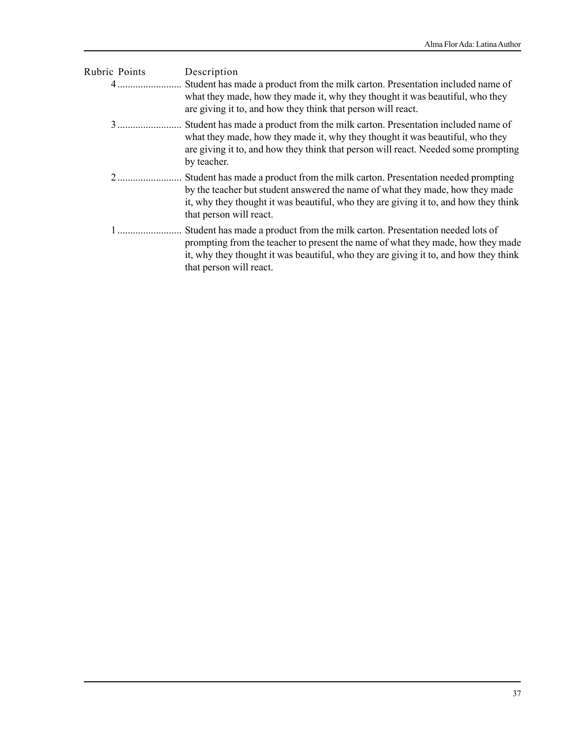| Rubric Points | Description |
|---|---|
| 4 | Student has made a product from the milk carton. Presentation included name of what they made, how they made it, why they thought it was beautiful, who they are giving it to, and how they think that person will react. |
| 3 | Student has made a product from the milk carton. Presentation included name of what they made, how they made it, why they thought it was beautiful, who they are giving it to, and how they think that person will react. Needed some prompting by teacher. |
| 2 | Student has made a product from the milk carton. Presentation needed prompting by the teacher but student answered the name of what they made, how they made it, why they thought it was beautiful, who they are giving it to, and how they think that person will react. |
| 1 | Student has made a product from the milk carton. Presentation needed lots of prompting from the teacher to present the name of what they made, how they made it, why they thought it was beautiful, who they are giving it to, and how they think that person will react. |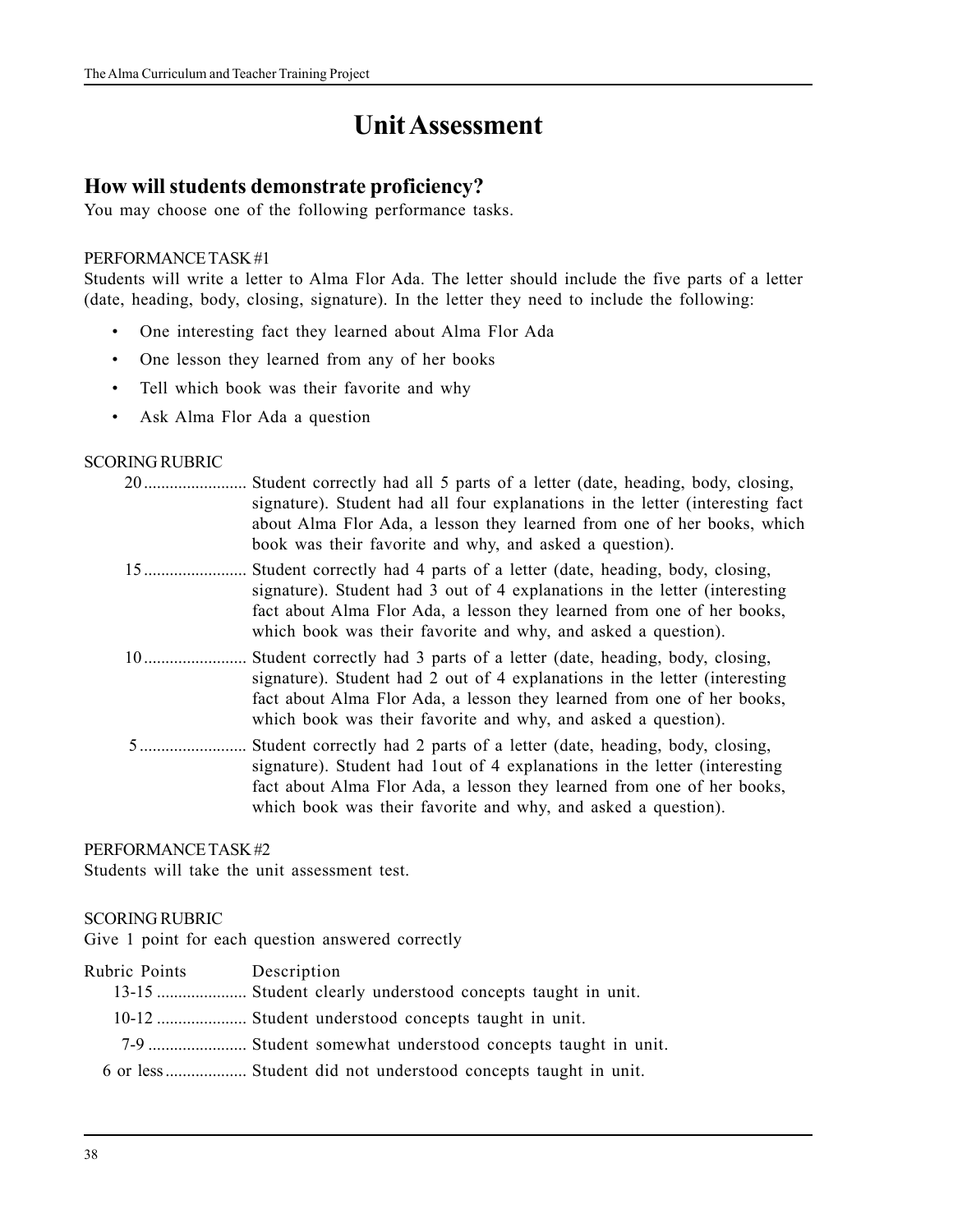# Unit Assessment

## How will students demonstrate proficiency?

You may choose one of the following performance tasks.

PERFORMANCE TASK #1

Students will write a letter to Alma Flor Ada. The letter should include the five parts of a letter (date, heading, body, closing, signature). In the letter they need to include the following:

- One interesting fact they learned about Alma Flor Ada
- One lesson they learned from any of her books
- Tell which book was their favorite and why
- Ask Alma Flor Ada a question

SCORING RUBRIC

20 ....................... Student correctly had all 5 parts of a letter (date, heading, body, closing, signature). Student had all four explanations in the letter (interesting fact about Alma Flor Ada, a lesson they learned from one of her books, which book was their favorite and why, and asked a question).

15 ....................... Student correctly had 4 parts of a letter (date, heading, body, closing, signature). Student had 3 out of 4 explanations in the letter (interesting fact about Alma Flor Ada, a lesson they learned from one of her books, which book was their favorite and why, and asked a question).

10 ....................... Student correctly had 3 parts of a letter (date, heading, body, closing, signature). Student had 2 out of 4 explanations in the letter (interesting fact about Alma Flor Ada, a lesson they learned from one of her books, which book was their favorite and why, and asked a question).

5 ......................... Student correctly had 2 parts of a letter (date, heading, body, closing, signature). Student had 1out of 4 explanations in the letter (interesting fact about Alma Flor Ada, a lesson they learned from one of her books, which book was their favorite and why, and asked a question).

PERFORMANCE TASK #2

Students will take the unit assessment test.

SCORING RUBRIC

Give 1 point for each question answered correctly

| Rubric Points | Description |
|---|---|
| 13-15 | Student clearly understood concepts taught in unit. |
| 10-12 | Student understood concepts taught in unit. |
| 7-9 | Student somewhat understood concepts taught in unit. |
| 6 or less | Student did not understood concepts taught in unit. |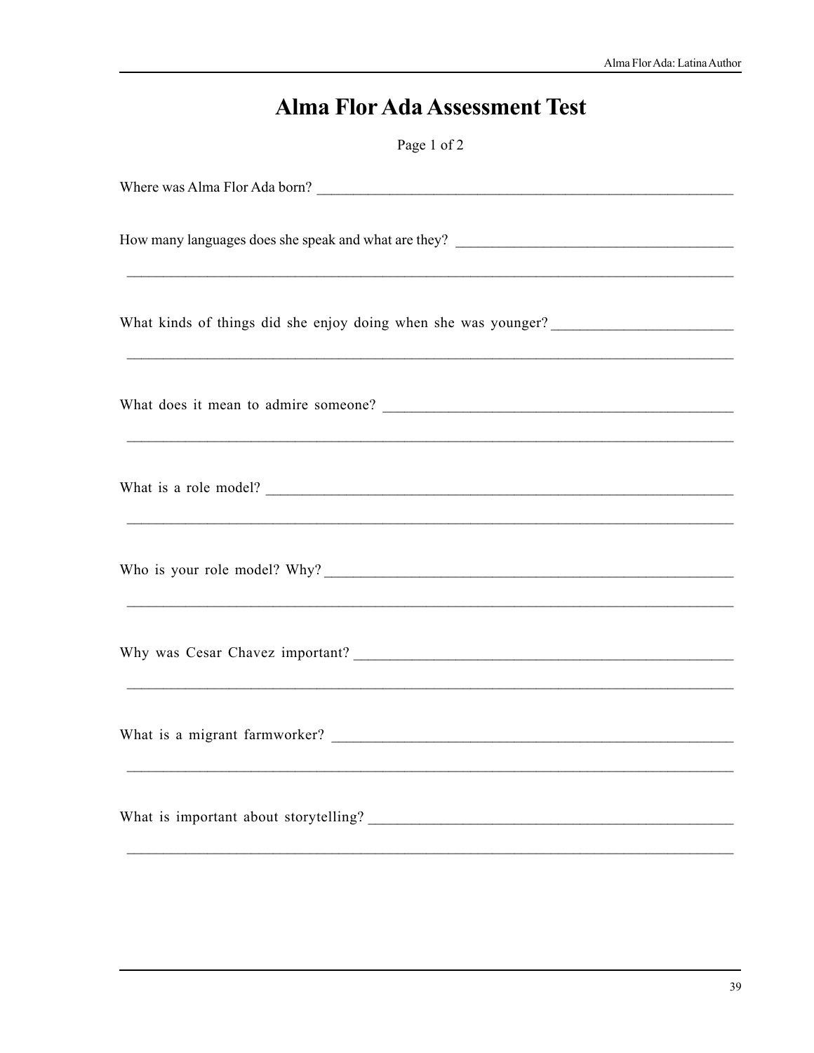# Alma Flor Ada Assessment Test

Page 1 of 2

Where was Alma Flor Ada born? ____________________________________________________________

How many languages does she speak and what are they? ______________________________________

__________________________________________________________________________________________

What kinds of things did she enjoy doing when she was younger? ________________________

__________________________________________________________________________________________

What does it mean to admire someone? _______________________________________________

__________________________________________________________________________________________

What is a role model? ____________________________________________________________________

__________________________________________________________________________________________

Who is your role model? Why? ________________________________________________________

__________________________________________________________________________________________

Why was Cesar Chavez important? ___________________________________________________

__________________________________________________________________________________________

What is a migrant farmworker? ______________________________________________________

__________________________________________________________________________________________

What is important about storytelling? _________________________________________________

__________________________________________________________________________________________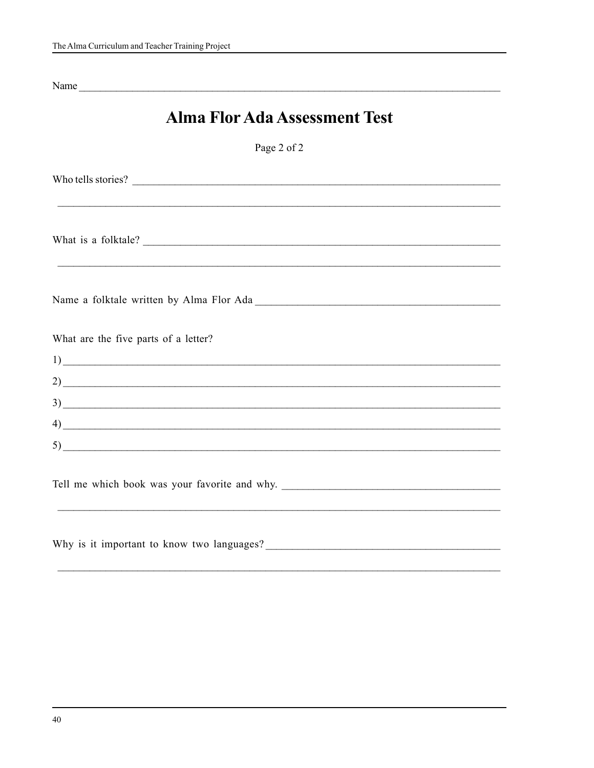Name ___________________________________________________________________________

# Alma Flor Ada Assessment Test

Page 2 of 2

Who tells stories? _______________________________________________________________

_________________________________________________________________________________

What is a folktale? ______________________________________________________________

_________________________________________________________________________________

Name a folktale written by Alma Flor Ada ___________________________________________

What are the five parts of a letter?

1) _______________________________________________________________________________

2) _______________________________________________________________________________

3) _______________________________________________________________________________

4) _______________________________________________________________________________

5) _______________________________________________________________________________

Tell me which book was your favorite and why. ______________________________________

_________________________________________________________________________________

Why is it important to know two languages? _________________________________________

_________________________________________________________________________________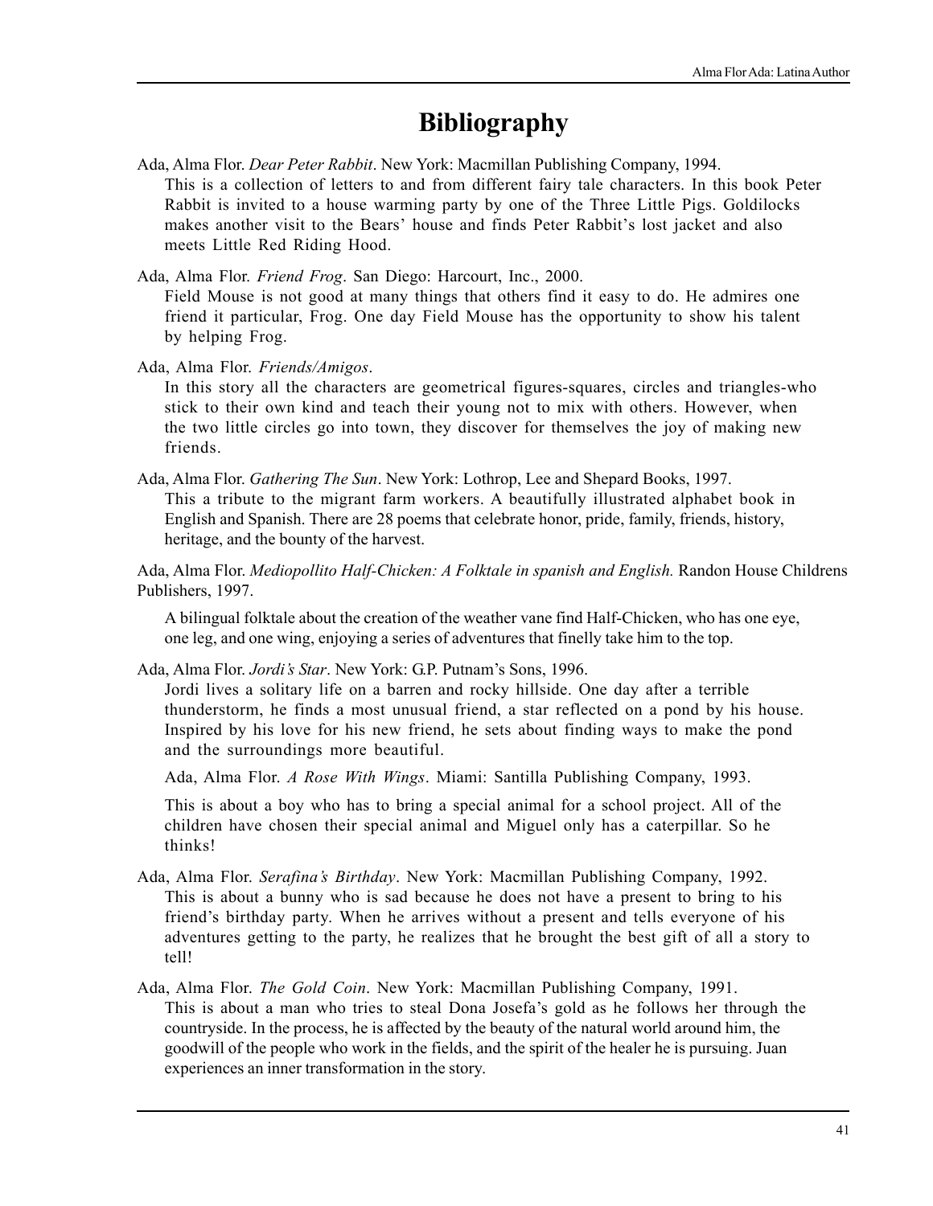# Bibliography

Ada, Alma Flor. *Dear Peter Rabbit*. New York: Macmillan Publishing Company, 1994.
This is a collection of letters to and from different fairy tale characters. In this book Peter Rabbit is invited to a house warming party by one of the Three Little Pigs. Goldilocks makes another visit to the Bears' house and finds Peter Rabbit's lost jacket and also meets Little Red Riding Hood.

Ada, Alma Flor. *Friend Frog*. San Diego: Harcourt, Inc., 2000.
Field Mouse is not good at many things that others find it easy to do. He admires one friend it particular, Frog. One day Field Mouse has the opportunity to show his talent by helping Frog.

Ada, Alma Flor. *Friends/Amigos*.
In this story all the characters are geometrical figures-squares, circles and triangles-who stick to their own kind and teach their young not to mix with others. However, when the two little circles go into town, they discover for themselves the joy of making new friends.

Ada, Alma Flor. *Gathering The Sun*. New York: Lothrop, Lee and Shepard Books, 1997.
This a tribute to the migrant farm workers. A beautifully illustrated alphabet book in English and Spanish. There are 28 poems that celebrate honor, pride, family, friends, history, heritage, and the bounty of the harvest.

Ada, Alma Flor. *Mediopollito Half-Chicken: A Folktale in spanish and English.* Randon House Childrens Publishers, 1997.

A bilingual folktale about the creation of the weather vane find Half-Chicken, who has one eye, one leg, and one wing, enjoying a series of adventures that finelly take him to the top.

Ada, Alma Flor. *Jordi's Star*. New York: G.P. Putnam's Sons, 1996.
Jordi lives a solitary life on a barren and rocky hillside. One day after a terrible thunderstorm, he finds a most unusual friend, a star reflected on a pond by his house. Inspired by his love for his new friend, he sets about finding ways to make the pond and the surroundings more beautiful.

Ada, Alma Flor. *A Rose With Wings*. Miami: Santilla Publishing Company, 1993.

This is about a boy who has to bring a special animal for a school project. All of the children have chosen their special animal and Miguel only has a caterpillar. So he thinks!

Ada, Alma Flor. *Serafina's Birthday*. New York: Macmillan Publishing Company, 1992.
This is about a bunny who is sad because he does not have a present to bring to his friend's birthday party. When he arrives without a present and tells everyone of his adventures getting to the party, he realizes that he brought the best gift of all a story to tell!

Ada, Alma Flor. *The Gold Coin*. New York: Macmillan Publishing Company, 1991.
This is about a man who tries to steal Dona Josefa's gold as he follows her through the countryside. In the process, he is affected by the beauty of the natural world around him, the goodwill of the people who work in the fields, and the spirit of the healer he is pursuing. Juan experiences an inner transformation in the story.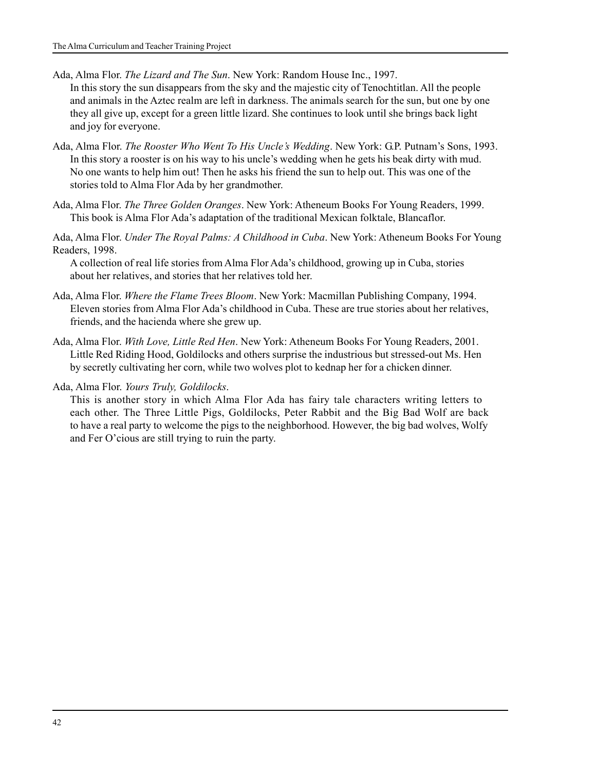Ada, Alma Flor. *The Lizard and The Sun*. New York: Random House Inc., 1997.
In this story the sun disappears from the sky and the majestic city of Tenochtitlan. All the people and animals in the Aztec realm are left in darkness. The animals search for the sun, but one by one they all give up, except for a green little lizard. She continues to look until she brings back light and joy for everyone.

Ada, Alma Flor. *The Rooster Who Went To His Uncle's Wedding*. New York: G.P. Putnam's Sons, 1993.
In this story a rooster is on his way to his uncle's wedding when he gets his beak dirty with mud. No one wants to help him out! Then he asks his friend the sun to help out. This was one of the stories told to Alma Flor Ada by her grandmother.

Ada, Alma Flor. *The Three Golden Oranges*. New York: Atheneum Books For Young Readers, 1999.
This book is Alma Flor Ada's adaptation of the traditional Mexican folktale, Blancaflor.

Ada, Alma Flor. *Under The Royal Palms: A Childhood in Cuba*. New York: Atheneum Books For Young Readers, 1998.
A collection of real life stories from Alma Flor Ada's childhood, growing up in Cuba, stories about her relatives, and stories that her relatives told her.

Ada, Alma Flor. *Where the Flame Trees Bloom*. New York: Macmillan Publishing Company, 1994.
Eleven stories from Alma Flor Ada's childhood in Cuba. These are true stories about her relatives, friends, and the hacienda where she grew up.

Ada, Alma Flor. *With Love, Little Red Hen*. New York: Atheneum Books For Young Readers, 2001.
Little Red Riding Hood, Goldilocks and others surprise the industrious but stressed-out Ms. Hen by secretly cultivating her corn, while two wolves plot to kednap her for a chicken dinner.

Ada, Alma Flor. *Yours Truly, Goldilocks*.
This is another story in which Alma Flor Ada has fairy tale characters writing letters to each other. The Three Little Pigs, Goldilocks, Peter Rabbit and the Big Bad Wolf are back to have a real party to welcome the pigs to the neighborhood. However, the big bad wolves, Wolfy and Fer O'cious are still trying to ruin the party.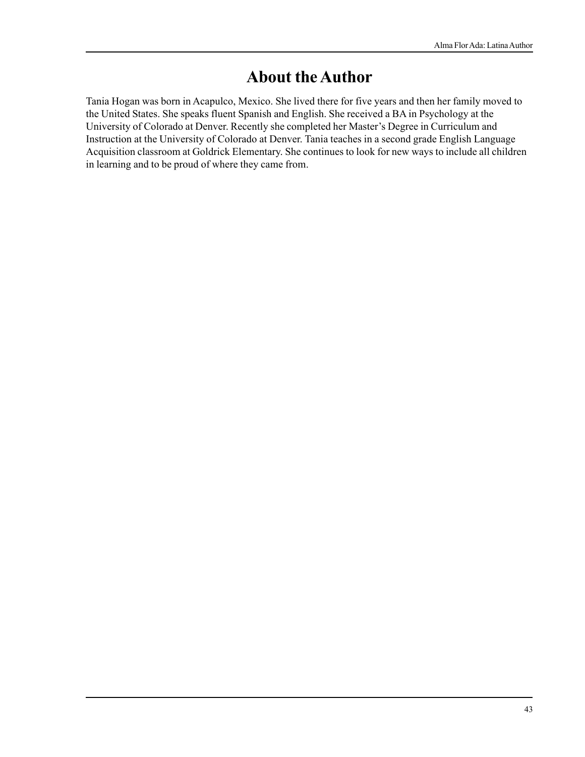# About the Author

Tania Hogan was born in Acapulco, Mexico. She lived there for five years and then her family moved to the United States. She speaks fluent Spanish and English. She received a BA in Psychology at the University of Colorado at Denver. Recently she completed her Master's Degree in Curriculum and Instruction at the University of Colorado at Denver. Tania teaches in a second grade English Language Acquisition classroom at Goldrick Elementary. She continues to look for new ways to include all children in learning and to be proud of where they came from.